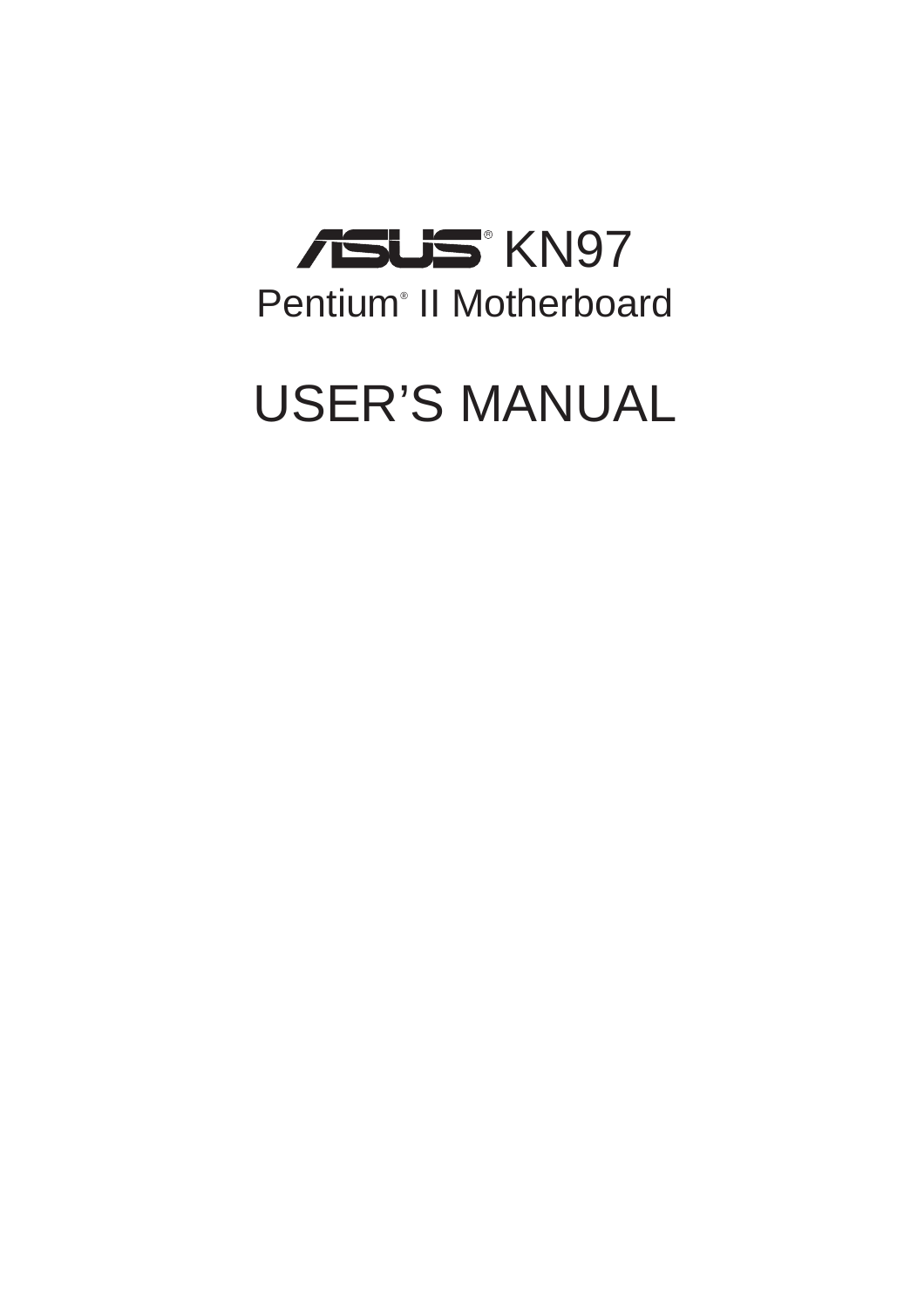# ASUS® KN97

## Pentium® II Motherboard

# USER'S MANUAL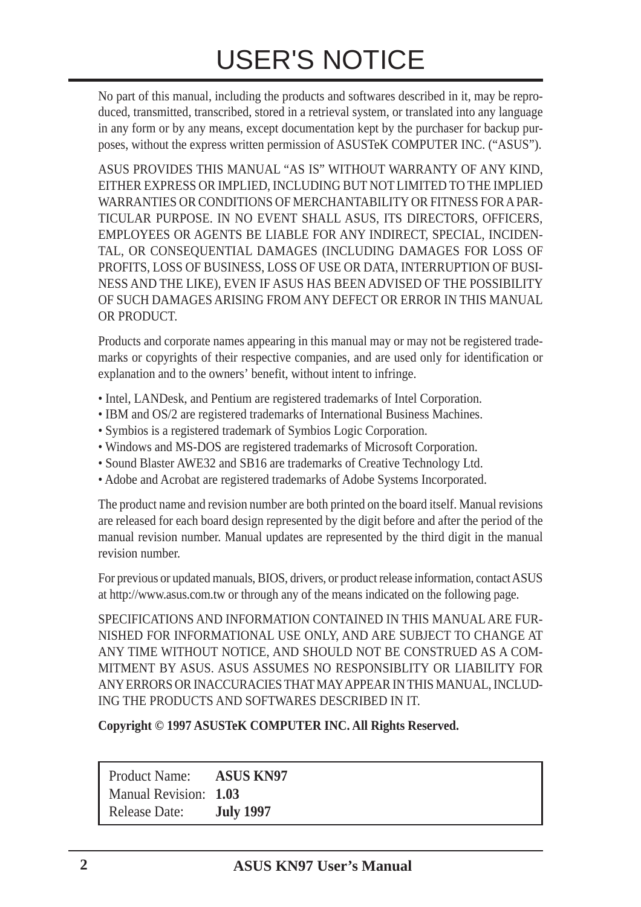# USER'S NOTICE

No part of this manual, including the products and softwares described in it, may be reproduced, transmitted, transcribed, stored in a retrieval system, or translated into any language in any form or by any means, except documentation kept by the purchaser for backup purposes, without the express written permission of ASUSTeK COMPUTER INC. ("ASUS").

ASUS PROVIDES THIS MANUAL "AS IS" WITHOUT WARRANTY OF ANY KIND, EITHER EXPRESS OR IMPLIED, INCLUDING BUT NOT LIMITED TO THE IMPLIED WARRANTIES OR CONDITIONS OF MERCHANTABILITY OR FITNESS FOR A PARTICULAR PURPOSE. IN NO EVENT SHALL ASUS, ITS DIRECTORS, OFFICERS, EMPLOYEES OR AGENTS BE LIABLE FOR ANY INDIRECT, SPECIAL, INCIDENTAL, OR CONSEQUENTIAL DAMAGES (INCLUDING DAMAGES FOR LOSS OF PROFITS, LOSS OF BUSINESS, LOSS OF USE OR DATA, INTERRUPTION OF BUSINESS AND THE LIKE), EVEN IF ASUS HAS BEEN ADVISED OF THE POSSIBILITY OF SUCH DAMAGES ARISING FROM ANY DEFECT OR ERROR IN THIS MANUAL OR PRODUCT.

Products and corporate names appearing in this manual may or may not be registered trademarks or copyrights of their respective companies, and are used only for identification or explanation and to the owners' benefit, without intent to infringe.

- Intel, LANDesk, and Pentium are registered trademarks of Intel Corporation.
- IBM and OS/2 are registered trademarks of International Business Machines.
- Symbios is a registered trademark of Symbios Logic Corporation.
- Windows and MS-DOS are registered trademarks of Microsoft Corporation.
- Sound Blaster AWE32 and SB16 are trademarks of Creative Technology Ltd.
- Adobe and Acrobat are registered trademarks of Adobe Systems Incorporated.

The product name and revision number are both printed on the board itself. Manual revisions are released for each board design represented by the digit before and after the period of the manual revision number. Manual updates are represented by the third digit in the manual revision number.

For previous or updated manuals, BIOS, drivers, or product release information, contact ASUS at http://www.asus.com.tw or through any of the means indicated on the following page.

SPECIFICATIONS AND INFORMATION CONTAINED IN THIS MANUAL ARE FURNISHED FOR INFORMATIONAL USE ONLY, AND ARE SUBJECT TO CHANGE AT ANY TIME WITHOUT NOTICE, AND SHOULD NOT BE CONSTRUED AS A COMMITMENT BY ASUS. ASUS ASSUMES NO RESPONSIBLITY OR LIABILITY FOR ANY ERRORS OR INACCURACIES THAT MAY APPEAR IN THIS MANUAL, INCLUDING THE PRODUCTS AND SOFTWARES DESCRIBED IN IT.

**Copyright © 1997 ASUSTeK COMPUTER INC. All Rights Reserved.**

| | |
|---|---|
| Product Name: | **ASUS KN97** |
| Manual Revision: | **1.03** |
| Release Date: | **July 1997** |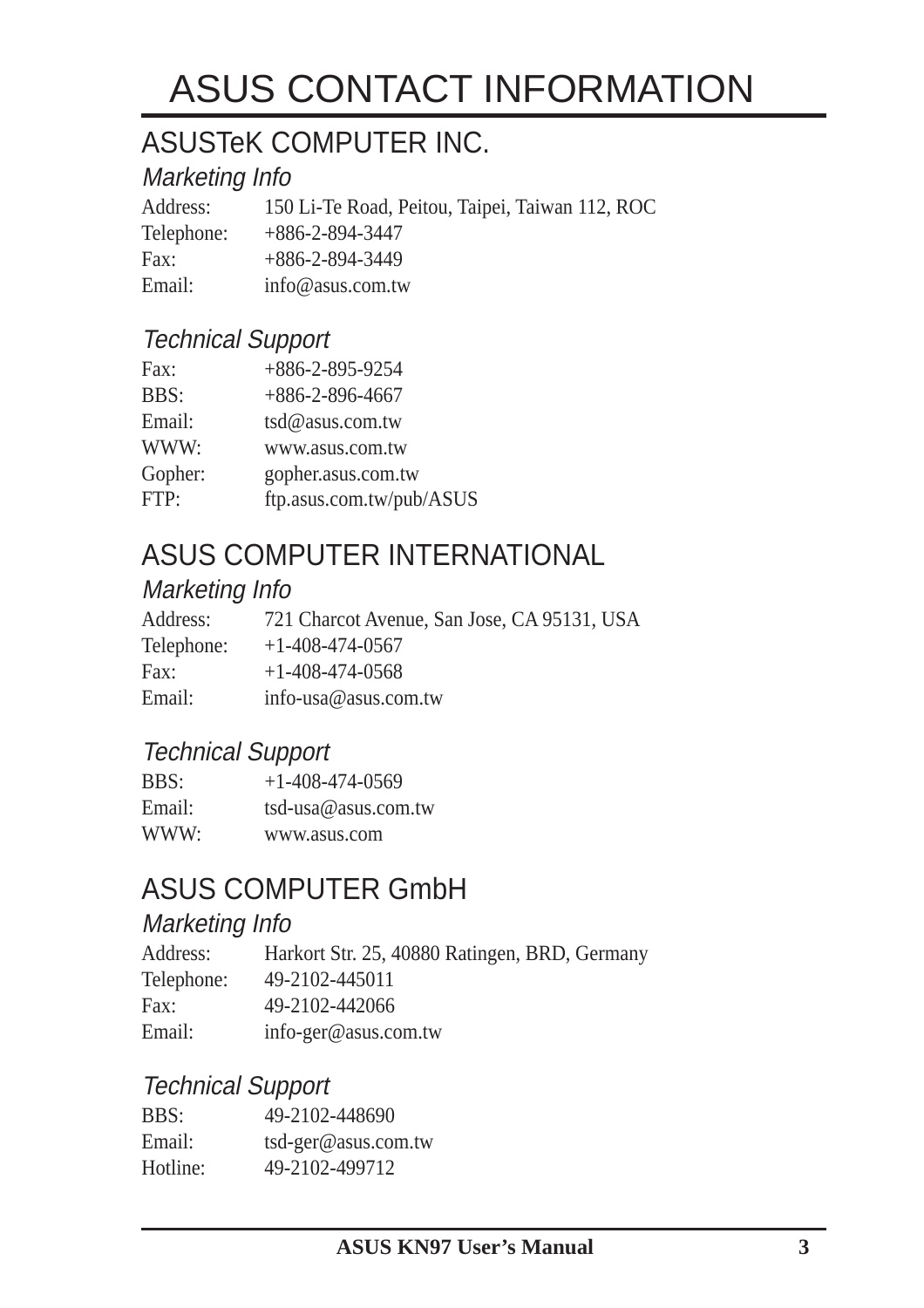# ASUS CONTACT INFORMATION

## ASUSTeK COMPUTER INC.

### *Marketing Info*

| | |
|---|---|
| Address: | 150 Li-Te Road, Peitou, Taipei, Taiwan 112, ROC |
| Telephone: | +886-2-894-3447 |
| Fax: | +886-2-894-3449 |
| Email: | info@asus.com.tw |

### *Technical Support*

| | |
|---|---|
| Fax: | +886-2-895-9254 |
| BBS: | +886-2-896-4667 |
| Email: | tsd@asus.com.tw |
| WWW: | www.asus.com.tw |
| Gopher: | gopher.asus.com.tw |
| FTP: | ftp.asus.com.tw/pub/ASUS |

## ASUS COMPUTER INTERNATIONAL

### *Marketing Info*

| | |
|---|---|
| Address: | 721 Charcot Avenue, San Jose, CA 95131, USA |
| Telephone: | +1-408-474-0567 |
| Fax: | +1-408-474-0568 |
| Email: | info-usa@asus.com.tw |

### *Technical Support*

| | |
|---|---|
| BBS: | +1-408-474-0569 |
| Email: | tsd-usa@asus.com.tw |
| WWW: | www.asus.com |

## ASUS COMPUTER GmbH

### *Marketing Info*

| | |
|---|---|
| Address: | Harkort Str. 25, 40880 Ratingen, BRD, Germany |
| Telephone: | 49-2102-445011 |
| Fax: | 49-2102-442066 |
| Email: | info-ger@asus.com.tw |

### *Technical Support*

| | |
|---|---|
| BBS: | 49-2102-448690 |
| Email: | tsd-ger@asus.com.tw |
| Hotline: | 49-2102-499712 |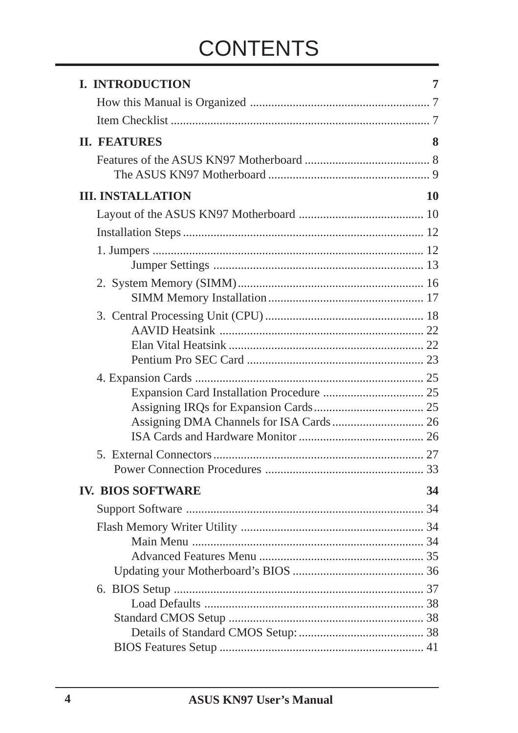# CONTENTS

**I. INTRODUCTION** **7**

How this Manual is Organized .......................................................... 7

Item Checklist .................................................................................... 7

**II. FEATURES** **8**

Features of the ASUS KN97 Motherboard ......................................... 8

The ASUS KN97 Motherboard .................................................... 9

**III. INSTALLATION** **10**

Layout of the ASUS KN97 Motherboard ......................................... 10

Installation Steps ............................................................................. 12

1. Jumpers ........................................................................................ 12

Jumper Settings .................................................................... 13

2. System Memory (SIMM) ............................................................ 16

SIMM Memory Installation .................................................. 17

3. Central Processing Unit (CPU) ................................................... 18

AAVID Heatsink .................................................................. 22

Elan Vital Heatsink ............................................................... 22

Pentium Pro SEC Card ......................................................... 23

4. Expansion Cards .......................................................................... 25

Expansion Card Installation Procedure ................................. 25

Assigning IRQs for Expansion Cards .................................... 25

Assigning DMA Channels for ISA Cards .............................. 26

ISA Cards and Hardware Monitor ......................................... 26

5. External Connectors .................................................................... 27

Power Connection Procedures ................................................... 33

**IV. BIOS SOFTWARE** **34**

Support Software ............................................................................. 34

Flash Memory Writer Utility ........................................................... 34

Main Menu ........................................................................... 34

Advanced Features Menu ..................................................... 35

Updating your Motherboard's BIOS ........................................... 36

6. BIOS Setup ................................................................................. 37

Load Defaults ....................................................................... 38

Standard CMOS Setup ............................................................... 38

Details of Standard CMOS Setup: ......................................... 38

BIOS Features Setup .................................................................. 41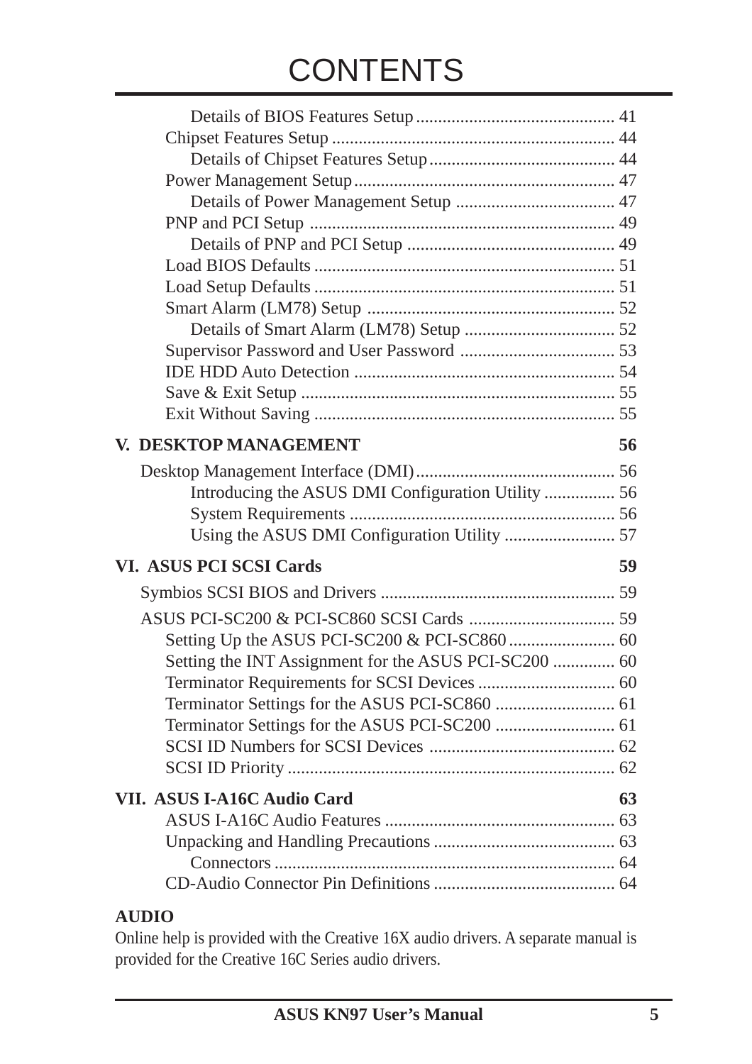# CONTENTS

Details of BIOS Features Setup ............................................ 41
Chipset Features Setup ............................................................... 44
Details of Chipset Features Setup .......................................... 44
Power Management Setup ........................................................... 47
Details of Power Management Setup .................................... 47
PNP and PCI Setup .................................................................... 49
Details of PNP and PCI Setup .............................................. 49
Load BIOS Defaults ................................................................... 51
Load Setup Defaults ................................................................... 51
Smart Alarm (LM78) Setup ....................................................... 52
Details of Smart Alarm (LM78) Setup .................................. 52
Supervisor Password and User Password ................................... 53
IDE HDD Auto Detection .......................................................... 54
Save & Exit Setup ...................................................................... 55
Exit Without Saving ................................................................... 55

**V. DESKTOP MANAGEMENT** **56**

Desktop Management Interface (DMI) ............................................ 56
Introducing the ASUS DMI Configuration Utility ................ 56
System Requirements ........................................................... 56
Using the ASUS DMI Configuration Utility ......................... 57

**VI. ASUS PCI SCSI Cards** **59**

Symbios SCSI BIOS and Drivers .................................................... 59

ASUS PCI-SC200 & PCI-SC860 SCSI Cards ................................. 59
Setting Up the ASUS PCI-SC200 & PCI-SC860 ........................ 60
Setting the INT Assignment for the ASUS PCI-SC200 .............. 60
Terminator Requirements for SCSI Devices ............................... 60
Terminator Settings for the ASUS PCI-SC860 ........................... 61
Terminator Settings for the ASUS PCI-SC200 ........................... 61
SCSI ID Numbers for SCSI Devices .......................................... 62
SCSI ID Priority ......................................................................... 62

**VII. ASUS I-A16C Audio Card** **63**

ASUS I-A16C Audio Features .................................................... 63
Unpacking and Handling Precautions ......................................... 63
Connectors ............................................................................ 64
CD-Audio Connector Pin Definitions ......................................... 64

**AUDIO**

Online help is provided with the Creative 16X audio drivers. A separate manual is provided for the Creative 16C Series audio drivers.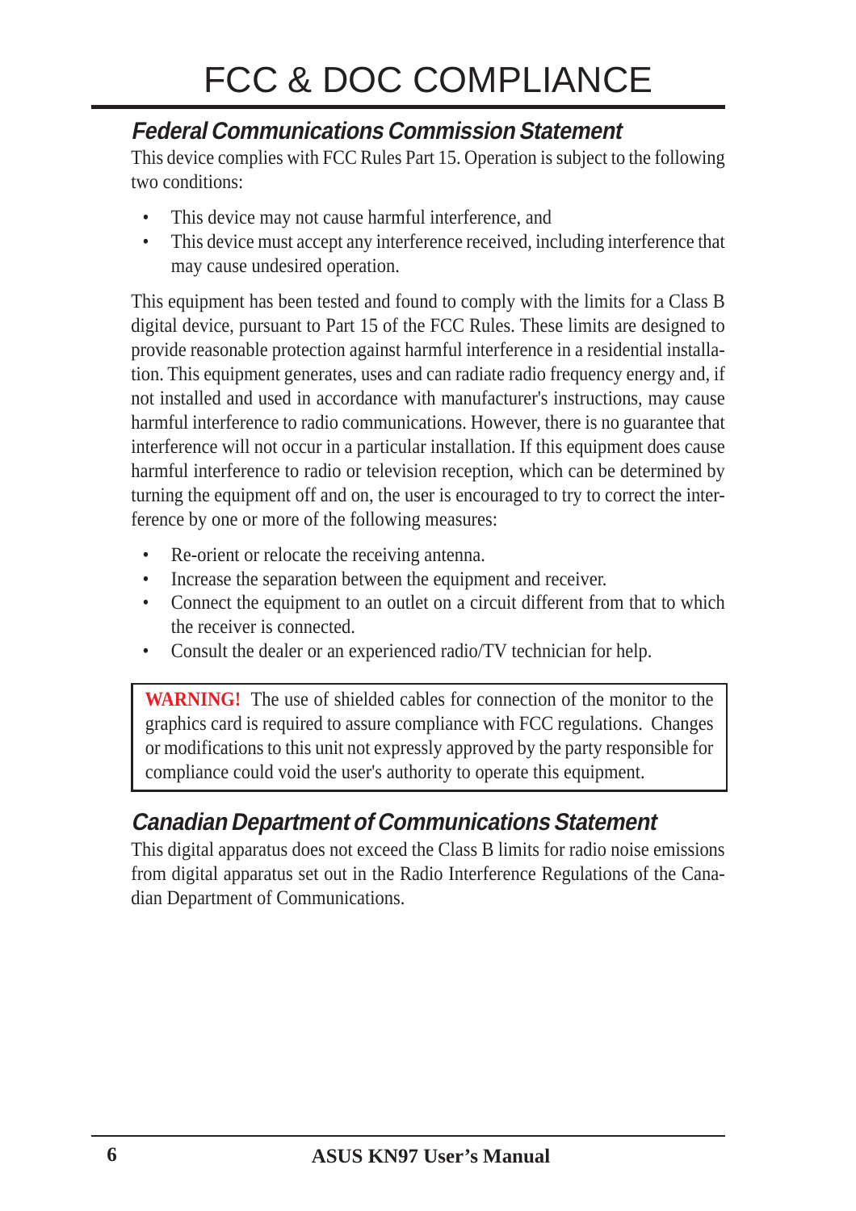# FCC & DOC COMPLIANCE

## *Federal Communications Commission Statement*

This device complies with FCC Rules Part 15. Operation is subject to the following two conditions:

- This device may not cause harmful interference, and
- This device must accept any interference received, including interference that may cause undesired operation.

This equipment has been tested and found to comply with the limits for a Class B digital device, pursuant to Part 15 of the FCC Rules. These limits are designed to provide reasonable protection against harmful interference in a residential installation. This equipment generates, uses and can radiate radio frequency energy and, if not installed and used in accordance with manufacturer's instructions, may cause harmful interference to radio communications. However, there is no guarantee that interference will not occur in a particular installation. If this equipment does cause harmful interference to radio or television reception, which can be determined by turning the equipment off and on, the user is encouraged to try to correct the interference by one or more of the following measures:

- Re-orient or relocate the receiving antenna.
- Increase the separation between the equipment and receiver.
- Connect the equipment to an outlet on a circuit different from that to which the receiver is connected.
- Consult the dealer or an experienced radio/TV technician for help.

> **WARNING!** The use of shielded cables for connection of the monitor to the graphics card is required to assure compliance with FCC regulations. Changes or modifications to this unit not expressly approved by the party responsible for compliance could void the user's authority to operate this equipment.

## *Canadian Department of Communications Statement*

This digital apparatus does not exceed the Class B limits for radio noise emissions from digital apparatus set out in the Radio Interference Regulations of the Canadian Department of Communications.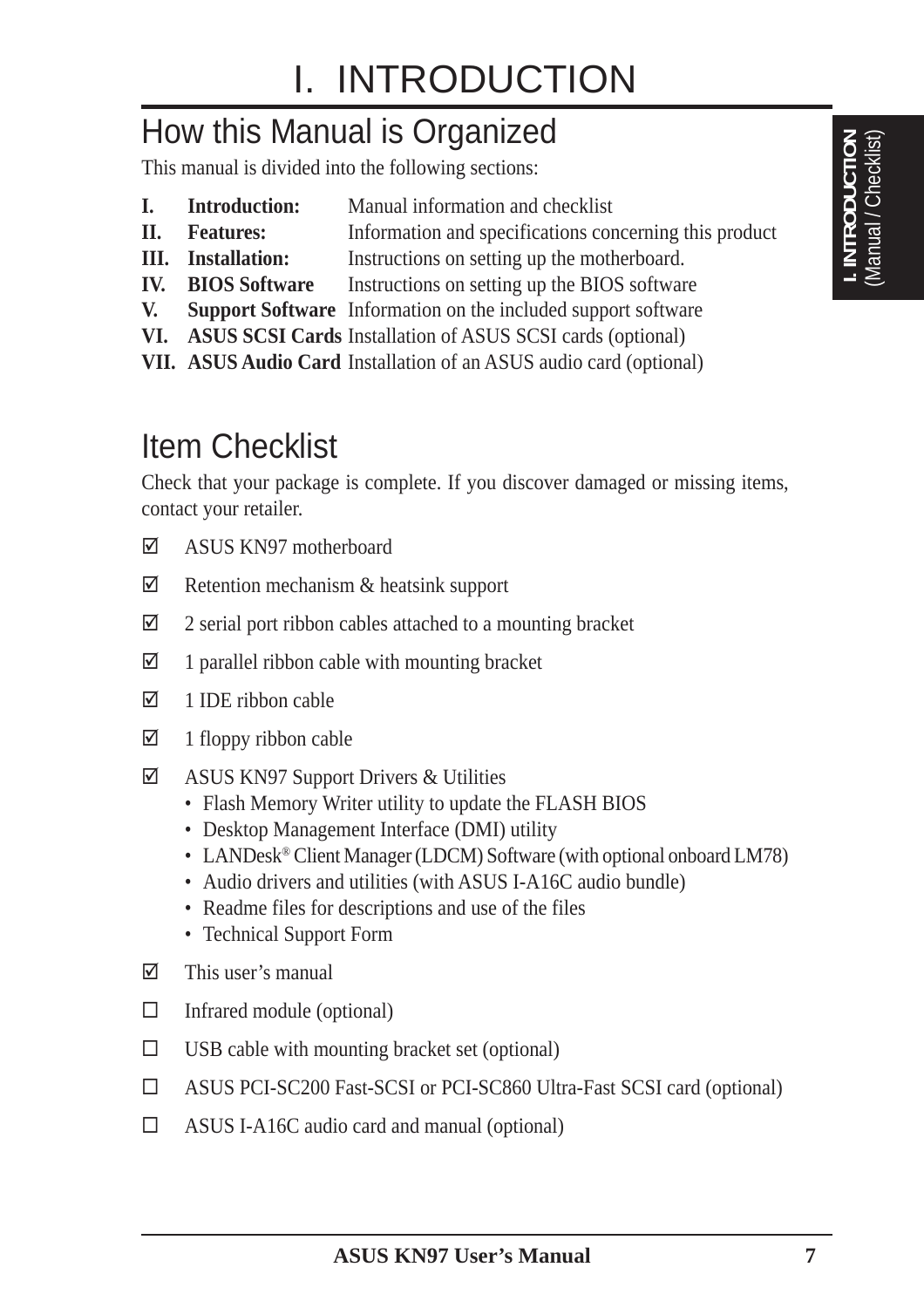# I. INTRODUCTION

## How this Manual is Organized

This manual is divided into the following sections:

| | | |
|---|---|---|
| **I.** | **Introduction:** | Manual information and checklist |
| **II.** | **Features:** | Information and specifications concerning this product |
| **III.** | **Installation:** | Instructions on setting up the motherboard. |
| **IV.** | **BIOS Software** | Instructions on setting up the BIOS software |
| **V.** | **Support Software** | Information on the included support software |
| **VI.** | **ASUS SCSI Cards** | Installation of ASUS SCSI cards (optional) |
| **VII.** | **ASUS Audio Card** | Installation of an ASUS audio card (optional) |

## Item Checklist

Check that your package is complete. If you discover damaged or missing items, contact your retailer.

- ☑ ASUS KN97 motherboard
- ☑ Retention mechanism & heatsink support
- ☑ 2 serial port ribbon cables attached to a mounting bracket
- ☑ 1 parallel ribbon cable with mounting bracket
- ☑ 1 IDE ribbon cable
- ☑ 1 floppy ribbon cable
- ☑ ASUS KN97 Support Drivers & Utilities
  - Flash Memory Writer utility to update the FLASH BIOS
  - Desktop Management Interface (DMI) utility
  - LANDesk® Client Manager (LDCM) Software (with optional onboard LM78)
  - Audio drivers and utilities (with ASUS I-A16C audio bundle)
  - Readme files for descriptions and use of the files
  - Technical Support Form
- ☑ This user's manual
- ☐ Infrared module (optional)
- ☐ USB cable with mounting bracket set (optional)
- ☐ ASUS PCI-SC200 Fast-SCSI or PCI-SC860 Ultra-Fast SCSI card (optional)
- ☐ ASUS I-A16C audio card and manual (optional)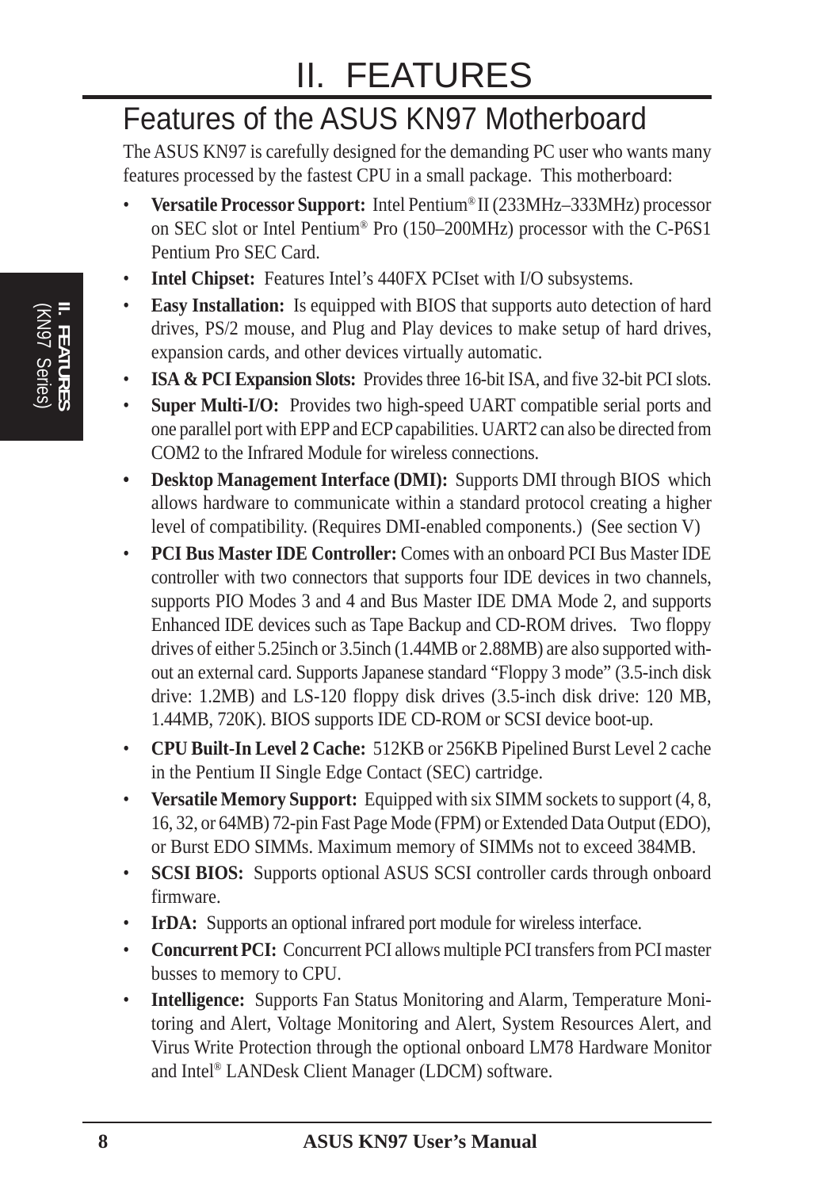# II. FEATURES

## Features of the ASUS KN97 Motherboard

The ASUS KN97 is carefully designed for the demanding PC user who wants many features processed by the fastest CPU in a small package. This motherboard:

- **Versatile Processor Support:** Intel Pentium® II (233MHz–333MHz) processor on SEC slot or Intel Pentium® Pro (150–200MHz) processor with the C-P6S1 Pentium Pro SEC Card.
- **Intel Chipset:** Features Intel's 440FX PCIset with I/O subsystems.
- **Easy Installation:** Is equipped with BIOS that supports auto detection of hard drives, PS/2 mouse, and Plug and Play devices to make setup of hard drives, expansion cards, and other devices virtually automatic.
- **ISA & PCI Expansion Slots:** Provides three 16-bit ISA, and five 32-bit PCI slots.
- **Super Multi-I/O:** Provides two high-speed UART compatible serial ports and one parallel port with EPP and ECP capabilities. UART2 can also be directed from COM2 to the Infrared Module for wireless connections.
- **Desktop Management Interface (DMI):** Supports DMI through BIOS which allows hardware to communicate within a standard protocol creating a higher level of compatibility. (Requires DMI-enabled components.) (See section V)
- **PCI Bus Master IDE Controller:** Comes with an onboard PCI Bus Master IDE controller with two connectors that supports four IDE devices in two channels, supports PIO Modes 3 and 4 and Bus Master IDE DMA Mode 2, and supports Enhanced IDE devices such as Tape Backup and CD-ROM drives. Two floppy drives of either 5.25inch or 3.5inch (1.44MB or 2.88MB) are also supported without an external card. Supports Japanese standard "Floppy 3 mode" (3.5-inch disk drive: 1.2MB) and LS-120 floppy disk drives (3.5-inch disk drive: 120 MB, 1.44MB, 720K). BIOS supports IDE CD-ROM or SCSI device boot-up.
- **CPU Built-In Level 2 Cache:** 512KB or 256KB Pipelined Burst Level 2 cache in the Pentium II Single Edge Contact (SEC) cartridge.
- **Versatile Memory Support:** Equipped with six SIMM sockets to support (4, 8, 16, 32, or 64MB) 72-pin Fast Page Mode (FPM) or Extended Data Output (EDO), or Burst EDO SIMMs. Maximum memory of SIMMs not to exceed 384MB.
- **SCSI BIOS:** Supports optional ASUS SCSI controller cards through onboard firmware.
- **IrDA:** Supports an optional infrared port module for wireless interface.
- **Concurrent PCI:** Concurrent PCI allows multiple PCI transfers from PCI master busses to memory to CPU.
- **Intelligence:** Supports Fan Status Monitoring and Alarm, Temperature Monitoring and Alert, Voltage Monitoring and Alert, System Resources Alert, and Virus Write Protection through the optional onboard LM78 Hardware Monitor and Intel® LANDesk Client Manager (LDCM) software.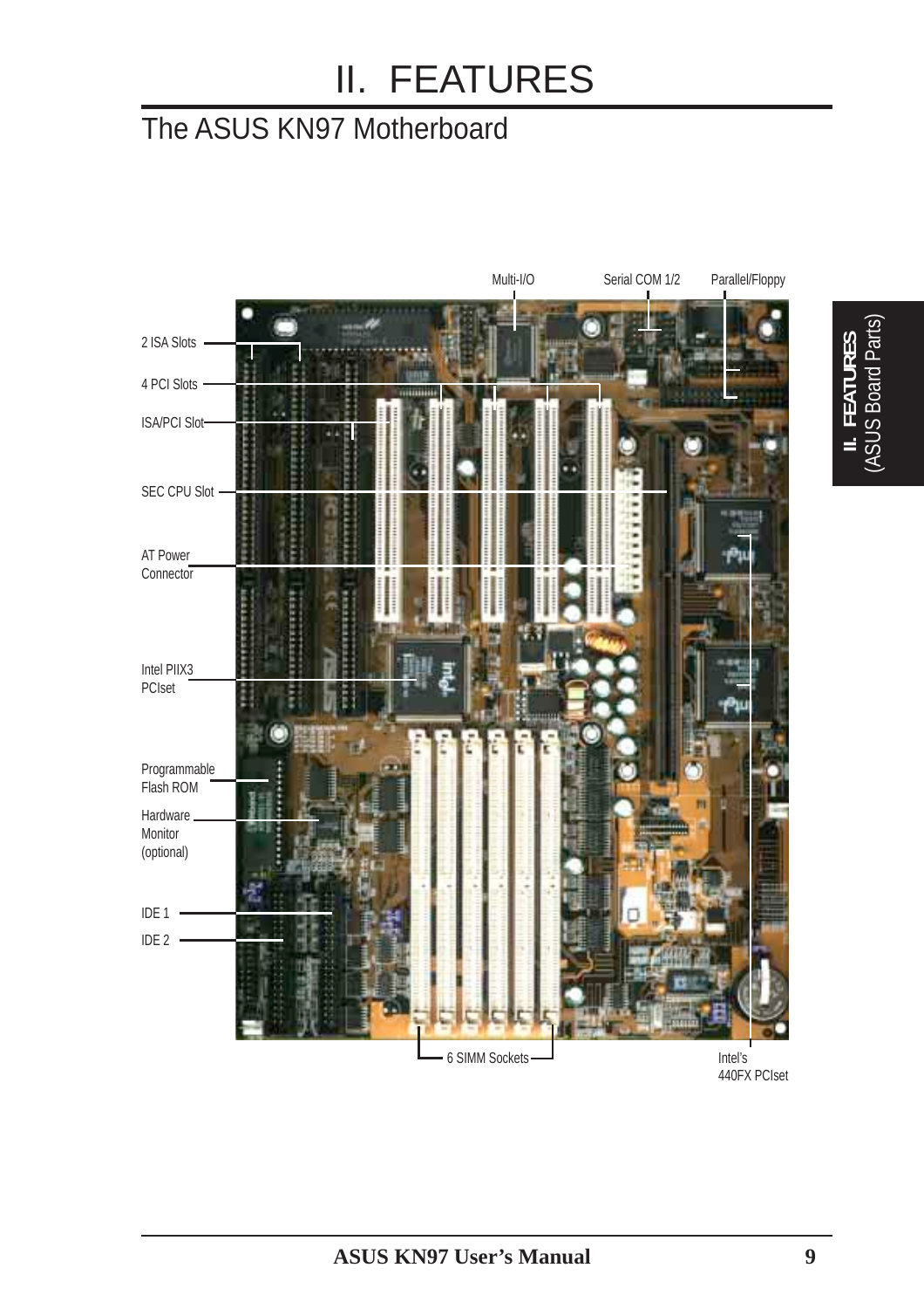# II. FEATURES

## The ASUS KN97 Motherboard

Multi-I/O

Serial COM 1/2

Parallel/Floppy

2 ISA Slots

4 PCI Slots

ISA/PCI Slot

SEC CPU Slot

AT Power Connector

Intel PIIX3 PCIset

Programmable Flash ROM

Hardware Monitor (optional)

IDE 1

IDE 2

6 SIMM Sockets

Intel's 440FX PCIset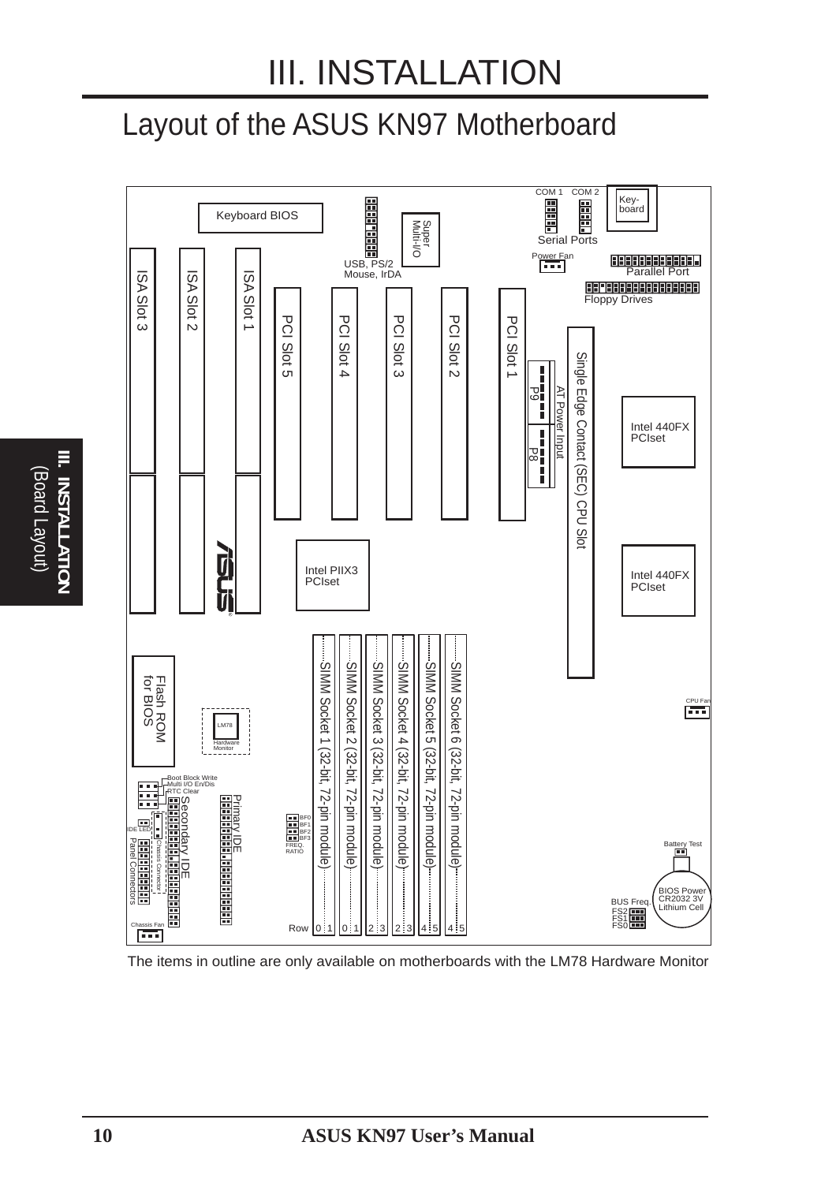# III. INSTALLATION

## Layout of the ASUS KN97 Motherboard

Keyboard BIOS

Super Multi-I/O

USB, PS/2 Mouse, IrDA

COM 1 COM 2

Serial Ports

Key-board

Power Fan

Parallel Port

Floppy Drives

ISA Slot 3

ISA Slot 2

ISA Slot 1

PCI Slot 5

PCI Slot 4

PCI Slot 3

PCI Slot 2

PCI Slot 1

P9

P8

AT Power Input

Single Edge Contact (SEC) CPU Slot

Intel 440FX PCIset

Intel 440FX PCIset

Intel PIIX3 PCIset

SIMM Socket 1 (32-bit, 72-pin module)

SIMM Socket 2 (32-bit, 72-pin module)

SIMM Socket 3 (32-bit, 72-pin module)

SIMM Socket 4 (32-bit, 72-pin module)

SIMM Socket 5 (32-bit, 72-pin module)

SIMM Socket 6 (32-bit, 72-pin module)

Row 0 1 0 1 2 3 2 3 4 5 4 5

Flash ROM for BIOS

LM78 Hardware Monitor

Boot Block Write

Multi I/O En/Dis

RTC Clear

IDE LED

Panel Connectors

Chassis Connector

Secondary IDE

Primary IDE

BF0 BF1 BF2 BF3 FREQ. RATIO

Chassis Fan

CPU Fan

Battery Test

BIOS Power CR2032 3V Lithium Cell

BUS Freq. FS2 FS1 FS0

The items in outline are only available on motherboards with the LM78 Hardware Monitor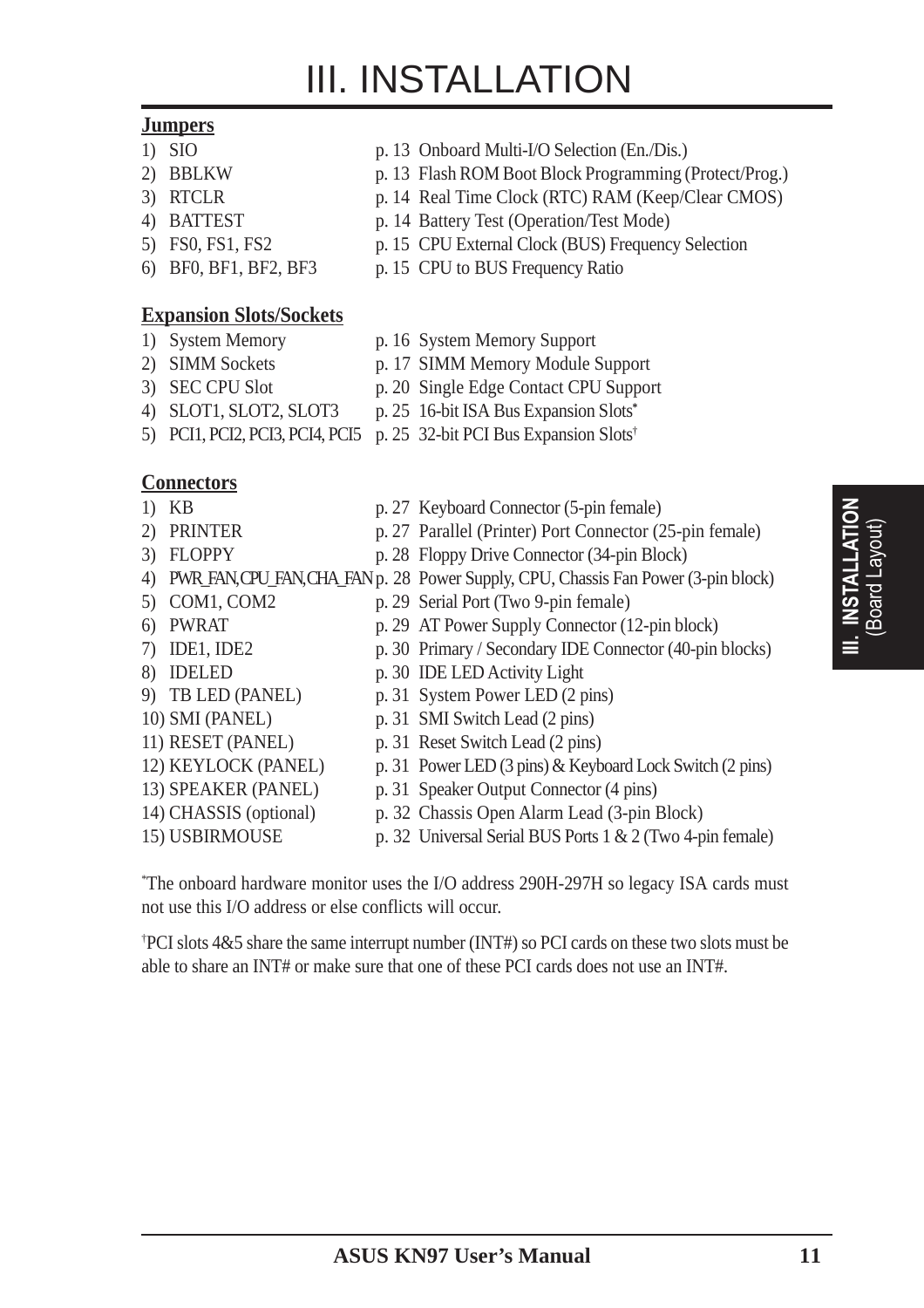# III. INSTALLATION

**Jumpers**

1) SIO p. 13 Onboard Multi-I/O Selection (En./Dis.)
2) BBLKW p. 13 Flash ROM Boot Block Programming (Protect/Prog.)
3) RTCLR p. 14 Real Time Clock (RTC) RAM (Keep/Clear CMOS)
4) BATTEST p. 14 Battery Test (Operation/Test Mode)
5) FS0, FS1, FS2 p. 15 CPU External Clock (BUS) Frequency Selection
6) BF0, BF1, BF2, BF3 p. 15 CPU to BUS Frequency Ratio

**Expansion Slots/Sockets**

1) System Memory p. 16 System Memory Support
2) SIMM Sockets p. 17 SIMM Memory Module Support
3) SEC CPU Slot p. 20 Single Edge Contact CPU Support
4) SLOT1, SLOT2, SLOT3 p. 25 16-bit ISA Bus Expansion Slots*
5) PCI1, PCI2, PCI3, PCI4, PCI5 p. 25 32-bit PCI Bus Expansion Slots†

**Connectors**

1) KB p. 27 Keyboard Connector (5-pin female)
2) PRINTER p. 27 Parallel (Printer) Port Connector (25-pin female)
3) FLOPPY p. 28 Floppy Drive Connector (34-pin Block)
4) PWR_FAN,CPU_FAN,CHA_FAN p. 28 Power Supply, CPU, Chassis Fan Power (3-pin block)
5) COM1, COM2 p. 29 Serial Port (Two 9-pin female)
6) PWRAT p. 29 AT Power Supply Connector (12-pin block)
7) IDE1, IDE2 p. 30 Primary / Secondary IDE Connector (40-pin blocks)
8) IDELED p. 30 IDE LED Activity Light
9) TB LED (PANEL) p. 31 System Power LED (2 pins)
10) SMI (PANEL) p. 31 SMI Switch Lead (2 pins)
11) RESET (PANEL) p. 31 Reset Switch Lead (2 pins)
12) KEYLOCK (PANEL) p. 31 Power LED (3 pins) & Keyboard Lock Switch (2 pins)
13) SPEAKER (PANEL) p. 31 Speaker Output Connector (4 pins)
14) CHASSIS (optional) p. 32 Chassis Open Alarm Lead (3-pin Block)
15) USBIRMOUSE p. 32 Universal Serial BUS Ports 1 & 2 (Two 4-pin female)

*The onboard hardware monitor uses the I/O address 290H-297H so legacy ISA cards must not use this I/O address or else conflicts will occur.

†PCI slots 4&5 share the same interrupt number (INT#) so PCI cards on these two slots must be able to share an INT# or make sure that one of these PCI cards does not use an INT#.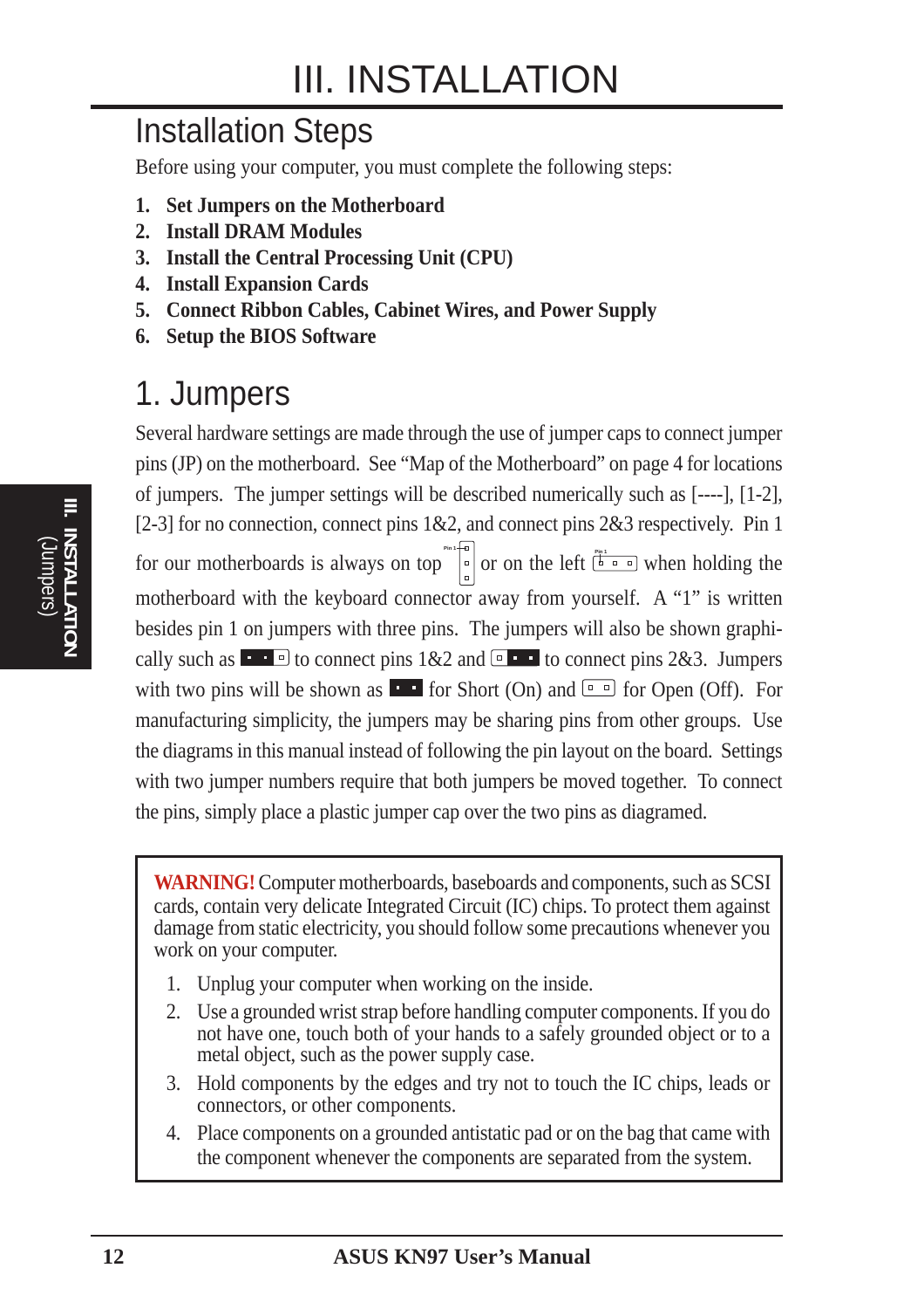# III. INSTALLATION

## Installation Steps

Before using your computer, you must complete the following steps:

1. **Set Jumpers on the Motherboard**
2. **Install DRAM Modules**
3. **Install the Central Processing Unit (CPU)**
4. **Install Expansion Cards**
5. **Connect Ribbon Cables, Cabinet Wires, and Power Supply**
6. **Setup the BIOS Software**

## 1. Jumpers

Several hardware settings are made through the use of jumper caps to connect jumper pins (JP) on the motherboard. See "Map of the Motherboard" on page 4 for locations of jumpers. The jumper settings will be described numerically such as [----], [1-2], [2-3] for no connection, connect pins 1&2, and connect pins 2&3 respectively. Pin 1 for our motherboards is always on top or on the left when holding the motherboard with the keyboard connector away from yourself. A "1" is written besides pin 1 on jumpers with three pins. The jumpers will also be shown graphically such as to connect pins 1&2 and to connect pins 2&3. Jumpers with two pins will be shown as for Short (On) and for Open (Off). For manufacturing simplicity, the jumpers may be sharing pins from other groups. Use the diagrams in this manual instead of following the pin layout on the board. Settings with two jumper numbers require that both jumpers be moved together. To connect the pins, simply place a plastic jumper cap over the two pins as diagramed.

> **WARNING!** Computer motherboards, baseboards and components, such as SCSI cards, contain very delicate Integrated Circuit (IC) chips. To protect them against damage from static electricity, you should follow some precautions whenever you work on your computer.
>
> 1. Unplug your computer when working on the inside.
> 2. Use a grounded wrist strap before handling computer components. If you do not have one, touch both of your hands to a safely grounded object or to a metal object, such as the power supply case.
> 3. Hold components by the edges and try not to touch the IC chips, leads or connectors, or other components.
> 4. Place components on a grounded antistatic pad or on the bag that came with the component whenever the components are separated from the system.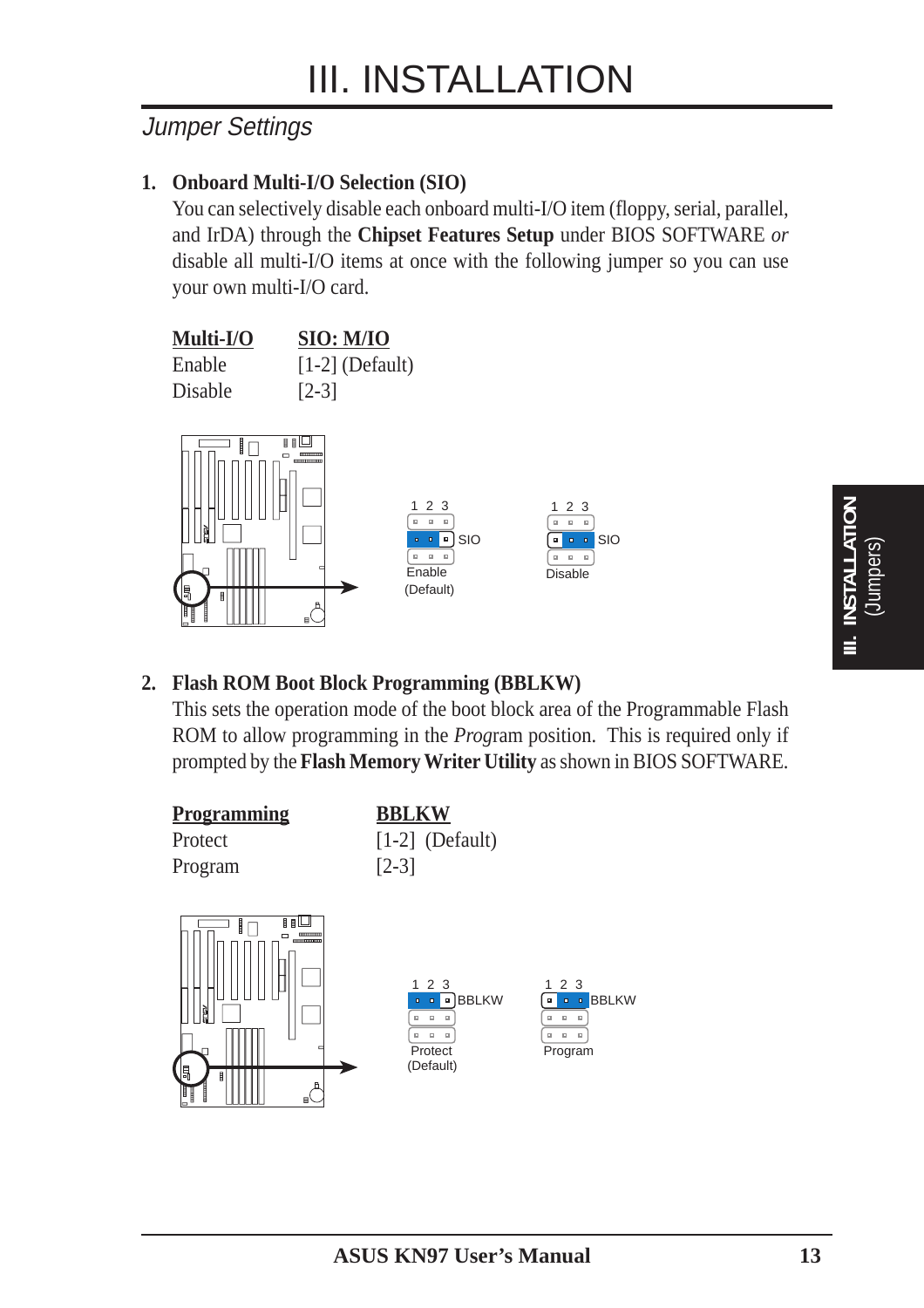# III. INSTALLATION

## Jumper Settings

**1. Onboard Multi-I/O Selection (SIO)**

You can selectively disable each onboard multi-I/O item (floppy, serial, parallel, and IrDA) through the **Chipset Features Setup** under BIOS SOFTWARE *or* disable all multi-I/O items at once with the following jumper so you can use your own multi-I/O card.

| Multi-I/O | SIO: M/IO |
|---|---|
| Enable | [1-2] (Default) |
| Disable | [2-3] |

1 2 3 SIO Enable (Default)

1 2 3 SIO Disable

**2. Flash ROM Boot Block Programming (BBLKW)**

This sets the operation mode of the boot block area of the Programmable Flash ROM to allow programming in the *Prog*ram position. This is required only if prompted by the **Flash Memory Writer Utility** as shown in BIOS SOFTWARE.

| Programming | BBLKW |
|---|---|
| Protect | [1-2] (Default) |
| Program | [2-3] |

1 2 3 BBLKW Protect (Default)

1 2 3 BBLKW Program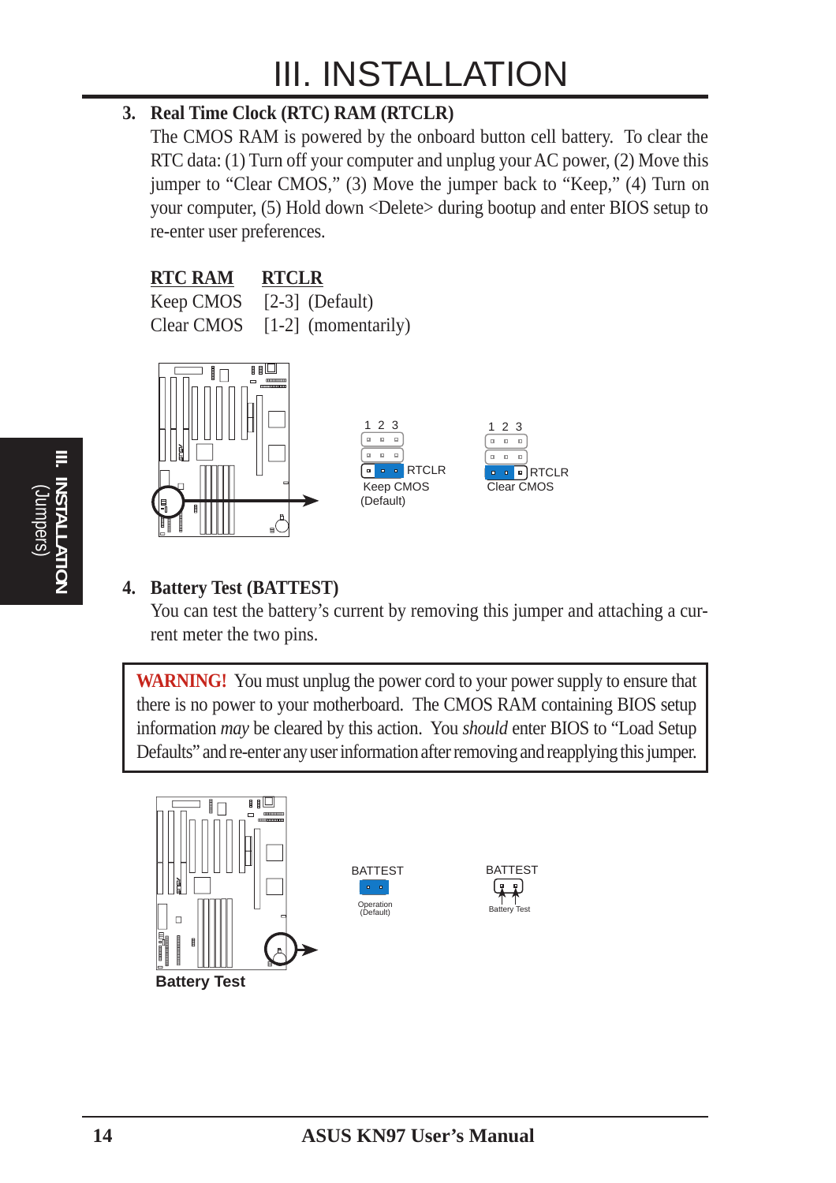# III. INSTALLATION

**3. Real Time Clock (RTC) RAM (RTCLR)**

The CMOS RAM is powered by the onboard button cell battery. To clear the RTC data: (1) Turn off your computer and unplug your AC power, (2) Move this jumper to "Clear CMOS," (3) Move the jumper back to "Keep," (4) Turn on your computer, (5) Hold down <Delete> during bootup and enter BIOS setup to re-enter user preferences.

| RTC RAM | RTCLR |
|---|---|
| Keep CMOS | [2-3] (Default) |
| Clear CMOS | [1-2] (momentarily) |

1 2 3 RTCLR Keep CMOS (Default)

1 2 3 RTCLR Clear CMOS

**4. Battery Test (BATTEST)**

You can test the battery's current by removing this jumper and attaching a current meter the two pins.

> **WARNING!** You must unplug the power cord to your power supply to ensure that there is no power to your motherboard. The CMOS RAM containing BIOS setup information *may* be cleared by this action. You *should* enter BIOS to "Load Setup Defaults" and re-enter any user information after removing and reapplying this jumper.

BATTEST Operation (Default)

BATTEST Battery Test

**Battery Test**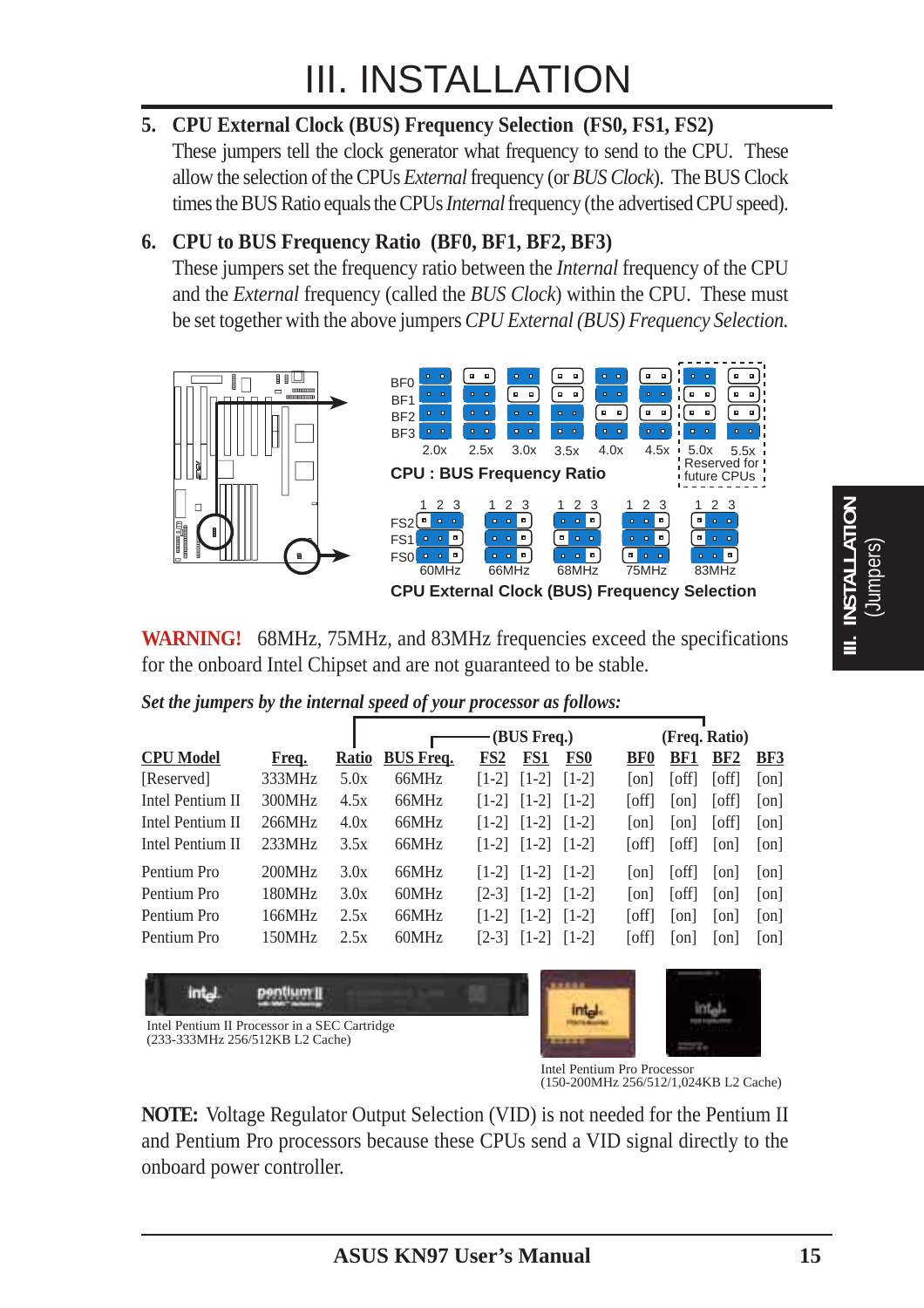# III. INSTALLATION

**5. CPU External Clock (BUS) Frequency Selection (FS0, FS1, FS2)**

These jumpers tell the clock generator what frequency to send to the CPU. These allow the selection of the CPUs *External* frequency (or *BUS Clock*). The BUS Clock times the BUS Ratio equals the CPUs *Internal* frequency (the advertised CPU speed).

**6. CPU to BUS Frequency Ratio (BF0, BF1, BF2, BF3)**

These jumpers set the frequency ratio between the *Internal* frequency of the CPU and the *External* frequency (called the *BUS Clock*) within the CPU. These must be set together with the above jumpers *CPU External (BUS) Frequency Selection.*

CPU : BUS Frequency Ratio

2.0x 2.5x 3.0x 3.5x 4.0x 4.5x 5.0x 5.5x — Reserved for future CPUs

CPU External Clock (BUS) Frequency Selection

60MHz 66MHz 68MHz 75MHz 83MHz

**WARNING!** 68MHz, 75MHz, and 83MHz frequencies exceed the specifications for the onboard Intel Chipset and are not guaranteed to be stable.

***Set the jumpers by the internal speed of your processor as follows:***

| CPU Model | Freq. | Ratio | BUS Freq. | FS2 (BUS Freq.) | FS1 | FS0 | BF0 (Freq. Ratio) | BF1 | BF2 | BF3 |
|---|---|---|---|---|---|---|---|---|---|---|
| [Reserved] | 333MHz | 5.0x | 66MHz | [1-2] | [1-2] | [1-2] | [on] | [off] | [off] | [on] |
| Intel Pentium II | 300MHz | 4.5x | 66MHz | [1-2] | [1-2] | [1-2] | [off] | [on] | [off] | [on] |
| Intel Pentium II | 266MHz | 4.0x | 66MHz | [1-2] | [1-2] | [1-2] | [on] | [on] | [off] | [on] |
| Intel Pentium II | 233MHz | 3.5x | 66MHz | [1-2] | [1-2] | [1-2] | [off] | [off] | [on] | [on] |
| Pentium Pro | 200MHz | 3.0x | 66MHz | [1-2] | [1-2] | [1-2] | [on] | [off] | [on] | [on] |
| Pentium Pro | 180MHz | 3.0x | 60MHz | [2-3] | [1-2] | [1-2] | [on] | [off] | [on] | [on] |
| Pentium Pro | 166MHz | 2.5x | 66MHz | [1-2] | [1-2] | [1-2] | [off] | [on] | [on] | [on] |
| Pentium Pro | 150MHz | 2.5x | 60MHz | [2-3] | [1-2] | [1-2] | [off] | [on] | [on] | [on] |

Intel Pentium II Processor in a SEC Cartridge
(233-333MHz 256/512KB L2 Cache)

Intel Pentium Pro Processor
(150-200MHz 256/512/1,024KB L2 Cache)

**NOTE:** Voltage Regulator Output Selection (VID) is not needed for the Pentium II and Pentium Pro processors because these CPUs send a VID signal directly to the onboard power controller.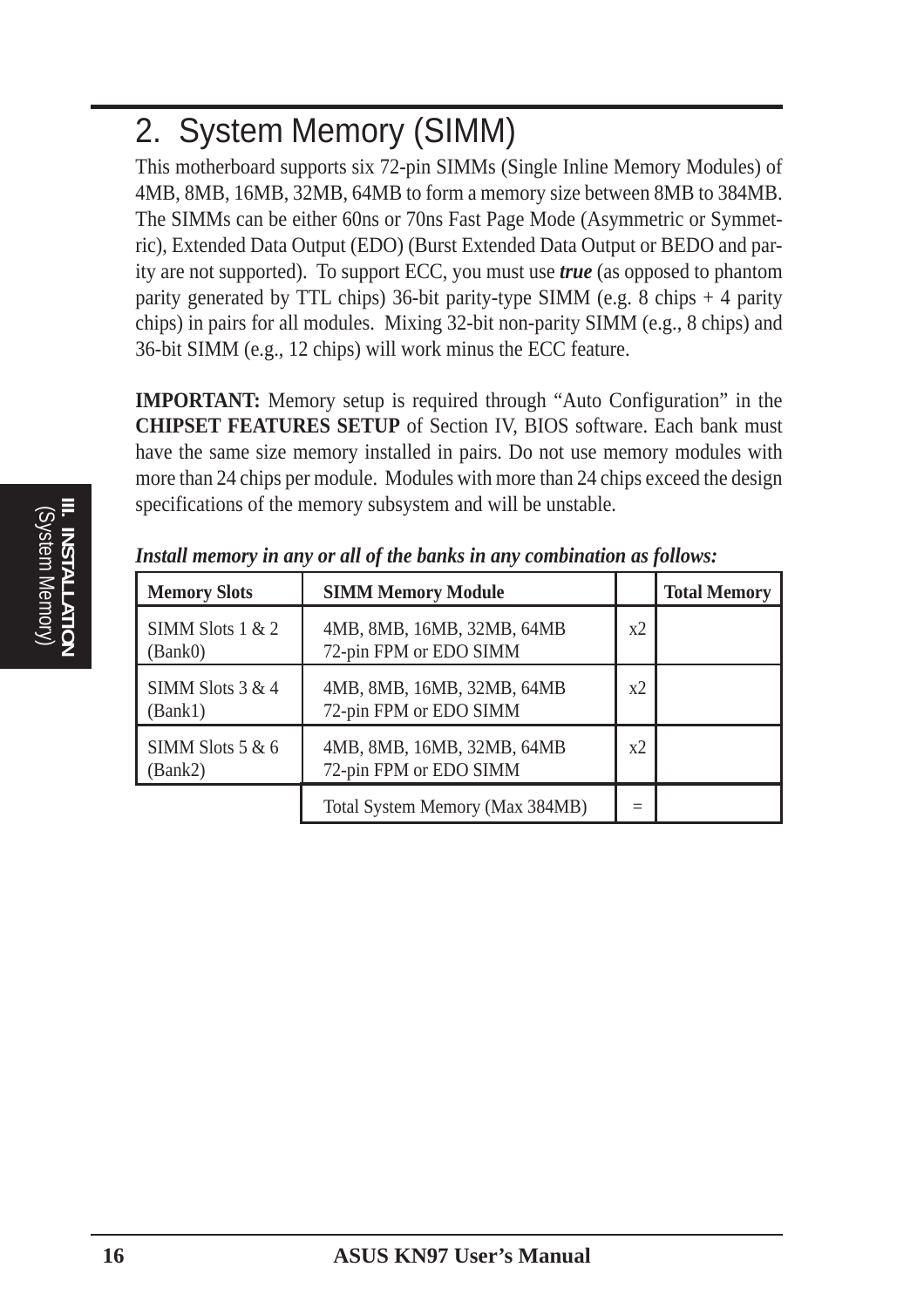## 2. System Memory (SIMM)

This motherboard supports six 72-pin SIMMs (Single Inline Memory Modules) of 4MB, 8MB, 16MB, 32MB, 64MB to form a memory size between 8MB to 384MB. The SIMMs can be either 60ns or 70ns Fast Page Mode (Asymmetric or Symmetric), Extended Data Output (EDO) (Burst Extended Data Output or BEDO and parity are not supported). To support ECC, you must use ***true*** (as opposed to phantom parity generated by TTL chips) 36-bit parity-type SIMM (e.g. 8 chips + 4 parity chips) in pairs for all modules. Mixing 32-bit non-parity SIMM (e.g., 8 chips) and 36-bit SIMM (e.g., 12 chips) will work minus the ECC feature.

**IMPORTANT:** Memory setup is required through "Auto Configuration" in the **CHIPSET FEATURES SETUP** of Section IV, BIOS software. Each bank must have the same size memory installed in pairs. Do not use memory modules with more than 24 chips per module. Modules with more than 24 chips exceed the design specifications of the memory subsystem and will be unstable.

***Install memory in any or all of the banks in any combination as follows:***

| Memory Slots | SIMM Memory Module | | Total Memory |
|---|---|---|---|
| SIMM Slots 1 & 2 (Bank0) | 4MB, 8MB, 16MB, 32MB, 64MB 72-pin FPM or EDO SIMM | x2 | |
| SIMM Slots 3 & 4 (Bank1) | 4MB, 8MB, 16MB, 32MB, 64MB 72-pin FPM or EDO SIMM | x2 | |
| SIMM Slots 5 & 6 (Bank2) | 4MB, 8MB, 16MB, 32MB, 64MB 72-pin FPM or EDO SIMM | x2 | |
| | Total System Memory (Max 384MB) | = | |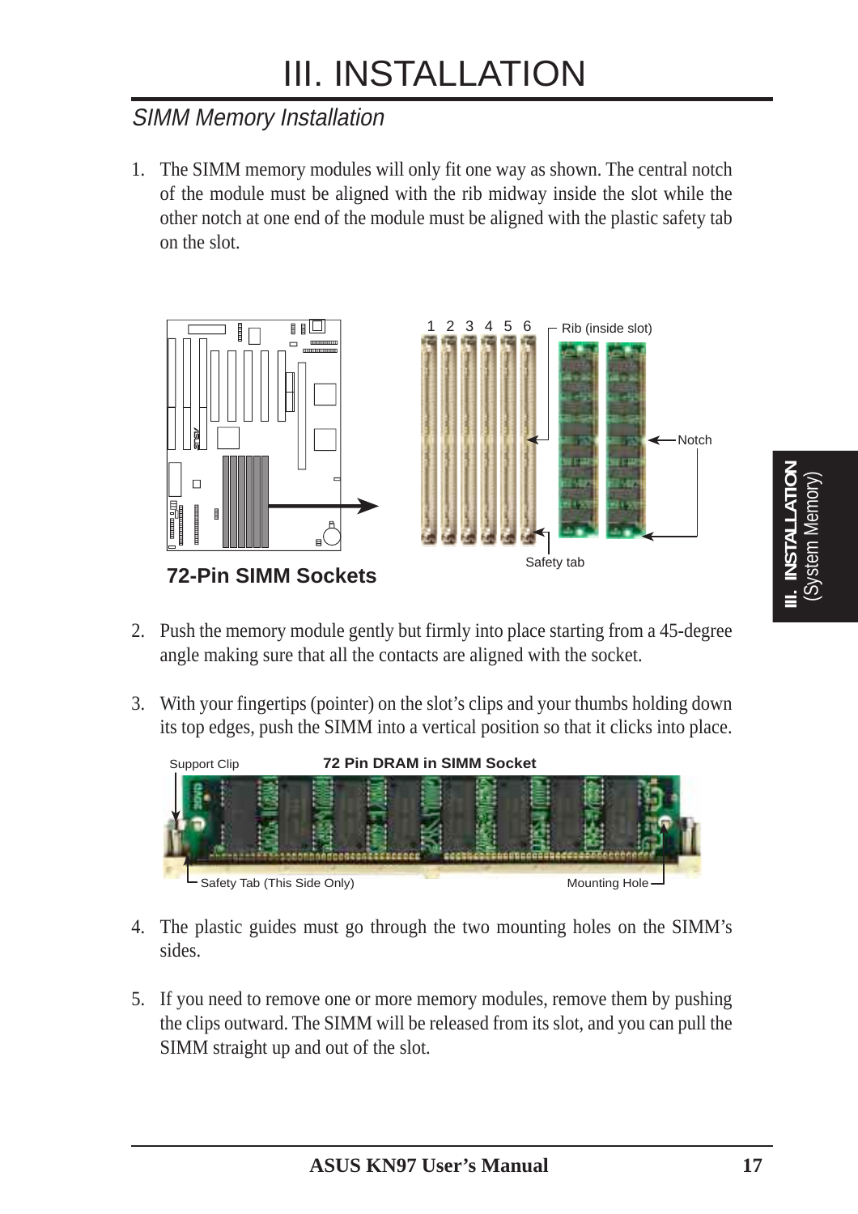# III. INSTALLATION

## *SIMM Memory Installation*

1. The SIMM memory modules will only fit one way as shown. The central notch of the module must be aligned with the rib midway inside the slot while the other notch at one end of the module must be aligned with the plastic safety tab on the slot.

**72-Pin SIMM Sockets**

2. Push the memory module gently but firmly into place starting from a 45-degree angle making sure that all the contacts are aligned with the socket.

3. With your fingertips (pointer) on the slot's clips and your thumbs holding down its top edges, push the SIMM into a vertical position so that it clicks into place.

**72 Pin DRAM in SIMM Socket**

4. The plastic guides must go through the two mounting holes on the SIMM's sides.

5. If you need to remove one or more memory modules, remove them by pushing the clips outward. The SIMM will be released from its slot, and you can pull the SIMM straight up and out of the slot.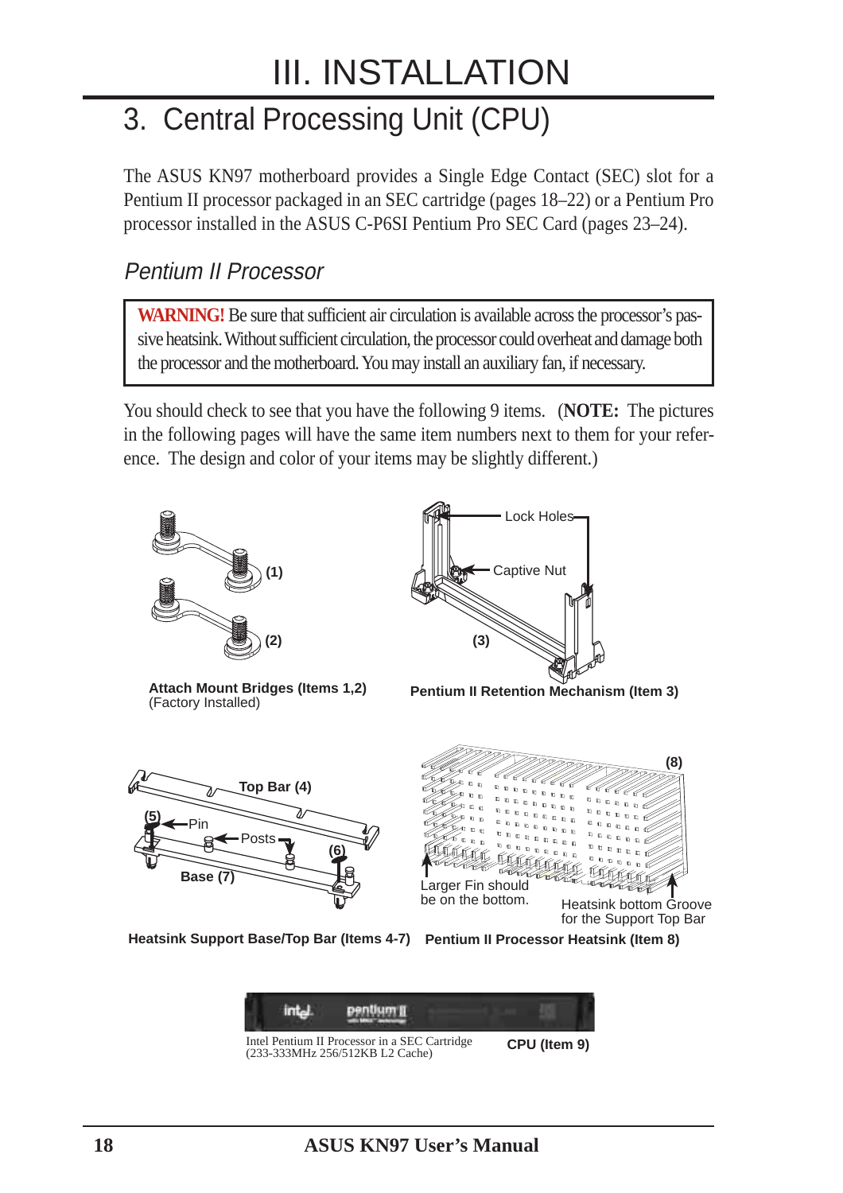# III. INSTALLATION

## 3. Central Processing Unit (CPU)

The ASUS KN97 motherboard provides a Single Edge Contact (SEC) slot for a Pentium II processor packaged in an SEC cartridge (pages 18–22) or a Pentium Pro processor installed in the ASUS C-P6SI Pentium Pro SEC Card (pages 23–24).

### *Pentium II Processor*

> **WARNING!** Be sure that sufficient air circulation is available across the processor's passive heatsink. Without sufficient circulation, the processor could overheat and damage both the processor and the motherboard. You may install an auxiliary fan, if necessary.

You should check to see that you have the following 9 items. (**NOTE:** The pictures in the following pages will have the same item numbers next to them for your reference. The design and color of your items may be slightly different.)

(1)

(2)

**Attach Mount Bridges (Items 1,2)**
(Factory Installed)

Lock Holes

Captive Nut

(3)

**Pentium II Retention Mechanism (Item 3)**

Top Bar (4)

(5) Pin

Posts

(6)

Base (7)

**Heatsink Support Base/Top Bar (Items 4-7)**

(8)

Larger Fin should be on the bottom.

Heatsink bottom Groove for the Support Top Bar

**Pentium II Processor Heatsink (Item 8)**

Intel Pentium II Processor in a SEC Cartridge
(233-333MHz 256/512KB L2 Cache)

**CPU (Item 9)**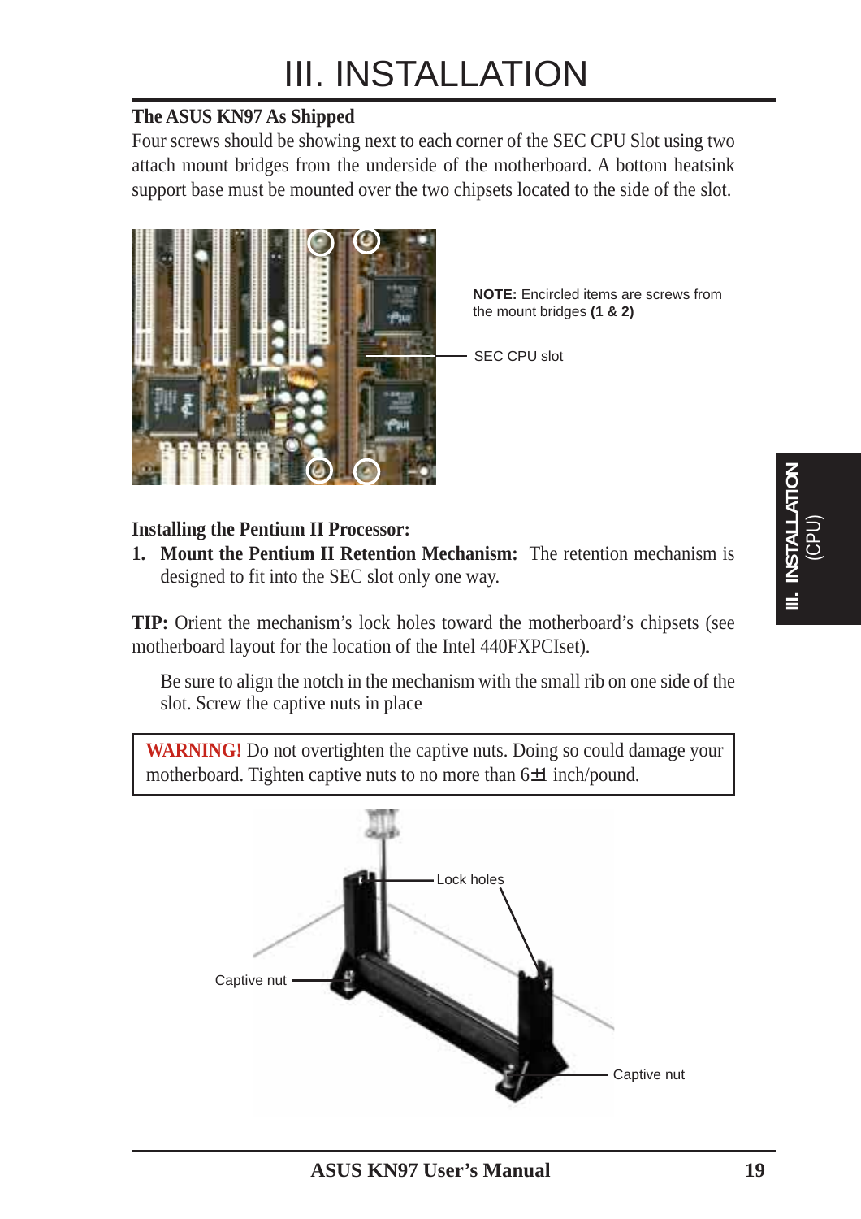# III. INSTALLATION

### The ASUS KN97 As Shipped

Four screws should be showing next to each corner of the SEC CPU Slot using two attach mount bridges from the underside of the motherboard. A bottom heatsink support base must be mounted over the two chipsets located to the side of the slot.

**NOTE:** Encircled items are screws from the mount bridges **(1 & 2)**

SEC CPU slot

### Installing the Pentium II Processor:

1. **Mount the Pentium II Retention Mechanism:** The retention mechanism is designed to fit into the SEC slot only one way.

**TIP:** Orient the mechanism's lock holes toward the motherboard's chipsets (see motherboard layout for the location of the Intel 440FXPCIset).

Be sure to align the notch in the mechanism with the small rib on one side of the slot. Screw the captive nuts in place

> **WARNING!** Do not overtighten the captive nuts. Doing so could damage your motherboard. Tighten captive nuts to no more than 6±1 inch/pound.

Lock holes

Captive nut

Captive nut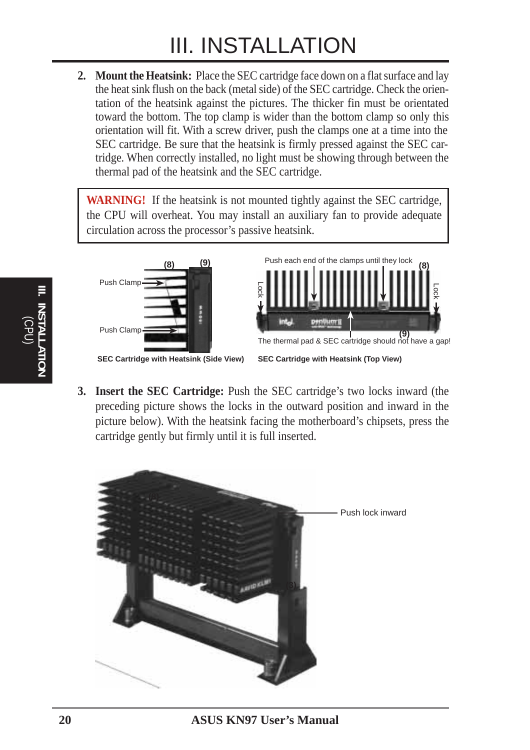# III. INSTALLATION

2. **Mount the Heatsink:** Place the SEC cartridge face down on a flat surface and lay the heat sink flush on the back (metal side) of the SEC cartridge. Check the orientation of the heatsink against the pictures. The thicker fin must be orientated toward the bottom. The top clamp is wider than the bottom clamp so only this orientation will fit. With a screw driver, push the clamps one at a time into the SEC cartridge. Be sure that the heatsink is firmly pressed against the SEC cartridge. When correctly installed, no light must be showing through between the thermal pad of the heatsink and the SEC cartridge.

> **WARNING!** If the heatsink is not mounted tightly against the SEC cartridge, the CPU will overheat. You may install an auxiliary fan to provide adequate circulation across the processor's passive heatsink.

(8) (9) Push Clamp Push Clamp

**SEC Cartridge with Heatsink (Side View)**

Push each end of the clamps until they lock (8) Lock Lock (9) The thermal pad & SEC cartridge should not have a gap!

**SEC Cartridge with Heatsink (Top View)**

3. **Insert the SEC Cartridge:** Push the SEC cartridge's two locks inward (the preceding picture shows the locks in the outward position and inward in the picture below). With the heatsink facing the motherboard's chipsets, press the cartridge gently but firmly until it is full inserted.

Push lock inward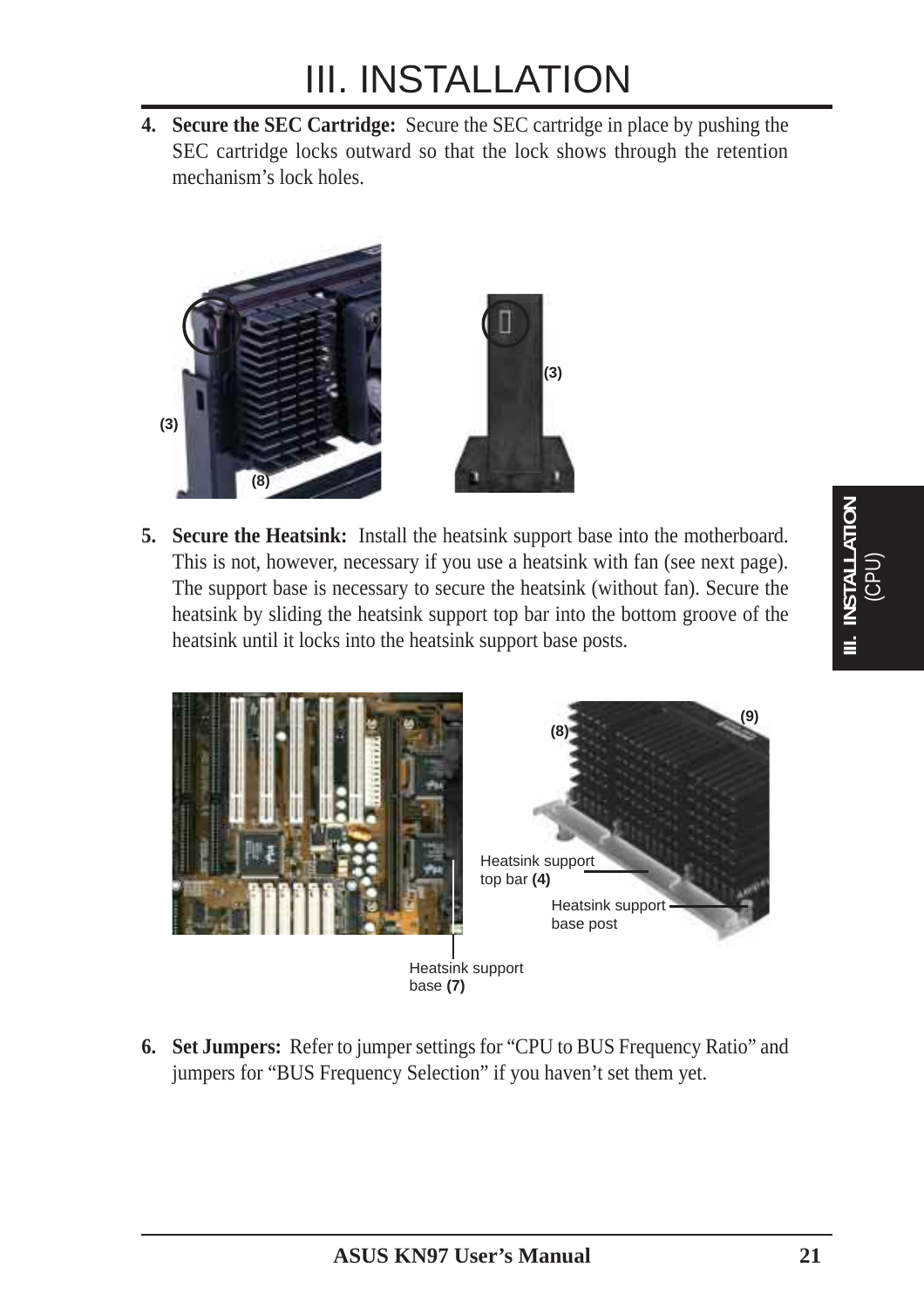# III. INSTALLATION

4. **Secure the SEC Cartridge:** Secure the SEC cartridge in place by pushing the SEC cartridge locks outward so that the lock shows through the retention mechanism's lock holes.

(3)

(8)

(3)

5. **Secure the Heatsink:** Install the heatsink support base into the motherboard. This is not, however, necessary if you use a heatsink with fan (see next page). The support base is necessary to secure the heatsink (without fan). Secure the heatsink by sliding the heatsink support top bar into the bottom groove of the heatsink until it locks into the heatsink support base posts.

(9)

(8)

Heatsink support top bar **(4)**

Heatsink support base post

Heatsink support base **(7)**

6. **Set Jumpers:** Refer to jumper settings for "CPU to BUS Frequency Ratio" and jumpers for "BUS Frequency Selection" if you haven't set them yet.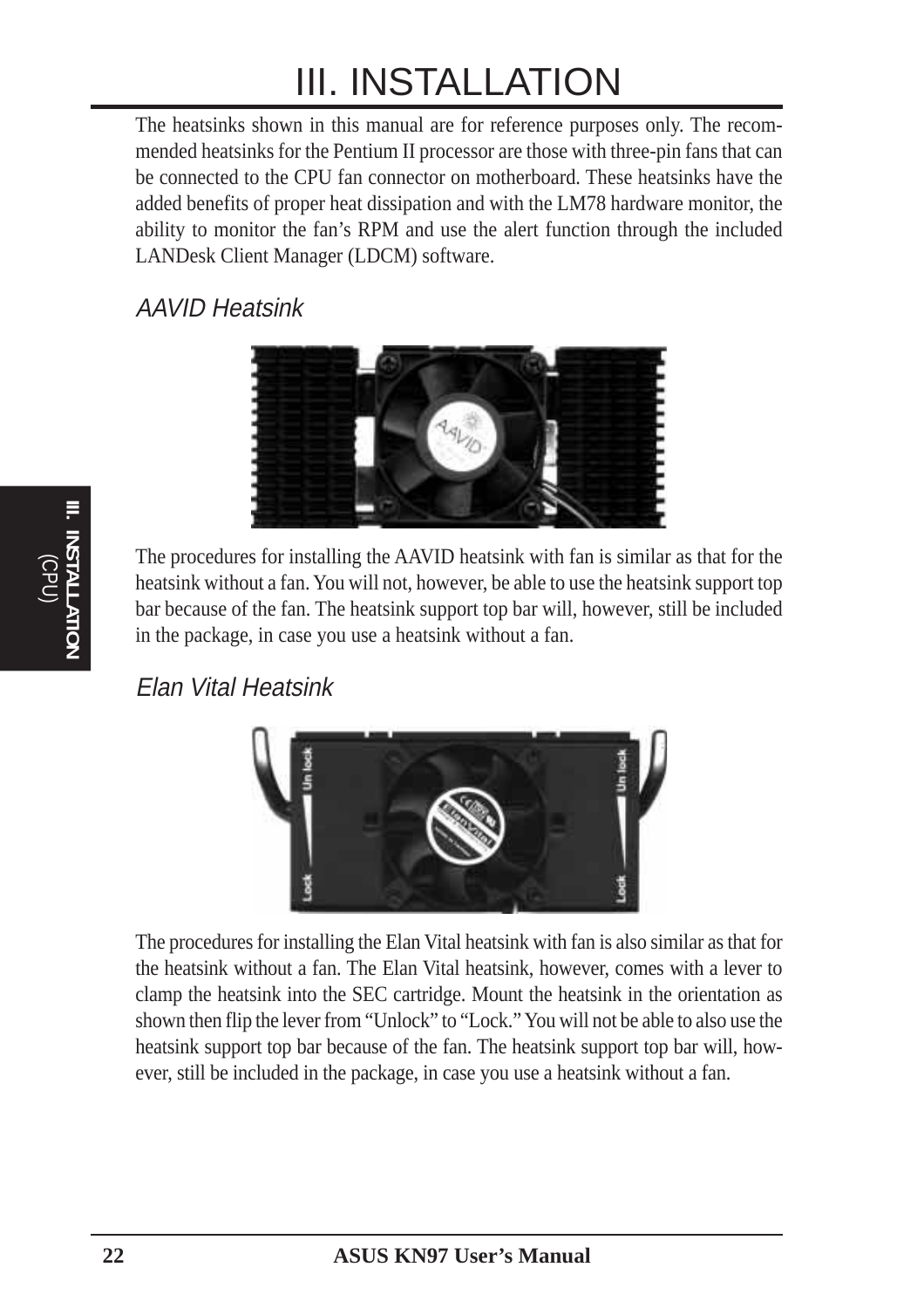# III. INSTALLATION

The heatsinks shown in this manual are for reference purposes only. The recommended heatsinks for the Pentium II processor are those with three-pin fans that can be connected to the CPU fan connector on motherboard. These heatsinks have the added benefits of proper heat dissipation and with the LM78 hardware monitor, the ability to monitor the fan's RPM and use the alert function through the included LANDesk Client Manager (LDCM) software.

## *AAVID Heatsink*

The procedures for installing the AAVID heatsink with fan is similar as that for the heatsink without a fan. You will not, however, be able to use the heatsink support top bar because of the fan. The heatsink support top bar will, however, still be included in the package, in case you use a heatsink without a fan.

## *Elan Vital Heatsink*

The procedures for installing the Elan Vital heatsink with fan is also similar as that for the heatsink without a fan. The Elan Vital heatsink, however, comes with a lever to clamp the heatsink into the SEC cartridge. Mount the heatsink in the orientation as shown then flip the lever from "Unlock" to "Lock." You will not be able to also use the heatsink support top bar because of the fan. The heatsink support top bar will, however, still be included in the package, in case you use a heatsink without a fan.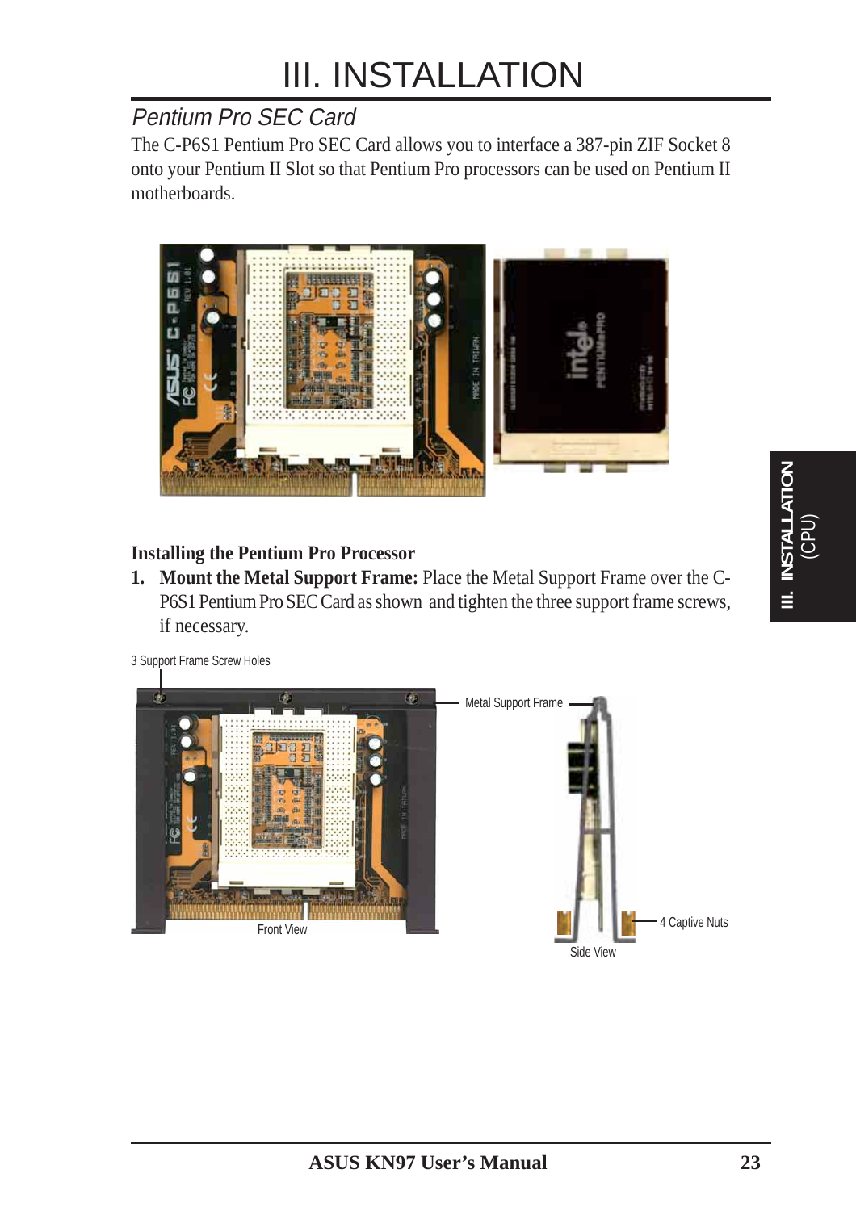# III. INSTALLATION

## Pentium Pro SEC Card

The C-P6S1 Pentium Pro SEC Card allows you to interface a 387-pin ZIF Socket 8 onto your Pentium II Slot so that Pentium Pro processors can be used on Pentium II motherboards.

### Installing the Pentium Pro Processor

1. **Mount the Metal Support Frame:** Place the Metal Support Frame over the C-P6S1 Pentium Pro SEC Card as shown and tighten the three support frame screws, if necessary.

3 Support Frame Screw Holes

Metal Support Frame

4 Captive Nuts

Front View

Side View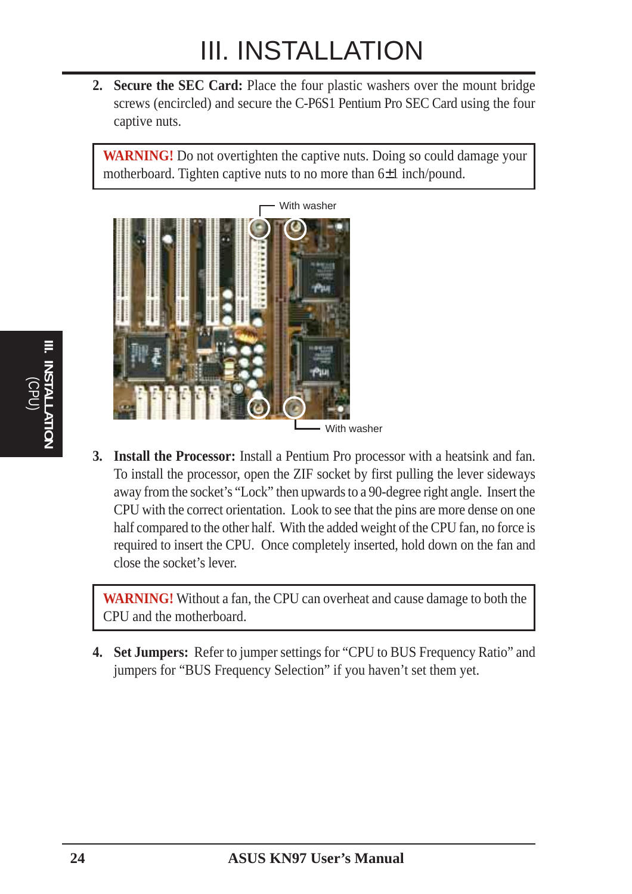# III. INSTALLATION

2. **Secure the SEC Card:** Place the four plastic washers over the mount bridge screws (encircled) and secure the C-P6S1 Pentium Pro SEC Card using the four captive nuts.

> **WARNING!** Do not overtighten the captive nuts. Doing so could damage your motherboard. Tighten captive nuts to no more than 6±1 inch/pound.

With washer

With washer

3. **Install the Processor:** Install a Pentium Pro processor with a heatsink and fan. To install the processor, open the ZIF socket by first pulling the lever sideways away from the socket's "Lock" then upwards to a 90-degree right angle. Insert the CPU with the correct orientation. Look to see that the pins are more dense on one half compared to the other half. With the added weight of the CPU fan, no force is required to insert the CPU. Once completely inserted, hold down on the fan and close the socket's lever.

> **WARNING!** Without a fan, the CPU can overheat and cause damage to both the CPU and the motherboard.

4. **Set Jumpers:** Refer to jumper settings for "CPU to BUS Frequency Ratio" and jumpers for "BUS Frequency Selection" if you haven't set them yet.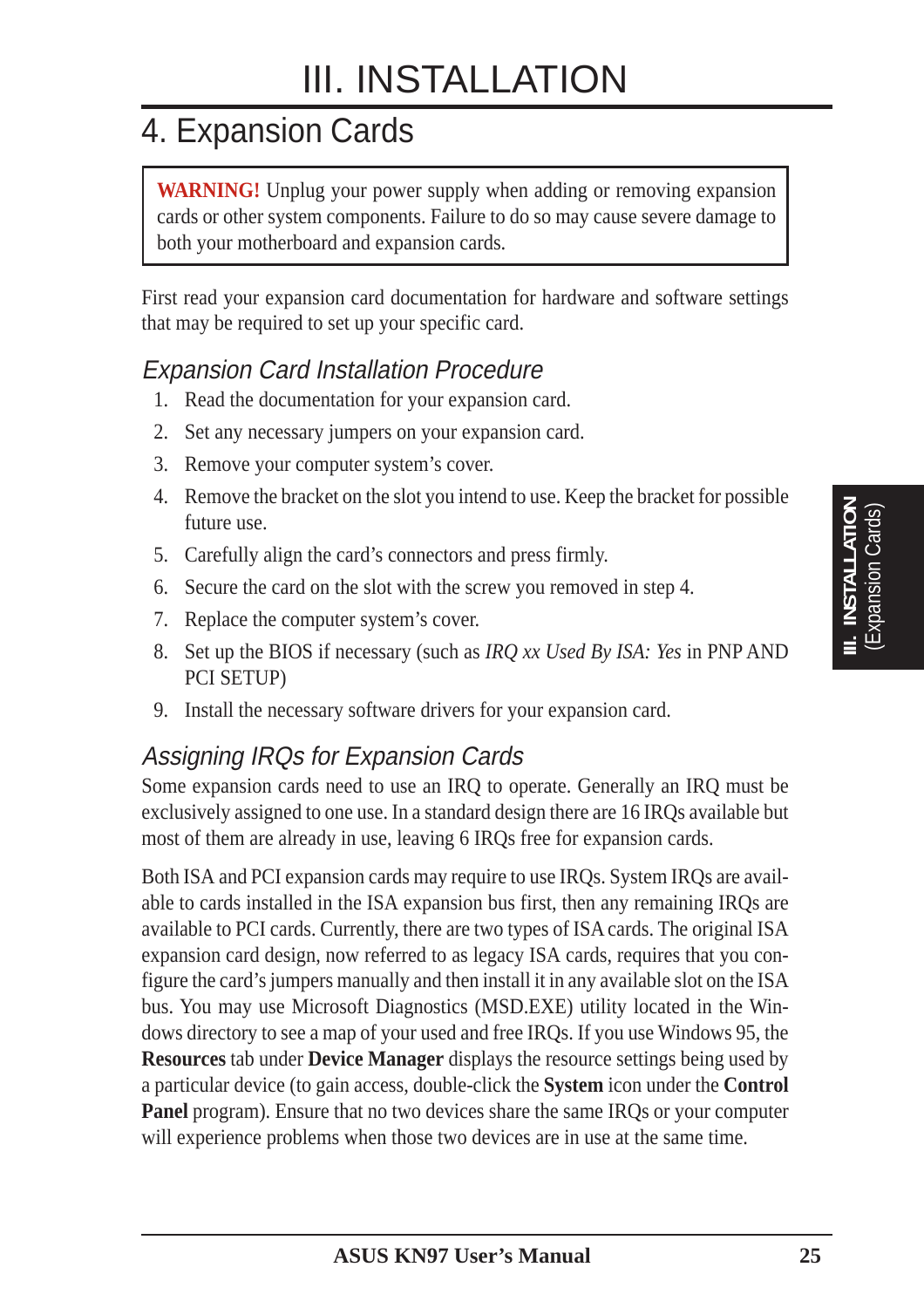# III. INSTALLATION

## 4. Expansion Cards

**WARNING!** Unplug your power supply when adding or removing expansion cards or other system components. Failure to do so may cause severe damage to both your motherboard and expansion cards.

First read your expansion card documentation for hardware and software settings that may be required to set up your specific card.

### *Expansion Card Installation Procedure*

1. Read the documentation for your expansion card.
2. Set any necessary jumpers on your expansion card.
3. Remove your computer system's cover.
4. Remove the bracket on the slot you intend to use. Keep the bracket for possible future use.
5. Carefully align the card's connectors and press firmly.
6. Secure the card on the slot with the screw you removed in step 4.
7. Replace the computer system's cover.
8. Set up the BIOS if necessary (such as *IRQ xx Used By ISA: Yes* in PNP AND PCI SETUP)
9. Install the necessary software drivers for your expansion card.

### *Assigning IRQs for Expansion Cards*

Some expansion cards need to use an IRQ to operate. Generally an IRQ must be exclusively assigned to one use. In a standard design there are 16 IRQs available but most of them are already in use, leaving 6 IRQs free for expansion cards.

Both ISA and PCI expansion cards may require to use IRQs. System IRQs are available to cards installed in the ISA expansion bus first, then any remaining IRQs are available to PCI cards. Currently, there are two types of ISA cards. The original ISA expansion card design, now referred to as legacy ISA cards, requires that you configure the card's jumpers manually and then install it in any available slot on the ISA bus. You may use Microsoft Diagnostics (MSD.EXE) utility located in the Windows directory to see a map of your used and free IRQs. If you use Windows 95, the **Resources** tab under **Device Manager** displays the resource settings being used by a particular device (to gain access, double-click the **System** icon under the **Control Panel** program). Ensure that no two devices share the same IRQs or your computer will experience problems when those two devices are in use at the same time.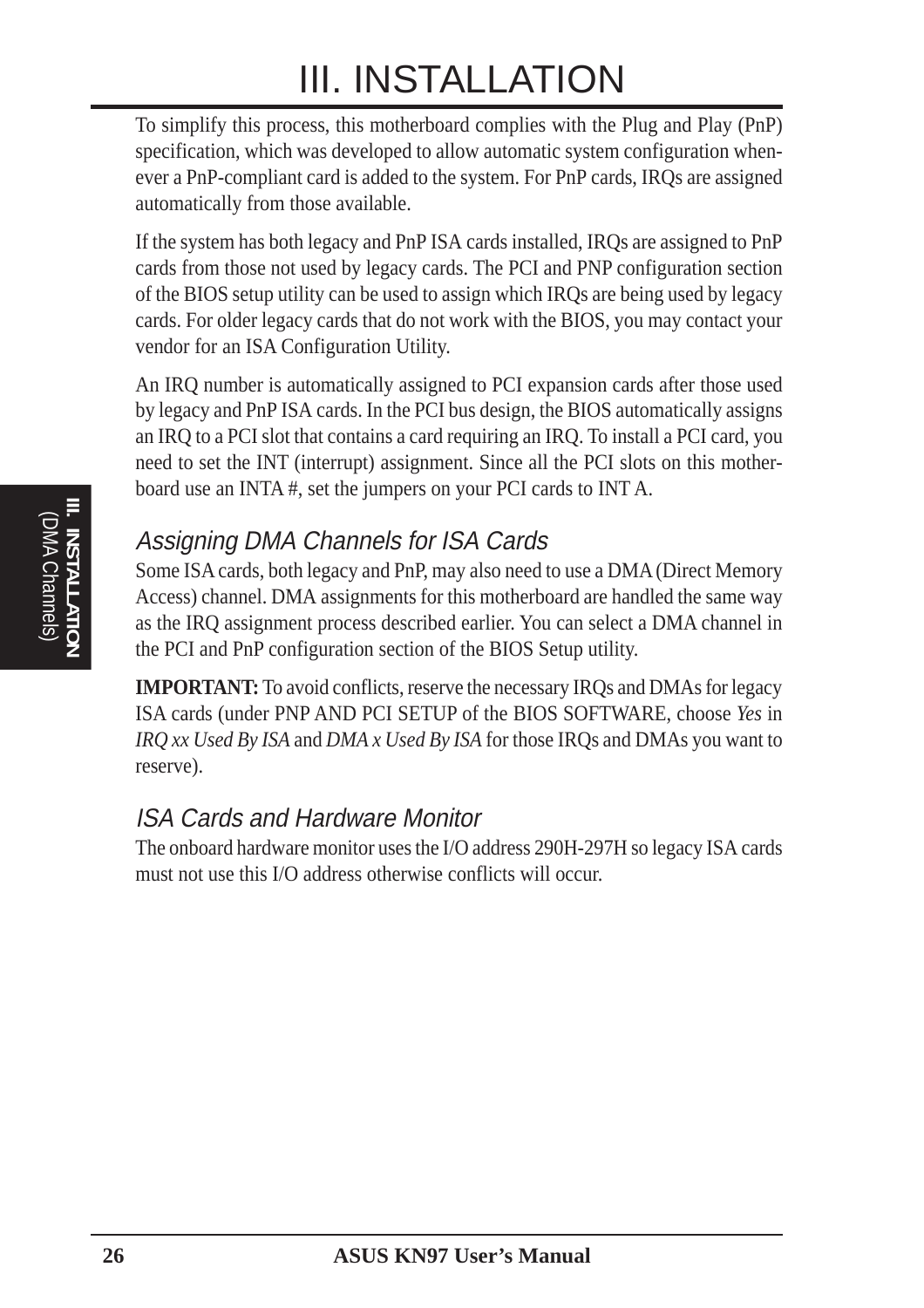To simplify this process, this motherboard complies with the Plug and Play (PnP) specification, which was developed to allow automatic system configuration whenever a PnP-compliant card is added to the system. For PnP cards, IRQs are assigned automatically from those available.

If the system has both legacy and PnP ISA cards installed, IRQs are assigned to PnP cards from those not used by legacy cards. The PCI and PNP configuration section of the BIOS setup utility can be used to assign which IRQs are being used by legacy cards. For older legacy cards that do not work with the BIOS, you may contact your vendor for an ISA Configuration Utility.

An IRQ number is automatically assigned to PCI expansion cards after those used by legacy and PnP ISA cards. In the PCI bus design, the BIOS automatically assigns an IRQ to a PCI slot that contains a card requiring an IRQ. To install a PCI card, you need to set the INT (interrupt) assignment. Since all the PCI slots on this motherboard use an INTA #, set the jumpers on your PCI cards to INT A.

## *Assigning DMA Channels for ISA Cards*

Some ISA cards, both legacy and PnP, may also need to use a DMA (Direct Memory Access) channel. DMA assignments for this motherboard are handled the same way as the IRQ assignment process described earlier. You can select a DMA channel in the PCI and PnP configuration section of the BIOS Setup utility.

**IMPORTANT:** To avoid conflicts, reserve the necessary IRQs and DMAs for legacy ISA cards (under PNP AND PCI SETUP of the BIOS SOFTWARE, choose *Yes* in *IRQ xx Used By ISA* and *DMA x Used By ISA* for those IRQs and DMAs you want to reserve).

## *ISA Cards and Hardware Monitor*

The onboard hardware monitor uses the I/O address 290H-297H so legacy ISA cards must not use this I/O address otherwise conflicts will occur.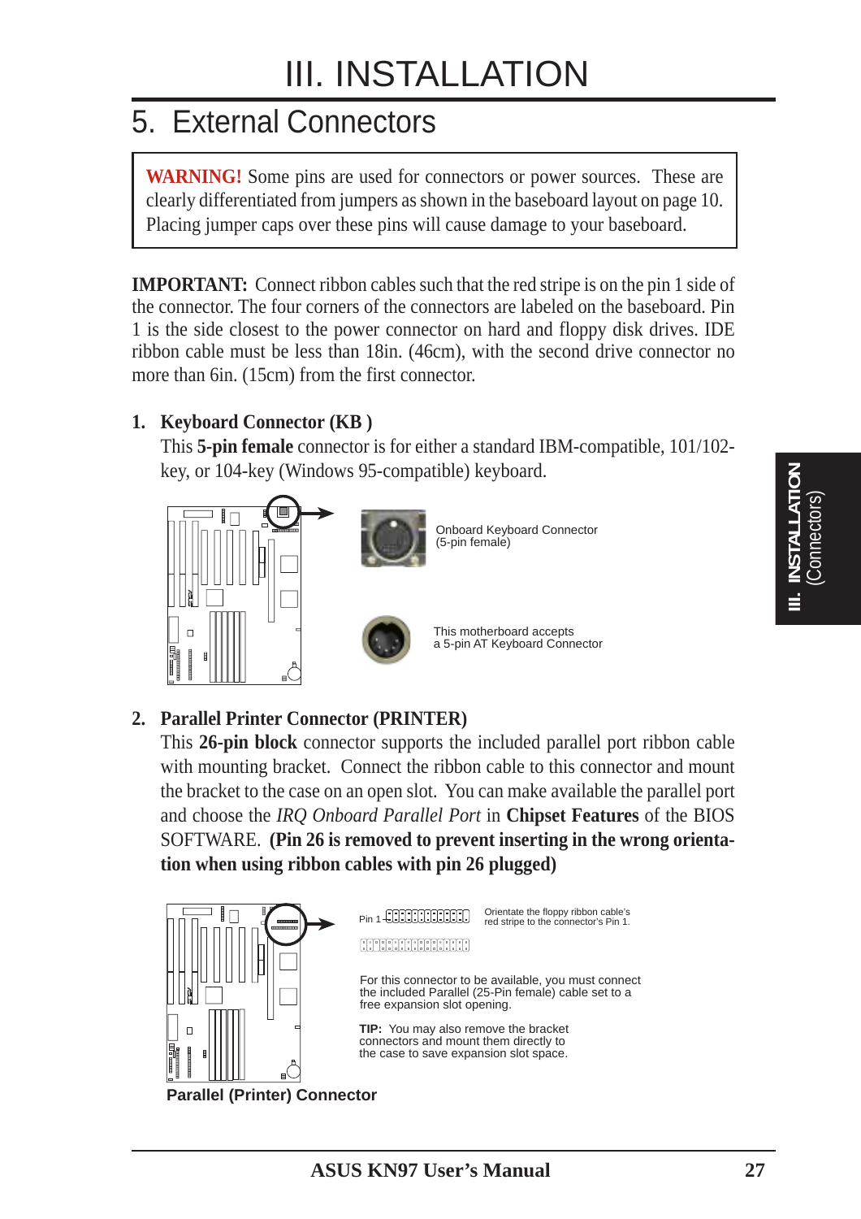# III. INSTALLATION

## 5. External Connectors

**WARNING!** Some pins are used for connectors or power sources. These are clearly differentiated from jumpers as shown in the baseboard layout on page 10. Placing jumper caps over these pins will cause damage to your baseboard.

**IMPORTANT:** Connect ribbon cables such that the red stripe is on the pin 1 side of the connector. The four corners of the connectors are labeled on the baseboard. Pin 1 is the side closest to the power connector on hard and floppy disk drives. IDE ribbon cable must be less than 18in. (46cm), with the second drive connector no more than 6in. (15cm) from the first connector.

### 1. Keyboard Connector (KB )

This **5-pin female** connector is for either a standard IBM-compatible, 101/102-key, or 104-key (Windows 95-compatible) keyboard.

Onboard Keyboard Connector (5-pin female)

This motherboard accepts a 5-pin AT Keyboard Connector

### 2. Parallel Printer Connector (PRINTER)

This **26-pin block** connector supports the included parallel port ribbon cable with mounting bracket. Connect the ribbon cable to this connector and mount the bracket to the case on an open slot. You can make available the parallel port and choose the *IRQ Onboard Parallel Port* in **Chipset Features** of the BIOS SOFTWARE. **(Pin 26 is removed to prevent inserting in the wrong orientation when using ribbon cables with pin 26 plugged)**

Pin 1

Orientate the floppy ribbon cable's red stripe to the connector's Pin 1.

For this connector to be available, you must connect the included Parallel (25-Pin female) cable set to a free expansion slot opening.

**TIP:** You may also remove the bracket connectors and mount them directly to the case to save expansion slot space.

**Parallel (Printer) Connector**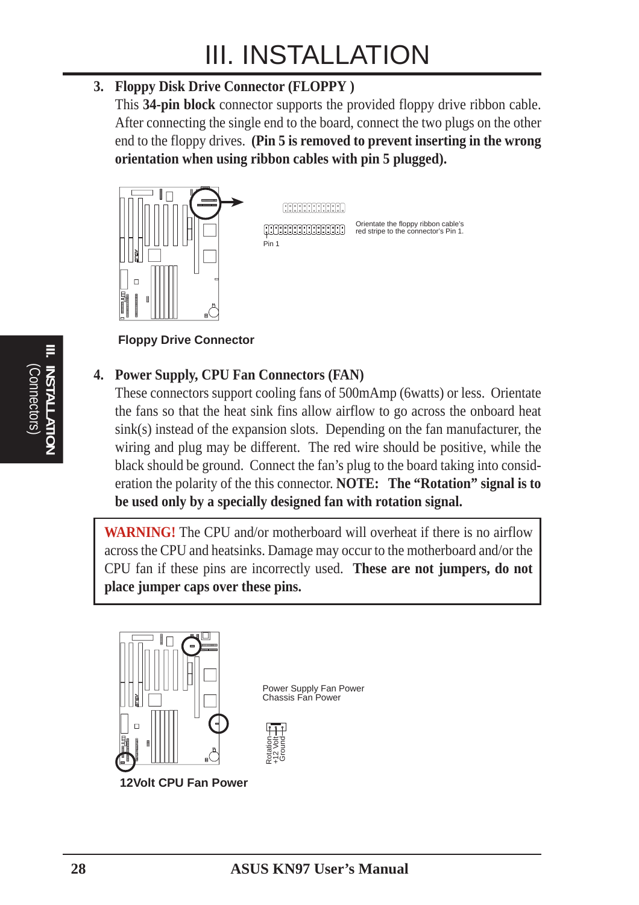# III. INSTALLATION

3. **Floppy Disk Drive Connector (FLOPPY )**

   This **34-pin block** connector supports the provided floppy drive ribbon cable. After connecting the single end to the board, connect the two plugs on the other end to the floppy drives. **(Pin 5 is removed to prevent inserting in the wrong orientation when using ribbon cables with pin 5 plugged).**

Orientate the floppy ribbon cable's red stripe to the connector's Pin 1.

Pin 1

**Floppy Drive Connector**

4. **Power Supply, CPU Fan Connectors (FAN)**

   These connectors support cooling fans of 500mAmp (6watts) or less. Orientate the fans so that the heat sink fins allow airflow to go across the onboard heat sink(s) instead of the expansion slots. Depending on the fan manufacturer, the wiring and plug may be different. The red wire should be positive, while the black should be ground. Connect the fan's plug to the board taking into consideration the polarity of the this connector. **NOTE: The "Rotation" signal is to be used only by a specially designed fan with rotation signal.**

> **WARNING!** The CPU and/or motherboard will overheat if there is no airflow across the CPU and heatsinks. Damage may occur to the motherboard and/or the CPU fan if these pins are incorrectly used. **These are not jumpers, do not place jumper caps over these pins.**

Power Supply Fan Power
Chassis Fan Power

Rotation
+12 Volt
Ground

**12Volt CPU Fan Power**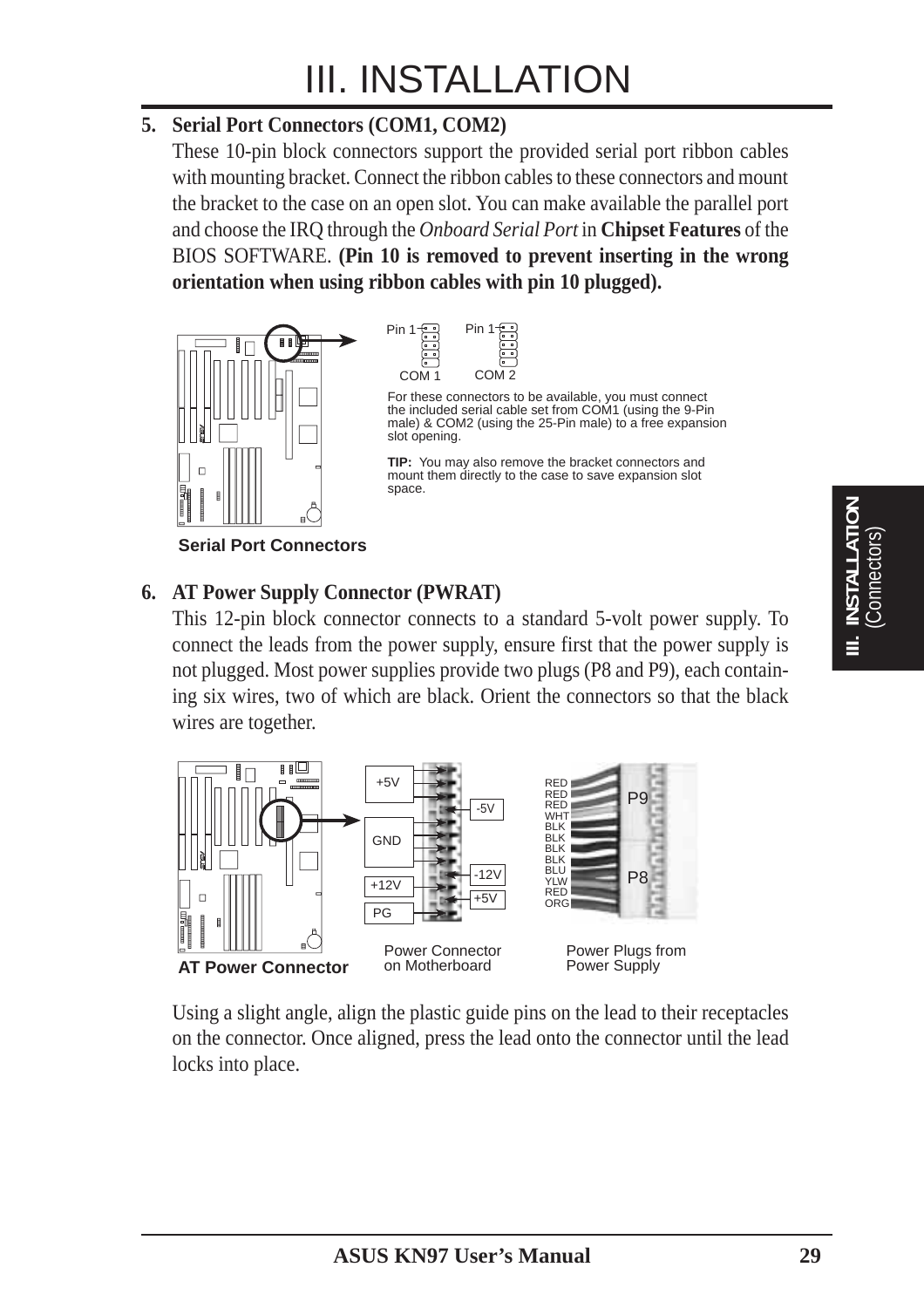# III. INSTALLATION

**5. Serial Port Connectors (COM1, COM2)**

These 10-pin block connectors support the provided serial port ribbon cables with mounting bracket. Connect the ribbon cables to these connectors and mount the bracket to the case on an open slot. You can make available the parallel port and choose the IRQ through the *Onboard Serial Port* in **Chipset Features** of the BIOS SOFTWARE. **(Pin 10 is removed to prevent inserting in the wrong orientation when using ribbon cables with pin 10 plugged).**

Pin 1 COM 1 &nbsp;&nbsp; Pin 1 COM 2

For these connectors to be available, you must connect the included serial cable set from COM1 (using the 9-Pin male) & COM2 (using the 25-Pin male) to a free expansion slot opening.

**TIP:** You may also remove the bracket connectors and mount them directly to the case to save expansion slot space.

**Serial Port Connectors**

**6. AT Power Supply Connector (PWRAT)**

This 12-pin block connector connects to a standard 5-volt power supply. To connect the leads from the power supply, ensure first that the power supply is not plugged. Most power supplies provide two plugs (P8 and P9), each containing six wires, two of which are black. Orient the connectors so that the black wires are together.

+5V, -5V, GND, -12V, +12V, +5V, PG

Power Connector on Motherboard

RED, RED, RED, WHT, BLK, BLK, BLK, BLK, BLU, YLW, RED, ORG — P9, P8

Power Plugs from Power Supply

**AT Power Connector**

Using a slight angle, align the plastic guide pins on the lead to their receptacles on the connector. Once aligned, press the lead onto the connector until the lead locks into place.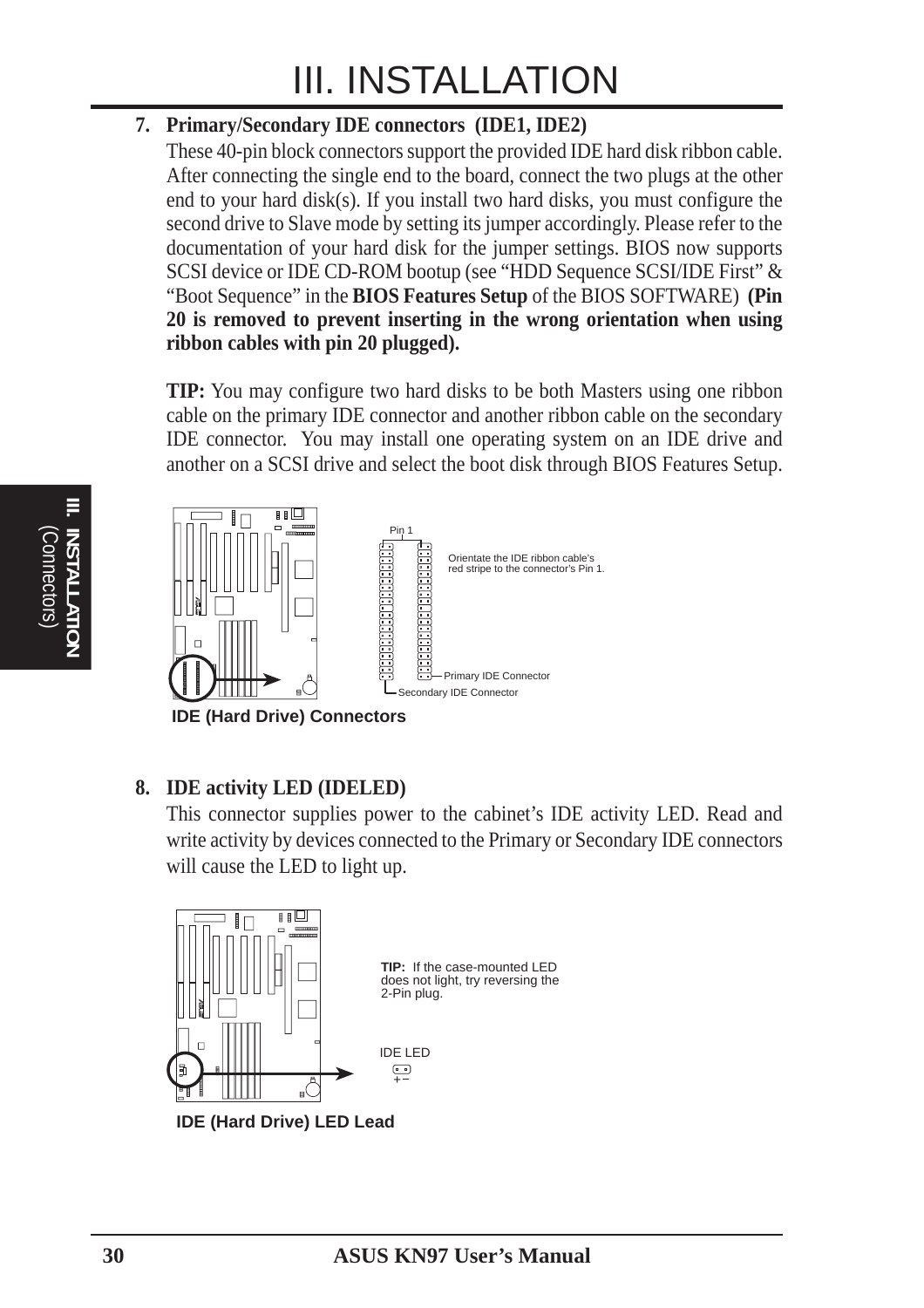**7. Primary/Secondary IDE connectors (IDE1, IDE2)**

These 40-pin block connectors support the provided IDE hard disk ribbon cable. After connecting the single end to the board, connect the two plugs at the other end to your hard disk(s). If you install two hard disks, you must configure the second drive to Slave mode by setting its jumper accordingly. Please refer to the documentation of your hard disk for the jumper settings. BIOS now supports SCSI device or IDE CD-ROM bootup (see "HDD Sequence SCSI/IDE First" & "Boot Sequence" in the **BIOS Features Setup** of the BIOS SOFTWARE) **(Pin 20 is removed to prevent inserting in the wrong orientation when using ribbon cables with pin 20 plugged).**

**TIP:** You may configure two hard disks to be both Masters using one ribbon cable on the primary IDE connector and another ribbon cable on the secondary IDE connector. You may install one operating system on an IDE drive and another on a SCSI drive and select the boot disk through BIOS Features Setup.

Pin 1

Orientate the IDE ribbon cable's red stripe to the connector's Pin 1.

Primary IDE Connector

Secondary IDE Connector

**IDE (Hard Drive) Connectors**

**8. IDE activity LED (IDELED)**

This connector supplies power to the cabinet's IDE activity LED. Read and write activity by devices connected to the Primary or Secondary IDE connectors will cause the LED to light up.

**TIP:** If the case-mounted LED does not light, try reversing the 2-Pin plug.

IDE LED

\+ −

**IDE (Hard Drive) LED Lead**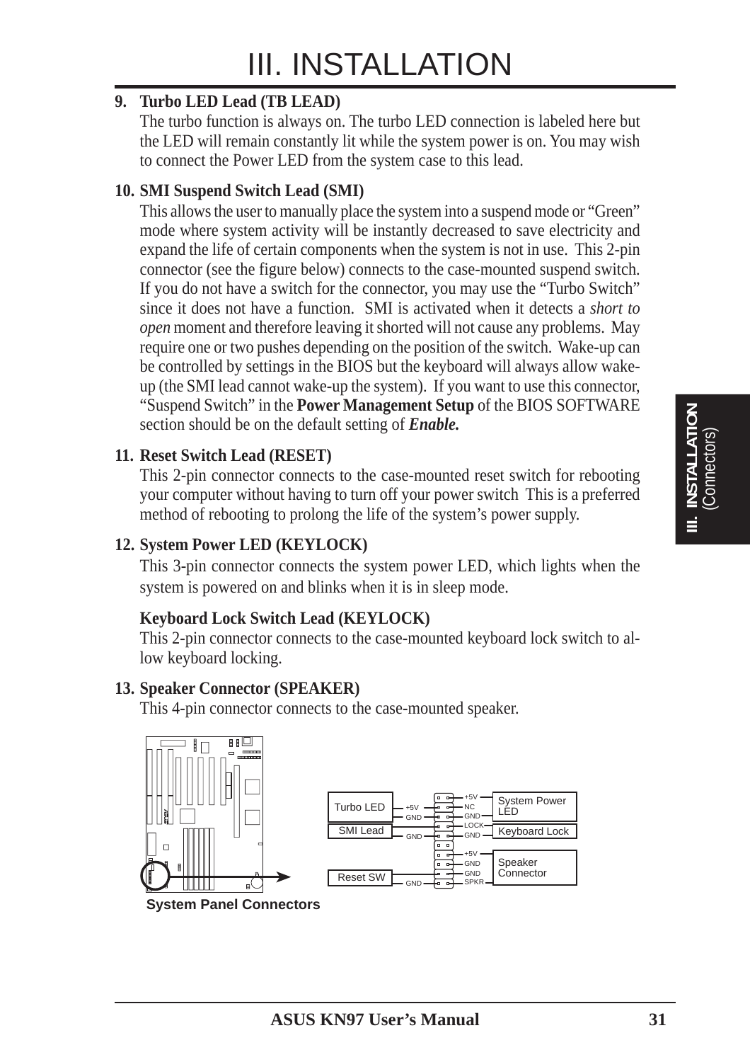# III. INSTALLATION

**9. Turbo LED Lead (TB LEAD)**

The turbo function is always on. The turbo LED connection is labeled here but the LED will remain constantly lit while the system power is on. You may wish to connect the Power LED from the system case to this lead.

**10. SMI Suspend Switch Lead (SMI)**

This allows the user to manually place the system into a suspend mode or "Green" mode where system activity will be instantly decreased to save electricity and expand the life of certain components when the system is not in use. This 2-pin connector (see the figure below) connects to the case-mounted suspend switch. If you do not have a switch for the connector, you may use the "Turbo Switch" since it does not have a function. SMI is activated when it detects a *short to open* moment and therefore leaving it shorted will not cause any problems. May require one or two pushes depending on the position of the switch. Wake-up can be controlled by settings in the BIOS but the keyboard will always allow wake-up (the SMI lead cannot wake-up the system). If you want to use this connector, "Suspend Switch" in the **Power Management Setup** of the BIOS SOFTWARE section should be on the default setting of ***Enable.***

**11. Reset Switch Lead (RESET)**

This 2-pin connector connects to the case-mounted reset switch for rebooting your computer without having to turn off your power switch This is a preferred method of rebooting to prolong the life of the system's power supply.

**12. System Power LED (KEYLOCK)**

This 3-pin connector connects the system power LED, which lights when the system is powered on and blinks when it is in sleep mode.

**Keyboard Lock Switch Lead (KEYLOCK)**

This 2-pin connector connects to the case-mounted keyboard lock switch to allow keyboard locking.

**13. Speaker Connector (SPEAKER)**

This 4-pin connector connects to the case-mounted speaker.

Turbo LED: +5V, GND
SMI Lead: GND
Reset SW: GND
System Power LED: +5V, NC, GND
Keyboard Lock: LOCK, GND
Speaker Connector: +5V, GND, GND, SPKR

**System Panel Connectors**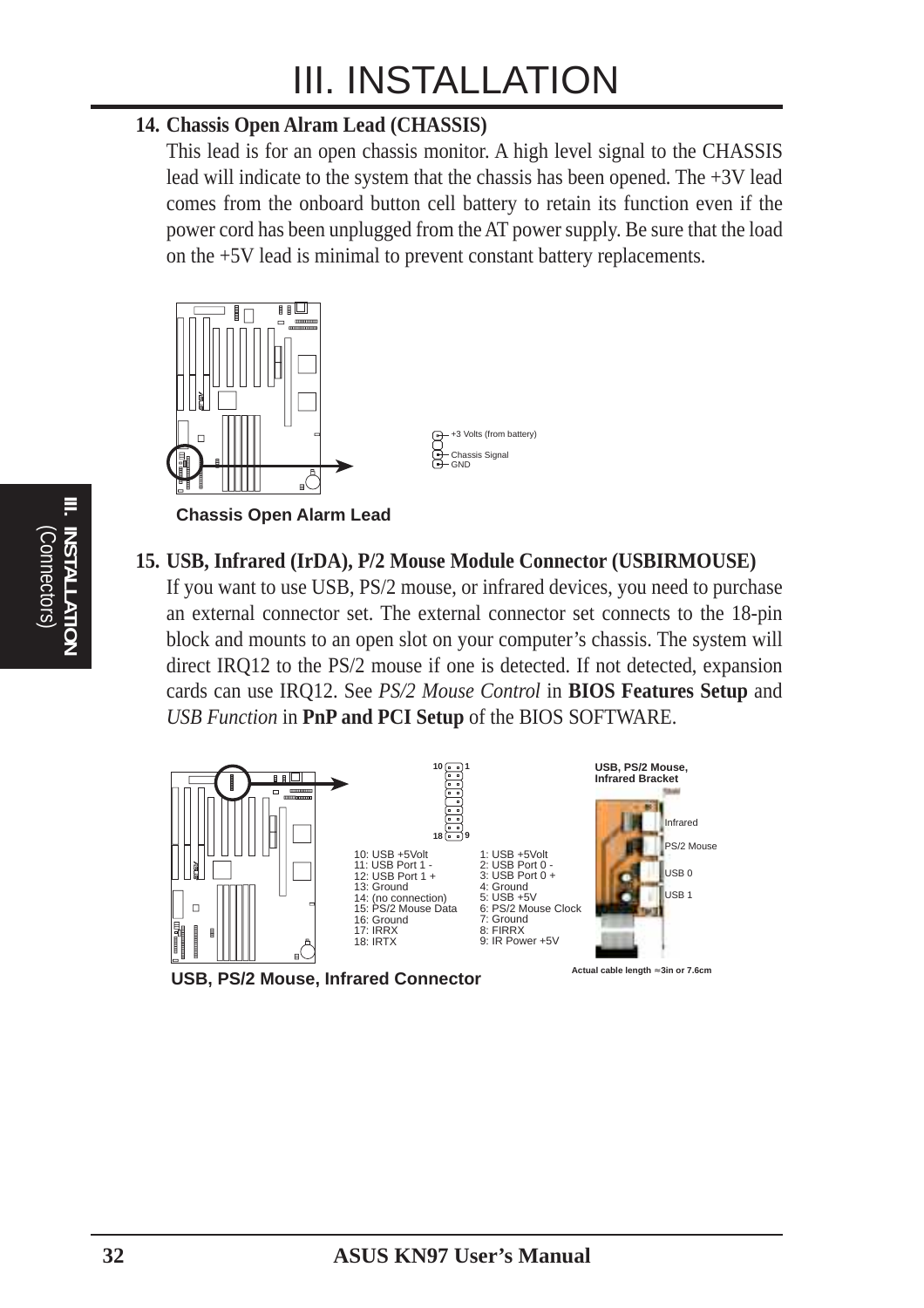# III. INSTALLATION

**14. Chassis Open Alram Lead (CHASSIS)**

This lead is for an open chassis monitor. A high level signal to the CHASSIS lead will indicate to the system that the chassis has been opened. The +3V lead comes from the onboard button cell battery to retain its function even if the power cord has been unplugged from the AT power supply. Be sure that the load on the +5V lead is minimal to prevent constant battery replacements.

+3 Volts (from battery)
Chassis Signal
GND

**Chassis Open Alarm Lead**

**15. USB, Infrared (IrDA), P/2 Mouse Module Connector (USBIRMOUSE)**

If you want to use USB, PS/2 mouse, or infrared devices, you need to purchase an external connector set. The external connector set connects to the 18-pin block and mounts to an open slot on your computer's chassis. The system will direct IRQ12 to the PS/2 mouse if one is detected. If not detected, expansion cards can use IRQ12. See *PS/2 Mouse Control* in **BIOS Features Setup** and *USB Function* in **PnP and PCI Setup** of the BIOS SOFTWARE.

| Pins 10–18 | Pins 1–9 |
|---|---|
| 10: USB +5Volt | 1: USB +5Volt |
| 11: USB Port 1 - | 2: USB Port 0 - |
| 12: USB Port 1 + | 3: USB Port 0 + |
| 13: Ground | 4: Ground |
| 14: (no connection) | 5: USB +5V |
| 15: PS/2 Mouse Data | 6: PS/2 Mouse Clock |
| 16: Ground | 7: Ground |
| 17: IRRX | 8: FIRRX |
| 18: IRTX | 9: IR Power +5V |

**USB, PS/2 Mouse, Infrared Bracket**

Infrared
PS/2 Mouse
USB 0
USB 1

Actual cable length ≈3in or 7.6cm

**USB, PS/2 Mouse, Infrared Connector**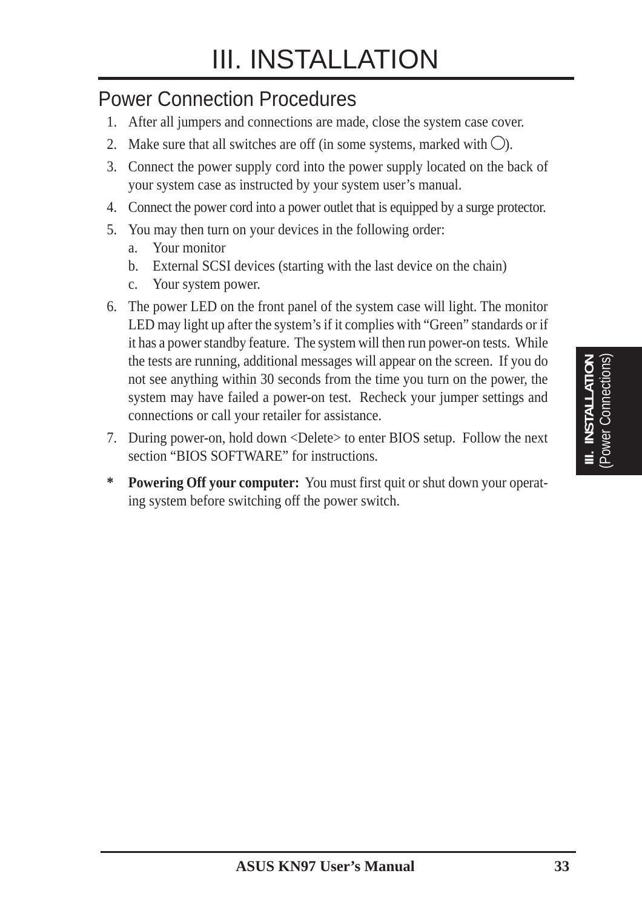# III. INSTALLATION

## Power Connection Procedures

1. After all jumpers and connections are made, close the system case cover.
2. Make sure that all switches are off (in some systems, marked with ◯).
3. Connect the power supply cord into the power supply located on the back of your system case as instructed by your system user's manual.
4. Connect the power cord into a power outlet that is equipped by a surge protector.
5. You may then turn on your devices in the following order:
   a. Your monitor
   b. External SCSI devices (starting with the last device on the chain)
   c. Your system power.
6. The power LED on the front panel of the system case will light. The monitor LED may light up after the system's if it complies with "Green" standards or if it has a power standby feature. The system will then run power-on tests. While the tests are running, additional messages will appear on the screen. If you do not see anything within 30 seconds from the time you turn on the power, the system may have failed a power-on test. Recheck your jumper settings and connections or call your retailer for assistance.
7. During power-on, hold down <Delete> to enter BIOS setup. Follow the next section "BIOS SOFTWARE" for instructions.

\* **Powering Off your computer:** You must first quit or shut down your operating system before switching off the power switch.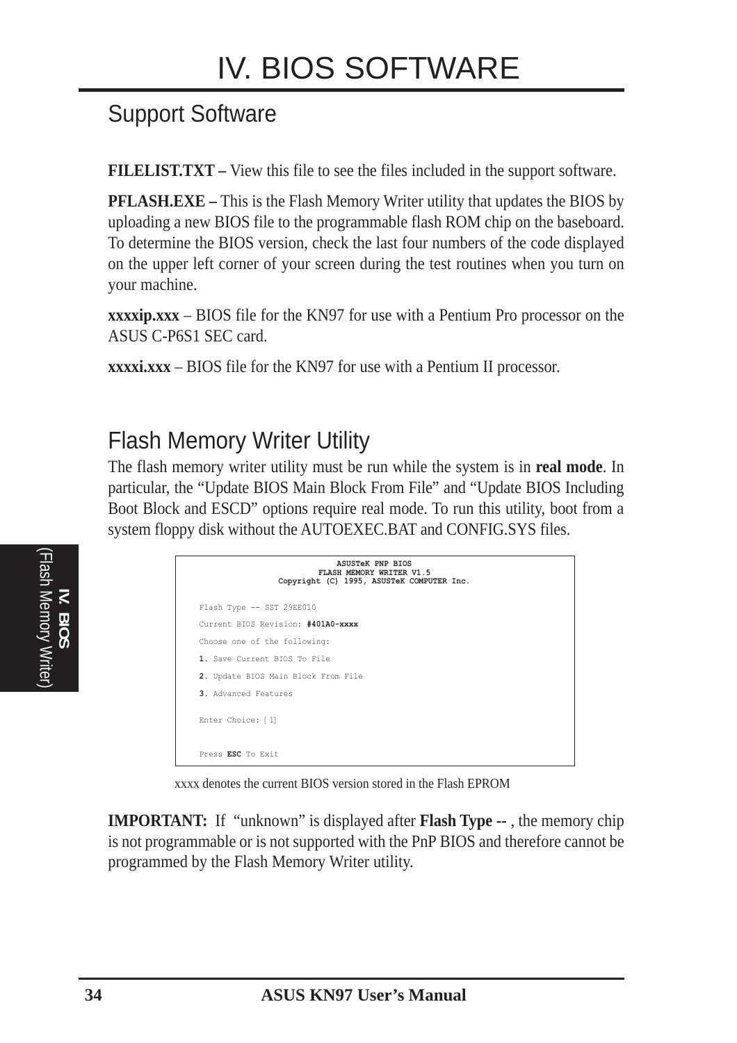# IV. BIOS SOFTWARE

## Support Software

**FILELIST.TXT –** View this file to see the files included in the support software.

**PFLASH.EXE –** This is the Flash Memory Writer utility that updates the BIOS by uploading a new BIOS file to the programmable flash ROM chip on the baseboard. To determine the BIOS version, check the last four numbers of the code displayed on the upper left corner of your screen during the test routines when you turn on your machine.

**xxxxip.xxx** – BIOS file for the KN97 for use with a Pentium Pro processor on the ASUS C-P6S1 SEC card.

**xxxxi.xxx** – BIOS file for the KN97 for use with a Pentium II processor.

## Flash Memory Writer Utility

The flash memory writer utility must be run while the system is in **real mode**. In particular, the "Update BIOS Main Block From File" and "Update BIOS Including Boot Block and ESCD" options require real mode. To run this utility, boot from a system floppy disk without the AUTOEXEC.BAT and CONFIG.SYS files.

```
                    ASUSTeK PNP BIOS
               FLASH MEMORY WRITER V1.5
        Copyright (C) 1995, ASUSTeK COMPUTER Inc.

Flash Type -- SST 29EE010
Current BIOS Revision: #401A0-xxxx
Choose one of the following:
1. Save Current BIOS To File
2. Update BIOS Main Block From File
3. Advanced Features

Enter Choice: [1]


Press ESC To Exit
```

xxxx denotes the current BIOS version stored in the Flash EPROM

**IMPORTANT:** If "unknown" is displayed after **Flash Type --** , the memory chip is not programmable or is not supported with the PnP BIOS and therefore cannot be programmed by the Flash Memory Writer utility.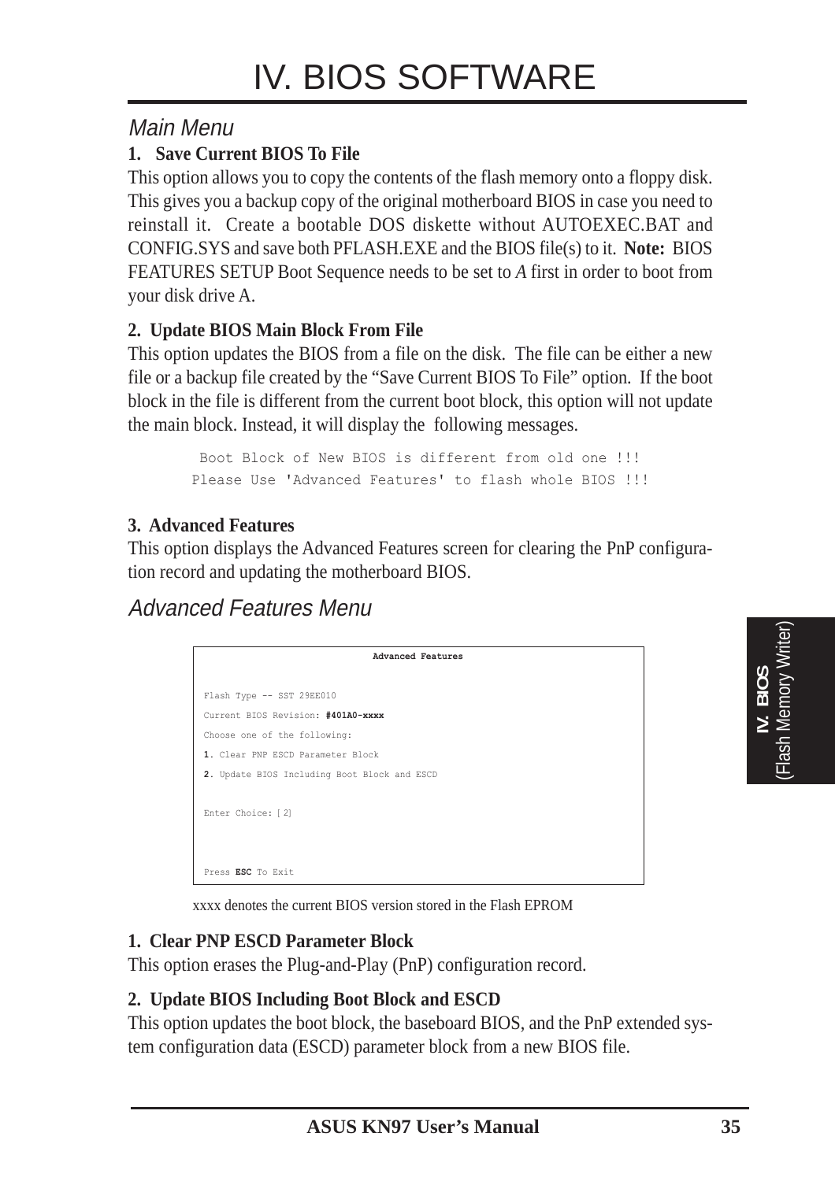# IV. BIOS SOFTWARE

## Main Menu

**1. Save Current BIOS To File**

This option allows you to copy the contents of the flash memory onto a floppy disk. This gives you a backup copy of the original motherboard BIOS in case you need to reinstall it. Create a bootable DOS diskette without AUTOEXEC.BAT and CONFIG.SYS and save both PFLASH.EXE and the BIOS file(s) to it. **Note:** BIOS FEATURES SETUP Boot Sequence needs to be set to *A* first in order to boot from your disk drive A.

**2. Update BIOS Main Block From File**

This option updates the BIOS from a file on the disk. The file can be either a new file or a backup file created by the "Save Current BIOS To File" option. If the boot block in the file is different from the current boot block, this option will not update the main block. Instead, it will display the following messages.

```
 Boot Block of New BIOS is different from old one !!!
Please Use 'Advanced Features' to flash whole BIOS !!!
```

**3. Advanced Features**

This option displays the Advanced Features screen for clearing the PnP configuration record and updating the motherboard BIOS.

## Advanced Features Menu

```
                    Advanced Features

Flash Type -- SST 29EE010
Current BIOS Revision: #401A0-xxxx
Choose one of the following:
1. Clear PNP ESCD Parameter Block
2. Update BIOS Including Boot Block and ESCD

Enter Choice: [ 2]



Press ESC To Exit
```

xxxx denotes the current BIOS version stored in the Flash EPROM

**1. Clear PNP ESCD Parameter Block**

This option erases the Plug-and-Play (PnP) configuration record.

**2. Update BIOS Including Boot Block and ESCD**

This option updates the boot block, the baseboard BIOS, and the PnP extended system configuration data (ESCD) parameter block from a new BIOS file.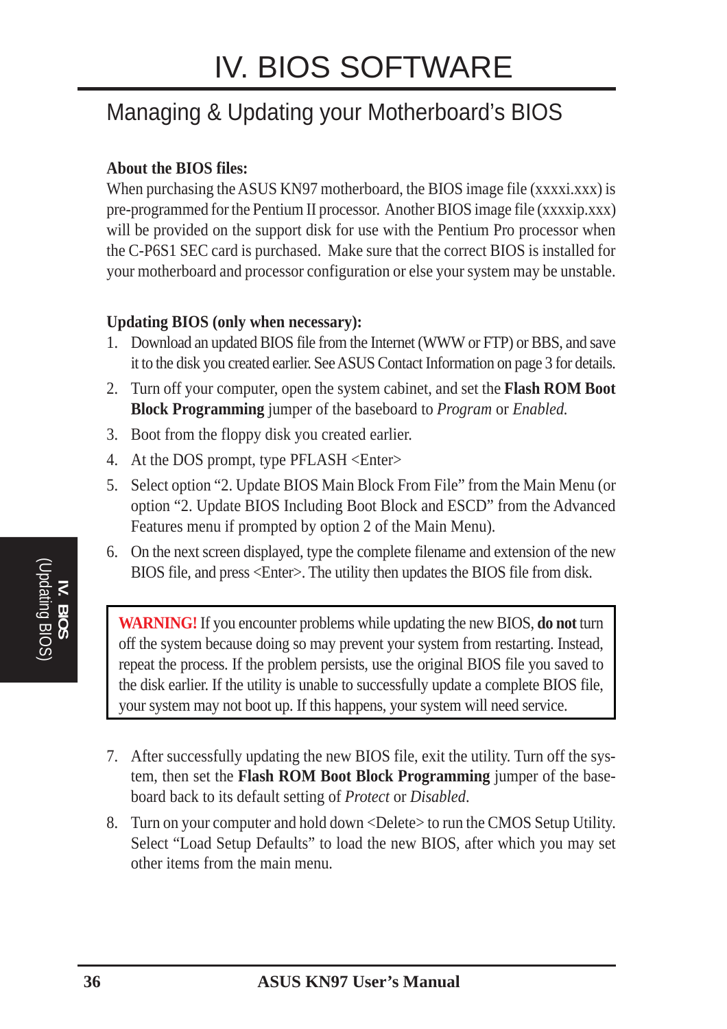# IV. BIOS SOFTWARE

## Managing & Updating your Motherboard's BIOS

**About the BIOS files:**

When purchasing the ASUS KN97 motherboard, the BIOS image file (xxxxi.xxx) is pre-programmed for the Pentium II processor. Another BIOS image file (xxxxip.xxx) will be provided on the support disk for use with the Pentium Pro processor when the C-P6S1 SEC card is purchased. Make sure that the correct BIOS is installed for your motherboard and processor configuration or else your system may be unstable.

**Updating BIOS (only when necessary):**

1. Download an updated BIOS file from the Internet (WWW or FTP) or BBS, and save it to the disk you created earlier. See ASUS Contact Information on page 3 for details.
2. Turn off your computer, open the system cabinet, and set the **Flash ROM Boot Block Programming** jumper of the baseboard to *Program* or *Enabled.*
3. Boot from the floppy disk you created earlier.
4. At the DOS prompt, type PFLASH <Enter>
5. Select option "2. Update BIOS Main Block From File" from the Main Menu (or option "2. Update BIOS Including Boot Block and ESCD" from the Advanced Features menu if prompted by option 2 of the Main Menu).
6. On the next screen displayed, type the complete filename and extension of the new BIOS file, and press <Enter>. The utility then updates the BIOS file from disk.

> **WARNING!** If you encounter problems while updating the new BIOS, **do not** turn off the system because doing so may prevent your system from restarting. Instead, repeat the process. If the problem persists, use the original BIOS file you saved to the disk earlier. If the utility is unable to successfully update a complete BIOS file, your system may not boot up. If this happens, your system will need service.

7. After successfully updating the new BIOS file, exit the utility. Turn off the system, then set the **Flash ROM Boot Block Programming** jumper of the baseboard back to its default setting of *Protect* or *Disabled*.
8. Turn on your computer and hold down <Delete> to run the CMOS Setup Utility. Select "Load Setup Defaults" to load the new BIOS, after which you may set other items from the main menu.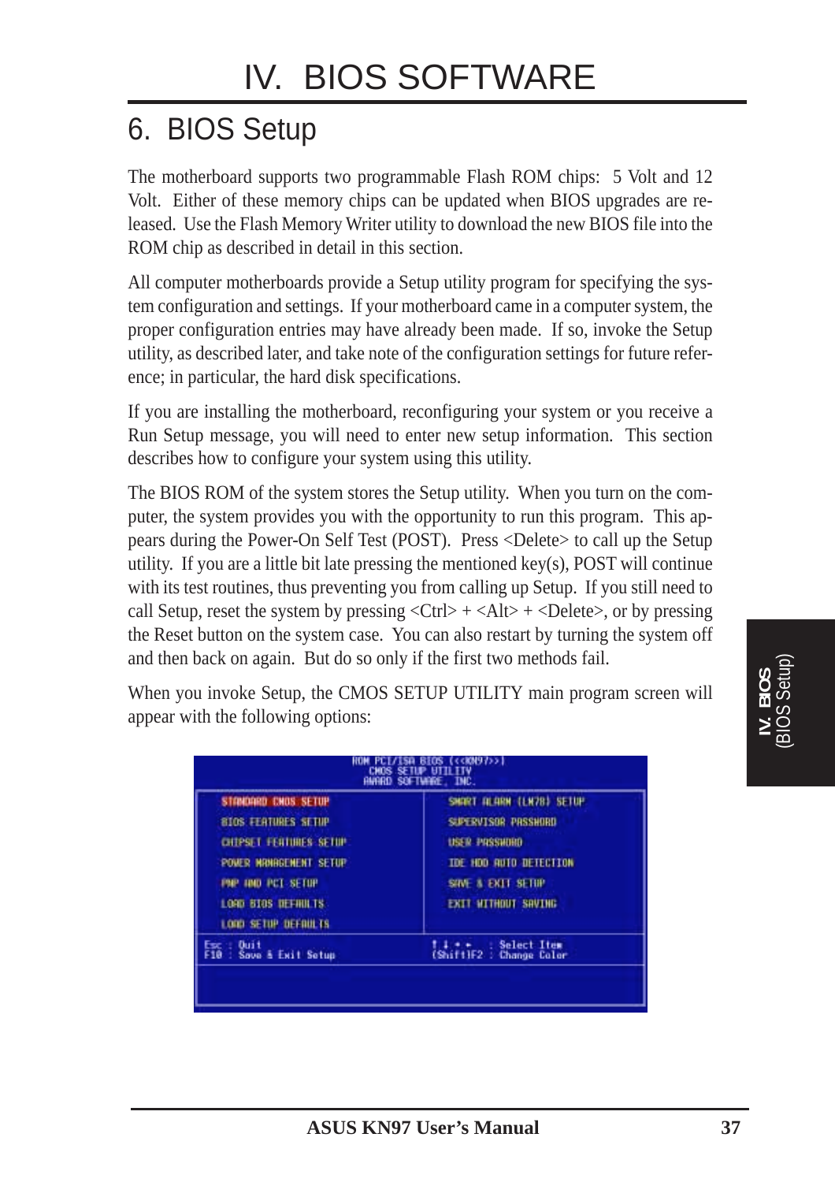# IV. BIOS SOFTWARE

## 6. BIOS Setup

The motherboard supports two programmable Flash ROM chips: 5 Volt and 12 Volt. Either of these memory chips can be updated when BIOS upgrades are released. Use the Flash Memory Writer utility to download the new BIOS file into the ROM chip as described in detail in this section.

All computer motherboards provide a Setup utility program for specifying the system configuration and settings. If your motherboard came in a computer system, the proper configuration entries may have already been made. If so, invoke the Setup utility, as described later, and take note of the configuration settings for future reference; in particular, the hard disk specifications.

If you are installing the motherboard, reconfiguring your system or you receive a Run Setup message, you will need to enter new setup information. This section describes how to configure your system using this utility.

The BIOS ROM of the system stores the Setup utility. When you turn on the computer, the system provides you with the opportunity to run this program. This appears during the Power-On Self Test (POST). Press <Delete> to call up the Setup utility. If you are a little bit late pressing the mentioned key(s), POST will continue with its test routines, thus preventing you from calling up Setup. If you still need to call Setup, reset the system by pressing <Ctrl> + <Alt> + <Delete>, or by pressing the Reset button on the system case. You can also restart by turning the system off and then back on again. But do so only if the first two methods fail.

When you invoke Setup, the CMOS SETUP UTILITY main program screen will appear with the following options:

```
                 ROM PCI/ISA BIOS (<<KN97>>)
                    CMOS SETUP UTILITY
                   AWARD SOFTWARE, INC.

  STANDARD CMOS SETUP            SMART ALARM (LM78) SETUP
  BIOS FEATURES SETUP            SUPERVISOR PASSWORD
  CHIPSET FEATURES SETUP         USER PASSWORD
  POWER MANAGEMENT SETUP         IDE HDD AUTO DETECTION
  PNP AND PCI SETUP              SAVE & EXIT SETUP
  LOAD BIOS DEFAULTS             EXIT WITHOUT SAVING
  LOAD SETUP DEFAULTS

  Esc : Quit                     ↑ ↓ → ←   : Select Item
  F10 : Save & Exit Setup        (Shift)F2 : Change Color
```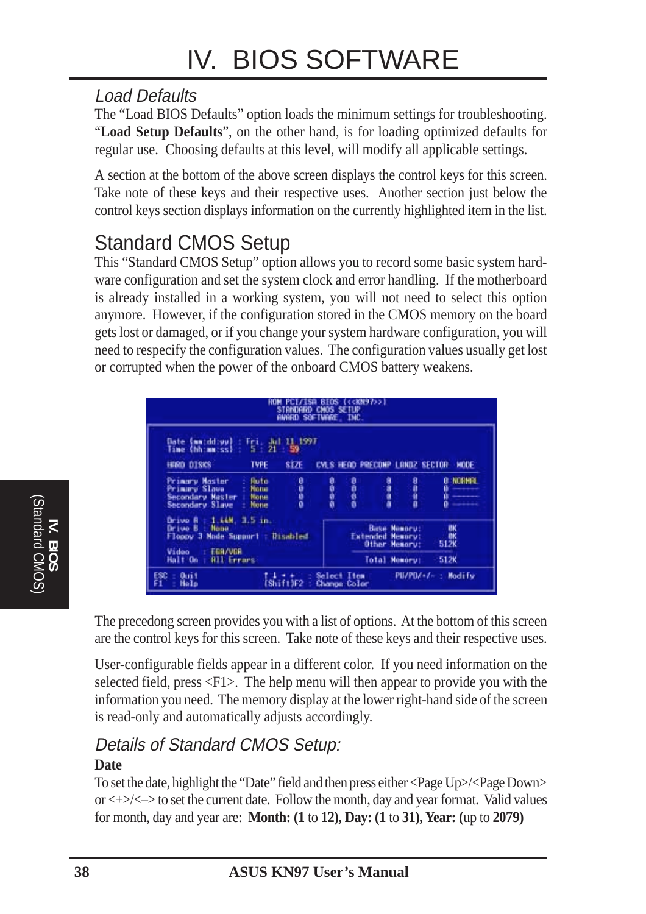## Load Defaults

The "Load BIOS Defaults" option loads the minimum settings for troubleshooting. "**Load Setup Defaults**", on the other hand, is for loading optimized defaults for regular use. Choosing defaults at this level, will modify all applicable settings.

A section at the bottom of the above screen displays the control keys for this screen. Take note of these keys and their respective uses. Another section just below the control keys section displays information on the currently highlighted item in the list.

## Standard CMOS Setup

This "Standard CMOS Setup" option allows you to record some basic system hardware configuration and set the system clock and error handling. If the motherboard is already installed in a working system, you will not need to select this option anymore. However, if the configuration stored in the CMOS memory on the board gets lost or damaged, or if you change your system hardware configuration, you will need to respecify the configuration values. The configuration values usually get lost or corrupted when the power of the onboard CMOS battery weakens.

```
ROM PCI/ISA BIOS (<<KN97>>)
STANDARD CMOS SETUP
AWARD SOFTWARE, INC.

Date (mm:dd:yy) : Fri, Jul 11 1997
Time (hh:mm:ss) :  5 : 21 : 59

HARD DISKS          TYPE    SIZE   CYLS HEAD PRECOMP LANDZ SECTOR  MODE

Primary Master    : Auto     0      0    0      0      0     0    NORMAL
Primary Slave     : None     0      0    0      0      0     0    -------
Secondary Master  : None     0      0    0      0      0     0    -------
Secondary Slave   : None     0      0    0      0      0     0    -------

Drive A : 1.44M, 3.5 in.
Drive B : None                                    Base Memory:     0K
Floppy 3 Mode Support : Disabled              Extended Memory:     0K
                                                 Other Memory:   512K
Video   : EGA/VGA
Halt On : All Errors                             Total Memory:   512K

ESC : Quit          ↑ ↓ → ←   : Select Item      PU/PD/+/- : Modify
F1  : Help          (Shift)F2 : Change Color
```

The precedong screen provides you with a list of options. At the bottom of this screen are the control keys for this screen. Take note of these keys and their respective uses.

User-configurable fields appear in a different color. If you need information on the selected field, press <F1>. The help menu will then appear to provide you with the information you need. The memory display at the lower right-hand side of the screen is read-only and automatically adjusts accordingly.

### Details of Standard CMOS Setup:

**Date**

To set the date, highlight the "Date" field and then press either <Page Up>/<Page Down> or <+>/<–> to set the current date. Follow the month, day and year format. Valid values for month, day and year are: **Month: (1** to **12), Day: (1** to **31), Year: (**up to **2079)**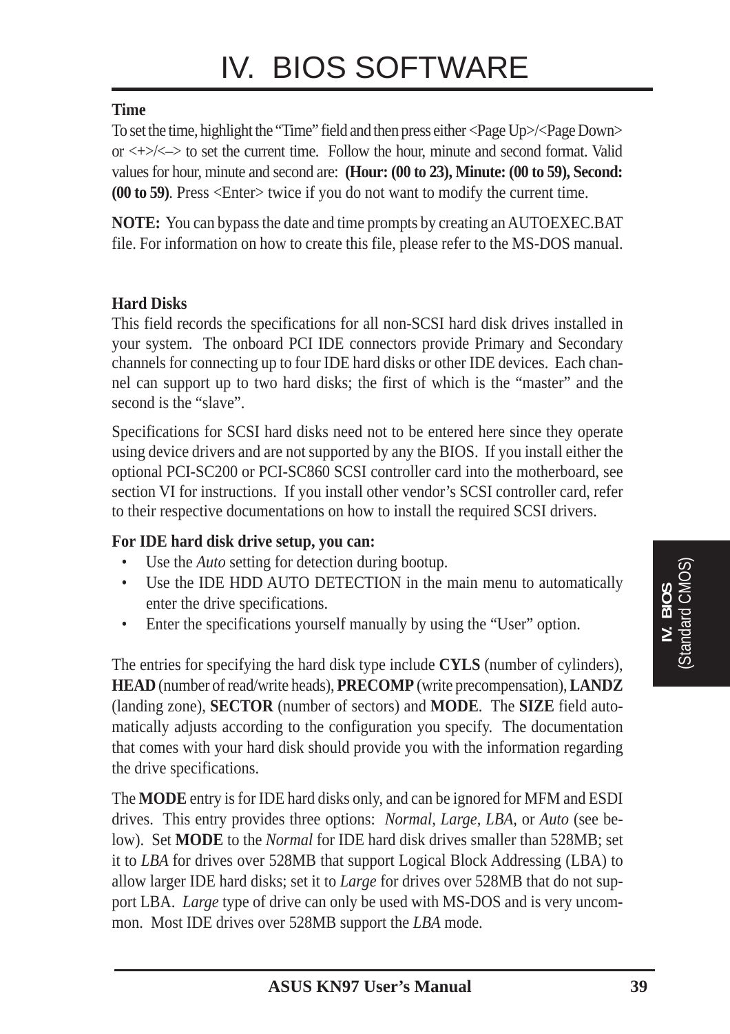**Time**

To set the time, highlight the "Time" field and then press either <Page Up>/<Page Down> or <+>/<–> to set the current time. Follow the hour, minute and second format. Valid values for hour, minute and second are: **(Hour: (00 to 23), Minute: (00 to 59), Second: (00 to 59)**. Press <Enter> twice if you do not want to modify the current time.

**NOTE:** You can bypass the date and time prompts by creating an AUTOEXEC.BAT file. For information on how to create this file, please refer to the MS-DOS manual.

**Hard Disks**

This field records the specifications for all non-SCSI hard disk drives installed in your system. The onboard PCI IDE connectors provide Primary and Secondary channels for connecting up to four IDE hard disks or other IDE devices. Each channel can support up to two hard disks; the first of which is the "master" and the second is the "slave".

Specifications for SCSI hard disks need not to be entered here since they operate using device drivers and are not supported by any the BIOS. If you install either the optional PCI-SC200 or PCI-SC860 SCSI controller card into the motherboard, see section VI for instructions. If you install other vendor's SCSI controller card, refer to their respective documentations on how to install the required SCSI drivers.

**For IDE hard disk drive setup, you can:**

- Use the *Auto* setting for detection during bootup.
- Use the IDE HDD AUTO DETECTION in the main menu to automatically enter the drive specifications.
- Enter the specifications yourself manually by using the "User" option.

The entries for specifying the hard disk type include **CYLS** (number of cylinders), **HEAD** (number of read/write heads), **PRECOMP** (write precompensation), **LANDZ** (landing zone), **SECTOR** (number of sectors) and **MODE**. The **SIZE** field automatically adjusts according to the configuration you specify. The documentation that comes with your hard disk should provide you with the information regarding the drive specifications.

The **MODE** entry is for IDE hard disks only, and can be ignored for MFM and ESDI drives. This entry provides three options: *Normal, Large, LBA*, or *Auto* (see below). Set **MODE** to the *Normal* for IDE hard disk drives smaller than 528MB; set it to *LBA* for drives over 528MB that support Logical Block Addressing (LBA) to allow larger IDE hard disks; set it to *Large* for drives over 528MB that do not support LBA. *Large* type of drive can only be used with MS-DOS and is very uncommon. Most IDE drives over 528MB support the *LBA* mode.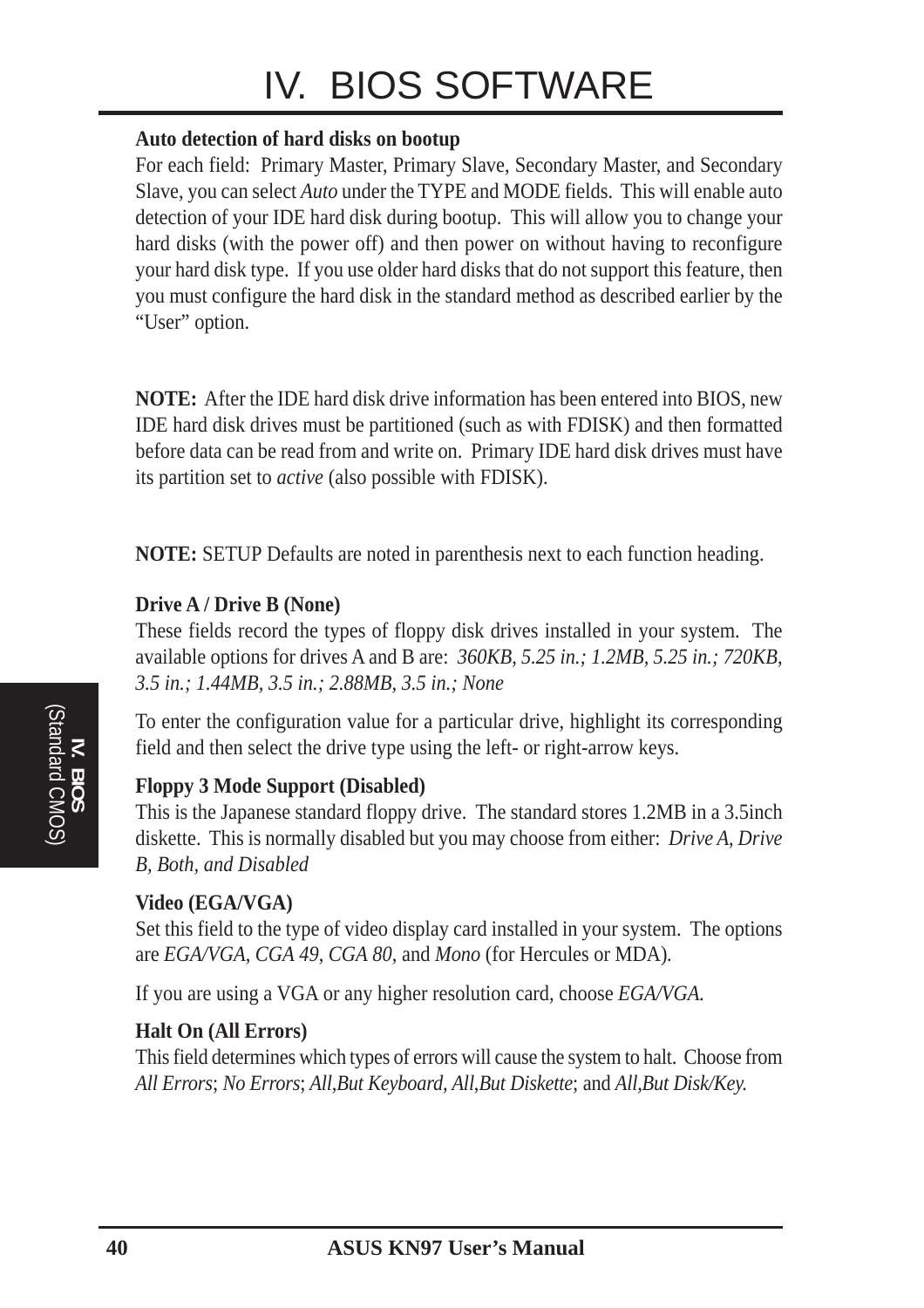**Auto detection of hard disks on bootup**

For each field: Primary Master, Primary Slave, Secondary Master, and Secondary Slave, you can select *Auto* under the TYPE and MODE fields. This will enable auto detection of your IDE hard disk during bootup. This will allow you to change your hard disks (with the power off) and then power on without having to reconfigure your hard disk type. If you use older hard disks that do not support this feature, then you must configure the hard disk in the standard method as described earlier by the "User" option.

**NOTE:** After the IDE hard disk drive information has been entered into BIOS, new IDE hard disk drives must be partitioned (such as with FDISK) and then formatted before data can be read from and write on. Primary IDE hard disk drives must have its partition set to *active* (also possible with FDISK).

**NOTE:** SETUP Defaults are noted in parenthesis next to each function heading.

**Drive A / Drive B (None)**

These fields record the types of floppy disk drives installed in your system. The available options for drives A and B are: *360KB, 5.25 in.; 1.2MB, 5.25 in.; 720KB, 3.5 in.; 1.44MB, 3.5 in.; 2.88MB, 3.5 in.; None*

To enter the configuration value for a particular drive, highlight its corresponding field and then select the drive type using the left- or right-arrow keys.

**Floppy 3 Mode Support (Disabled)**

This is the Japanese standard floppy drive. The standard stores 1.2MB in a 3.5inch diskette. This is normally disabled but you may choose from either: *Drive A, Drive B, Both, and Disabled*

**Video (EGA/VGA)**

Set this field to the type of video display card installed in your system. The options are *EGA/VGA*, *CGA 49*, *CGA 80*, and *Mono* (for Hercules or MDA).

If you are using a VGA or any higher resolution card, choose *EGA/VGA.*

**Halt On (All Errors)**

This field determines which types of errors will cause the system to halt. Choose from *All Errors*; *No Errors*; *All,But Keyboard, All,But Diskette*; and *All,But Disk/Key.*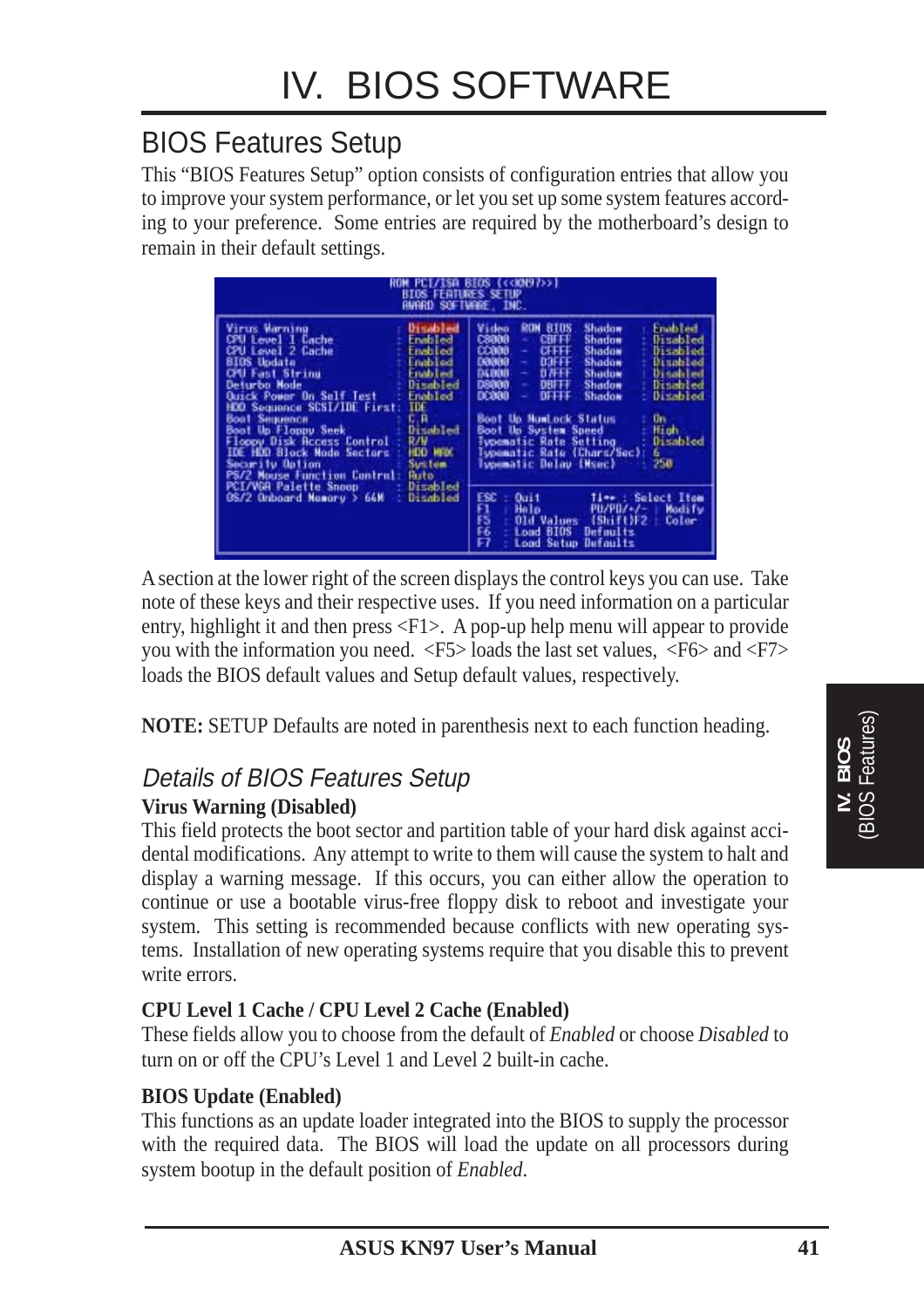# IV. BIOS SOFTWARE

## BIOS Features Setup

This "BIOS Features Setup" option consists of configuration entries that allow you to improve your system performance, or let you set up some system features according to your preference. Some entries are required by the motherboard's design to remain in their default settings.

```
                      ROM PCI/ISA BIOS (<<KN97>>)
                         BIOS FEATURES SETUP
                         AWARD SOFTWARE, INC.

Virus Warning               : Disabled   Video   ROM BIOS  Shadow  : Enabled
CPU Level 1 Cache           : Enabled    C8000 - CBFFF     Shadow  : Disabled
CPU Level 2 Cache           : Enabled    CC000 - CFFFF     Shadow  : Disabled
BIOS Update                 : Enabled    D0000 - D3FFF     Shadow  : Disabled
CPU Fast String             : Enabled    D4000 - D7FFF     Shadow  : Disabled
Deturbo Mode                : Disabled   D8000 - DBFFF     Shadow  : Disabled
Quick Power On Self Test    : Enabled    DC000 - DFFFF     Shadow  : Disabled
HDD Sequence SCSI/IDE First : IDE
Boot Sequence               : C,A        Boot Up NumLock Status     : On
Boot Up Floppy Seek         : Disabled   Boot Up System Speed       : High
Floppy Disk Access Control  : R/W        Typematic Rate Setting     : Disabled
IDE HDD Block Mode Sectors  : HDD MAX    Typematic Rate (Chars/Sec) : 6
Security Option             : System     Typematic Delay (Msec)     : 250
PS/2 Mouse Function Control : Auto
PCI/VGA Palette Snoop       : Disabled   ESC : Quit        ↑↓→← : Select Item
OS/2 Onboard Memory > 64M   : Disabled   F1  : Help        PU/PD/+/- : Modify
                                         F5  : Old Values  (Shift)F2 : Color
                                         F6  : Load BIOS Defaults
                                         F7  : Load Setup Defaults
```

A section at the lower right of the screen displays the control keys you can use. Take note of these keys and their respective uses. If you need information on a particular entry, highlight it and then press <F1>. A pop-up help menu will appear to provide you with the information you need. <F5> loads the last set values, <F6> and <F7> loads the BIOS default values and Setup default values, respectively.

**NOTE:** SETUP Defaults are noted in parenthesis next to each function heading.

### *Details of BIOS Features Setup*

**Virus Warning (Disabled)**

This field protects the boot sector and partition table of your hard disk against accidental modifications. Any attempt to write to them will cause the system to halt and display a warning message. If this occurs, you can either allow the operation to continue or use a bootable virus-free floppy disk to reboot and investigate your system. This setting is recommended because conflicts with new operating systems. Installation of new operating systems require that you disable this to prevent write errors.

**CPU Level 1 Cache / CPU Level 2 Cache (Enabled)**

These fields allow you to choose from the default of *Enabled* or choose *Disabled* to turn on or off the CPU's Level 1 and Level 2 built-in cache.

**BIOS Update (Enabled)**

This functions as an update loader integrated into the BIOS to supply the processor with the required data. The BIOS will load the update on all processors during system bootup in the default position of *Enabled*.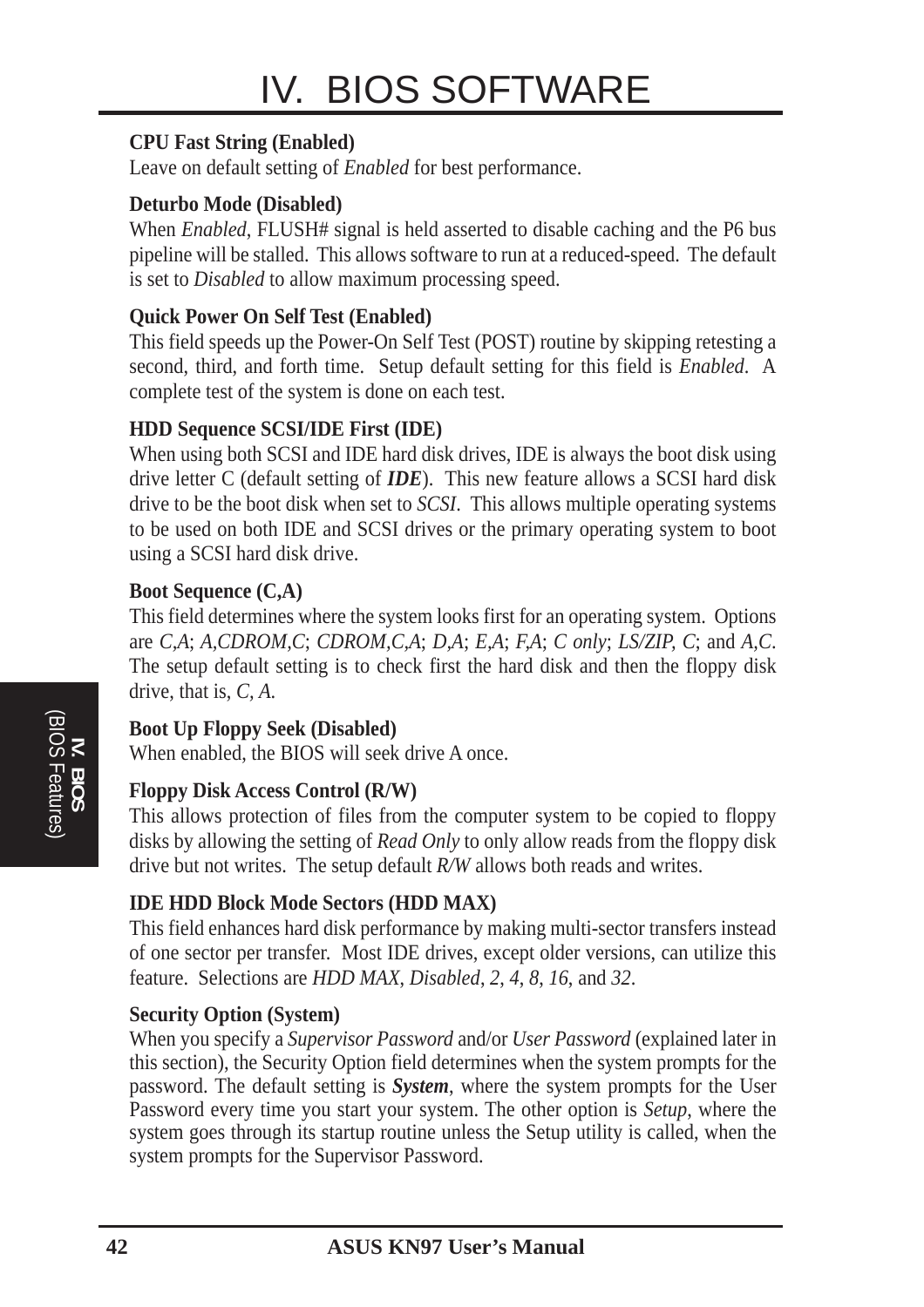**CPU Fast String (Enabled)**
Leave on default setting of *Enabled* for best performance.

**Deturbo Mode (Disabled)**
When *Enabled*, FLUSH# signal is held asserted to disable caching and the P6 bus pipeline will be stalled. This allows software to run at a reduced-speed. The default is set to *Disabled* to allow maximum processing speed.

**Quick Power On Self Test (Enabled)**
This field speeds up the Power-On Self Test (POST) routine by skipping retesting a second, third, and forth time. Setup default setting for this field is *Enabled*. A complete test of the system is done on each test.

**HDD Sequence SCSI/IDE First (IDE)**
When using both SCSI and IDE hard disk drives, IDE is always the boot disk using drive letter C (default setting of ***IDE***). This new feature allows a SCSI hard disk drive to be the boot disk when set to *SCSI*. This allows multiple operating systems to be used on both IDE and SCSI drives or the primary operating system to boot using a SCSI hard disk drive.

**Boot Sequence (C,A)**
This field determines where the system looks first for an operating system. Options are *C,A*; *A,CDROM,C*; *CDROM,C,A*; *D,A*; *E,A*; *F,A*; *C only*; *LS/ZIP, C*; and *A,C*. The setup default setting is to check first the hard disk and then the floppy disk drive, that is, *C, A*.

**Boot Up Floppy Seek (Disabled)**
When enabled, the BIOS will seek drive A once.

**Floppy Disk Access Control (R/W)**
This allows protection of files from the computer system to be copied to floppy disks by allowing the setting of *Read Only* to only allow reads from the floppy disk drive but not writes. The setup default *R/W* allows both reads and writes.

**IDE HDD Block Mode Sectors (HDD MAX)**
This field enhances hard disk performance by making multi-sector transfers instead of one sector per transfer. Most IDE drives, except older versions, can utilize this feature. Selections are *HDD MAX*, *Disabled*, *2*, *4*, *8*, *16*, and *32*.

**Security Option (System)**
When you specify a *Supervisor Password* and/or *User Password* (explained later in this section), the Security Option field determines when the system prompts for the password. The default setting is ***System***, where the system prompts for the User Password every time you start your system. The other option is *Setup*, where the system goes through its startup routine unless the Setup utility is called, when the system prompts for the Supervisor Password.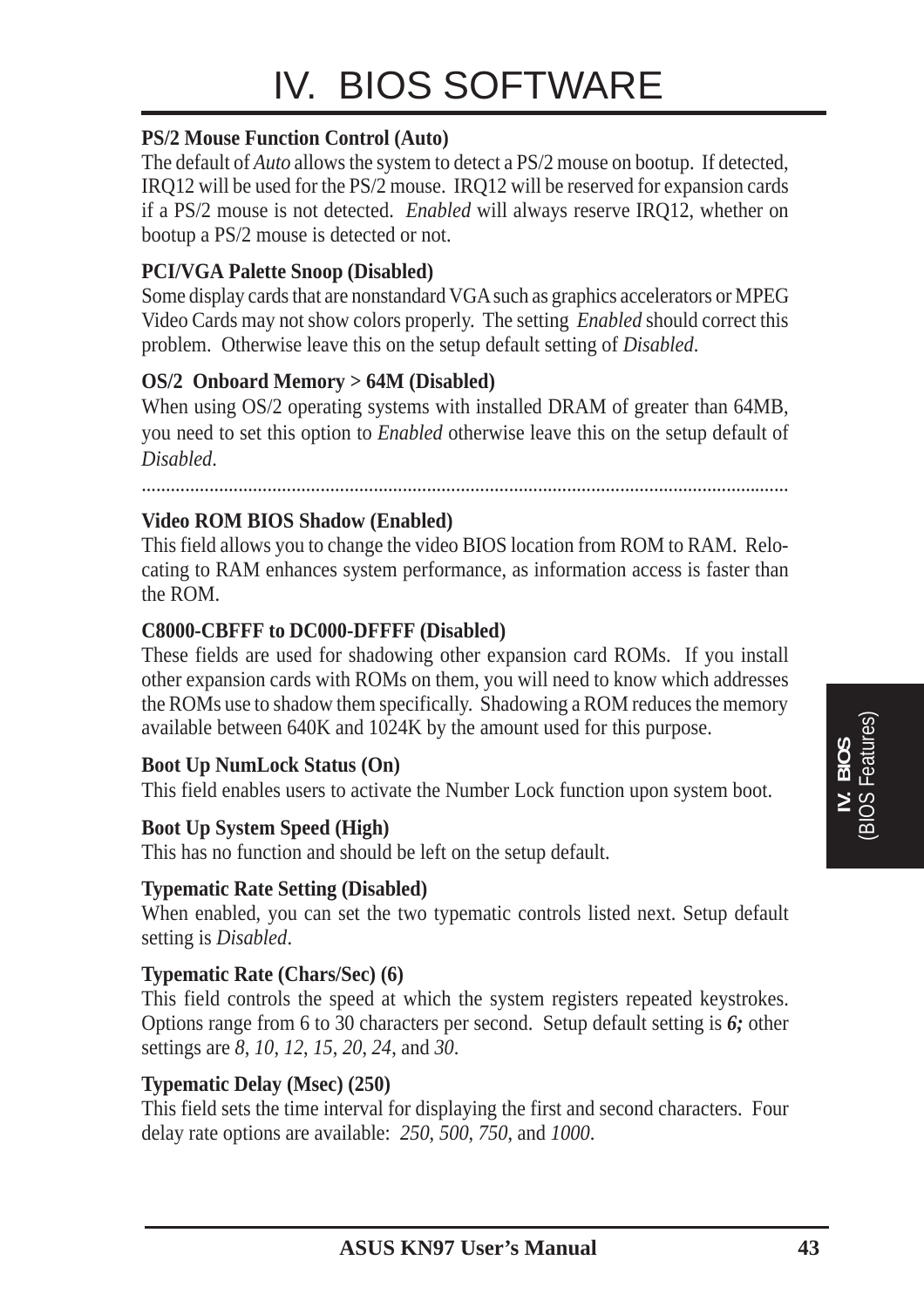# IV. BIOS SOFTWARE

**PS/2 Mouse Function Control (Auto)**

The default of *Auto* allows the system to detect a PS/2 mouse on bootup. If detected, IRQ12 will be used for the PS/2 mouse. IRQ12 will be reserved for expansion cards if a PS/2 mouse is not detected. *Enabled* will always reserve IRQ12, whether on bootup a PS/2 mouse is detected or not.

**PCI/VGA Palette Snoop (Disabled)**

Some display cards that are nonstandard VGA such as graphics accelerators or MPEG Video Cards may not show colors properly. The setting *Enabled* should correct this problem. Otherwise leave this on the setup default setting of *Disabled*.

**OS/2 Onboard Memory > 64M (Disabled)**

When using OS/2 operating systems with installed DRAM of greater than 64MB, you need to set this option to *Enabled* otherwise leave this on the setup default of *Disabled*.

.......................................................................................................................................

**Video ROM BIOS Shadow (Enabled)**

This field allows you to change the video BIOS location from ROM to RAM. Relocating to RAM enhances system performance, as information access is faster than the ROM.

**C8000-CBFFF to DC000-DFFFF (Disabled)**

These fields are used for shadowing other expansion card ROMs. If you install other expansion cards with ROMs on them, you will need to know which addresses the ROMs use to shadow them specifically. Shadowing a ROM reduces the memory available between 640K and 1024K by the amount used for this purpose.

**Boot Up NumLock Status (On)**

This field enables users to activate the Number Lock function upon system boot.

**Boot Up System Speed (High)**

This has no function and should be left on the setup default.

**Typematic Rate Setting (Disabled)**

When enabled, you can set the two typematic controls listed next. Setup default setting is *Disabled*.

**Typematic Rate (Chars/Sec) (6)**

This field controls the speed at which the system registers repeated keystrokes. Options range from 6 to 30 characters per second. Setup default setting is ***6;*** other settings are *8*, *10*, *12*, *15*, *20*, *24*, and *30*.

**Typematic Delay (Msec) (250)**

This field sets the time interval for displaying the first and second characters. Four delay rate options are available: *250*, *500*, *750*, and *1000*.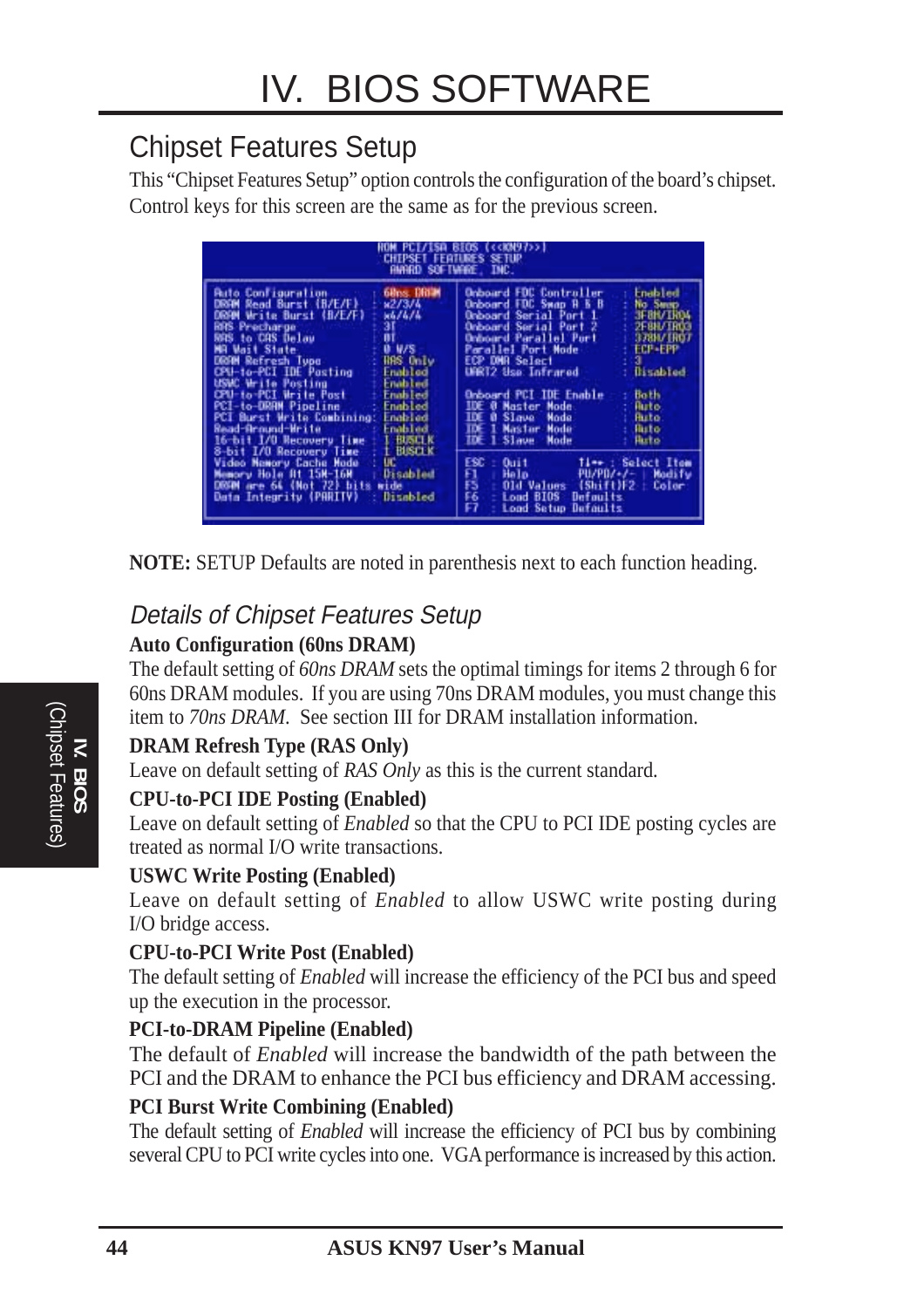# IV. BIOS SOFTWARE

## Chipset Features Setup

This "Chipset Features Setup" option controls the configuration of the board's chipset. Control keys for this screen are the same as for the previous screen.

```
                    ROM PCI/ISA BIOS (<<KN97>>)
                      CHIPSET FEATURES SETUP
                       AWARD SOFTWARE, INC.

Auto Configuration        : 60ns DRAM   | Onboard FDC Controller   : Enabled
DRAM Read Burst (B/E/F)   : x2/3/4      | Onboard FDC Swap A & B   : No Swap
DRAM Write Burst (B/E/F)  : x4/4/4      | Onboard Serial Port 1    : 3F8H/IRQ4
RAS Precharge             : 3T          | Onboard Serial Port 2    : 2F8H/IRQ3
RAS to CAS Delay          : 0T          | Onboard Parallel Port    : 378H/IRQ7
MA Wait State             : 0 W/S       | Parallel Port Mode       : ECP+EPP
DRAM Refresh Type         : RAS Only    | ECP DMA Select           : 3
CPU-to-PCI IDE Posting    : Enabled     | UART2 Use Infrared       : Disabled
USWC Write Posting        : Enabled     |
CPU-to-PCI Write Post     : Enabled     | Onboard PCI IDE Enable   : Both
PCI-to-DRAM Pipeline      : Enabled     | IDE 0 Master Mode        : Auto
PCI Burst Write Combining : Enabled     | IDE 0 Slave Mode         : Auto
Read-Around-Write         : Enabled     | IDE 1 Master Mode        : Auto
16-bit I/O Recovery Time  : 1 BUSCLK    | IDE 1 Slave Mode         : Auto
8-bit I/O Recovery Time   : 1 BUSCLK    |
Video Memory Cache Mode   : UC          | ESC : Quit       ↑↓→← : Select Item
Memory Hole At 15M-16M    : Disabled    | F1  : Help       PU/PD/+/- : Modify
DRAM are 64 (Not 72) bits wide          | F5  : Old Values (Shift)F2 : Color
Data Integrity (PARITY)   : Disabled    | F6  : Load BIOS  Defaults
                                        | F7  : Load Setup Defaults
```

**NOTE:** SETUP Defaults are noted in parenthesis next to each function heading.

### *Details of Chipset Features Setup*

**Auto Configuration (60ns DRAM)**

The default setting of *60ns DRAM* sets the optimal timings for items 2 through 6 for 60ns DRAM modules. If you are using 70ns DRAM modules, you must change this item to *70ns DRAM*. See section III for DRAM installation information.

**DRAM Refresh Type (RAS Only)**

Leave on default setting of *RAS Only* as this is the current standard.

**CPU-to-PCI IDE Posting (Enabled)**

Leave on default setting of *Enabled* so that the CPU to PCI IDE posting cycles are treated as normal I/O write transactions.

**USWC Write Posting (Enabled)**

Leave on default setting of *Enabled* to allow USWC write posting during I/O bridge access.

**CPU-to-PCI Write Post (Enabled)**

The default setting of *Enabled* will increase the efficiency of the PCI bus and speed up the execution in the processor.

**PCI-to-DRAM Pipeline (Enabled)**

The default of *Enabled* will increase the bandwidth of the path between the PCI and the DRAM to enhance the PCI bus efficiency and DRAM accessing.

**PCI Burst Write Combining (Enabled)**

The default setting of *Enabled* will increase the efficiency of PCI bus by combining several CPU to PCI write cycles into one. VGA performance is increased by this action.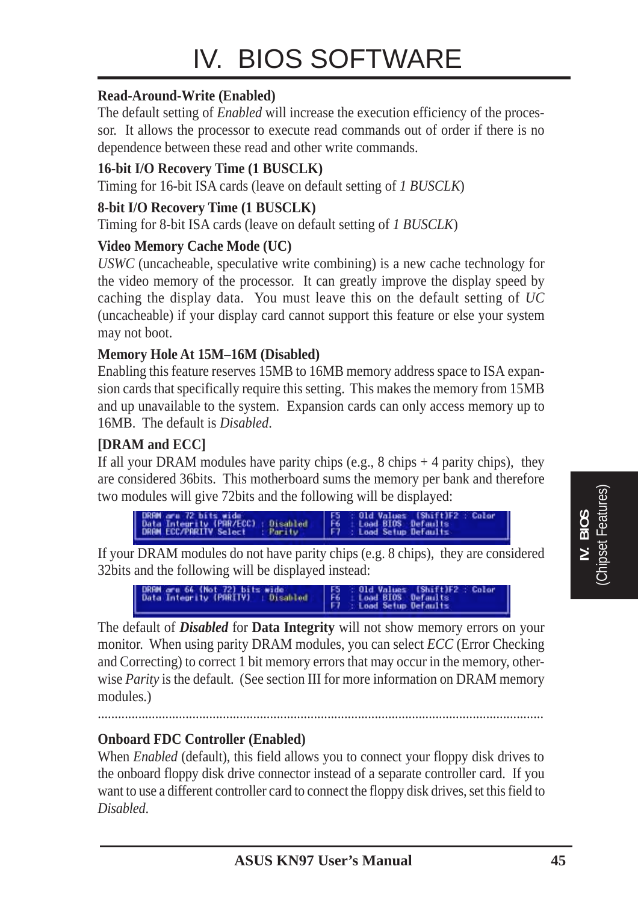# IV. BIOS SOFTWARE

**Read-Around-Write (Enabled)**
The default setting of *Enabled* will increase the execution efficiency of the processor. It allows the processor to execute read commands out of order if there is no dependence between these read and other write commands.

**16-bit I/O Recovery Time (1 BUSCLK)**
Timing for 16-bit ISA cards (leave on default setting of *1 BUSCLK*)

**8-bit I/O Recovery Time (1 BUSCLK)**
Timing for 8-bit ISA cards (leave on default setting of *1 BUSCLK*)

**Video Memory Cache Mode (UC)**
*USWC* (uncacheable, speculative write combining) is a new cache technology for the video memory of the processor. It can greatly improve the display speed by caching the display data. You must leave this on the default setting of *UC* (uncacheable) if your display card cannot support this feature or else your system may not boot.

**Memory Hole At 15M–16M (Disabled)**
Enabling this feature reserves 15MB to 16MB memory address space to ISA expansion cards that specifically require this setting. This makes the memory from 15MB and up unavailable to the system. Expansion cards can only access memory up to 16MB. The default is *Disabled*.

**[DRAM and ECC]**
If all your DRAM modules have parity chips (e.g., 8 chips + 4 parity chips), they are considered 36bits. This motherboard sums the memory per bank and therefore two modules will give 72bits and the following will be displayed:

```
DRAM are 72 bits wide                      F5 : Old Values  (Shift)F2 : Color
Data Integrity (PAR/ECC) : Disabled        F6 : Load BIOS  Defaults
DRAM ECC/PARITY Select   : Parity          F7 : Load Setup Defaults
```

If your DRAM modules do not have parity chips (e.g. 8 chips), they are considered 32bits and the following will be displayed instead:

```
DRAM are 64 (Not 72) bits wide             F5 : Old Values  (Shift)F2 : Color
Data Integrity (PARITY)  : Disabled        F6 : Load BIOS  Defaults
                                           F7 : Load Setup Defaults
```

The default of ***Disabled*** for **Data Integrity** will not show memory errors on your monitor. When using parity DRAM modules, you can select *ECC* (Error Checking and Correcting) to correct 1 bit memory errors that may occur in the memory, otherwise *Parity* is the default. (See section III for more information on DRAM memory modules.)

.................................................................................................................................

**Onboard FDC Controller (Enabled)**
When *Enabled* (default), this field allows you to connect your floppy disk drives to the onboard floppy disk drive connector instead of a separate controller card. If you want to use a different controller card to connect the floppy disk drives, set this field to *Disabled*.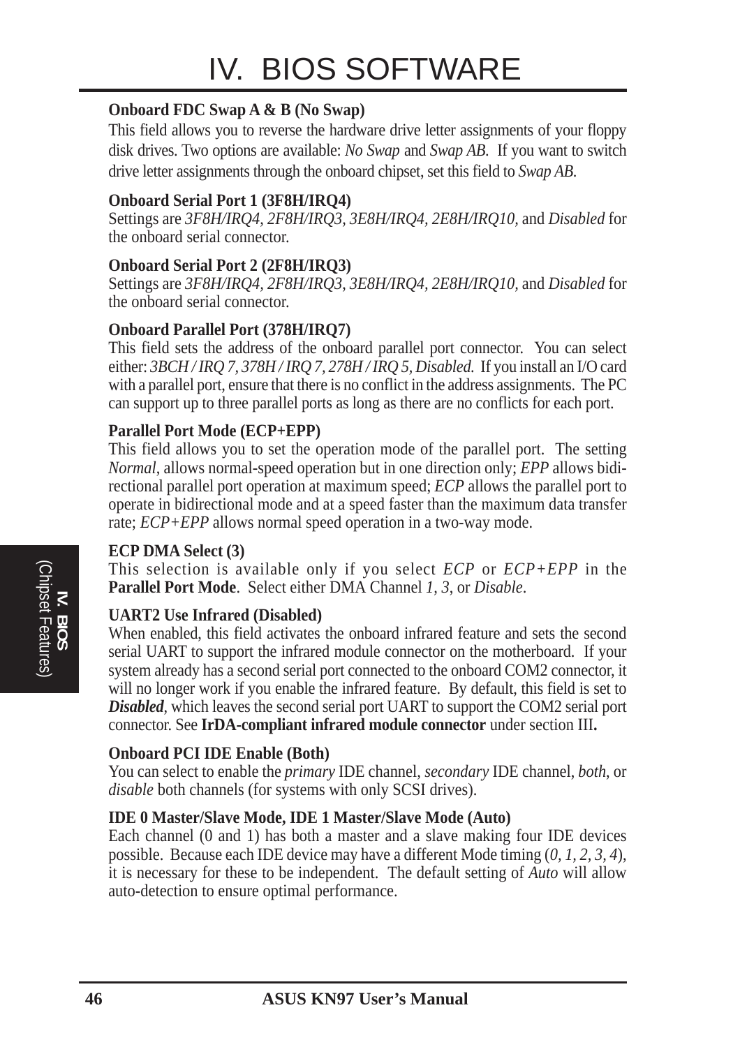**Onboard FDC Swap A & B (No Swap)**

This field allows you to reverse the hardware drive letter assignments of your floppy disk drives. Two options are available: *No Swap* and *Swap AB*. If you want to switch drive letter assignments through the onboard chipset, set this field to *Swap AB*.

**Onboard Serial Port 1 (3F8H/IRQ4)**

Settings are *3F8H/IRQ4*, *2F8H/IRQ3*, *3E8H/IRQ4*, *2E8H/IRQ10*, and *Disabled* for the onboard serial connector.

**Onboard Serial Port 2 (2F8H/IRQ3)**

Settings are *3F8H/IRQ4*, *2F8H/IRQ3*, *3E8H/IRQ4*, *2E8H/IRQ10*, and *Disabled* for the onboard serial connector.

**Onboard Parallel Port (378H/IRQ7)**

This field sets the address of the onboard parallel port connector. You can select either: *3BCH / IRQ 7, 378H / IRQ 7, 278H / IRQ 5, Disabled.* If you install an I/O card with a parallel port, ensure that there is no conflict in the address assignments. The PC can support up to three parallel ports as long as there are no conflicts for each port.

**Parallel Port Mode (ECP+EPP)**

This field allows you to set the operation mode of the parallel port. The setting *Normal*, allows normal-speed operation but in one direction only; *EPP* allows bidirectional parallel port operation at maximum speed; *ECP* allows the parallel port to operate in bidirectional mode and at a speed faster than the maximum data transfer rate; *ECP+EPP* allows normal speed operation in a two-way mode.

**ECP DMA Select (3)**

This selection is available only if you select *ECP* or *ECP+EPP* in the **Parallel Port Mode**. Select either DMA Channel *1, 3*, or *Disable*.

**UART2 Use Infrared (Disabled)**

When enabled, this field activates the onboard infrared feature and sets the second serial UART to support the infrared module connector on the motherboard. If your system already has a second serial port connected to the onboard COM2 connector, it will no longer work if you enable the infrared feature. By default, this field is set to ***Disabled***, which leaves the second serial port UART to support the COM2 serial port connector. See **IrDA-compliant infrared module connector** under section III**.**

**Onboard PCI IDE Enable (Both)**

You can select to enable the *primary* IDE channel, *secondary* IDE channel, *both*, or *disable* both channels (for systems with only SCSI drives).

**IDE 0 Master/Slave Mode, IDE 1 Master/Slave Mode (Auto)**

Each channel (0 and 1) has both a master and a slave making four IDE devices possible. Because each IDE device may have a different Mode timing (*0, 1, 2, 3, 4*), it is necessary for these to be independent. The default setting of *Auto* will allow auto-detection to ensure optimal performance.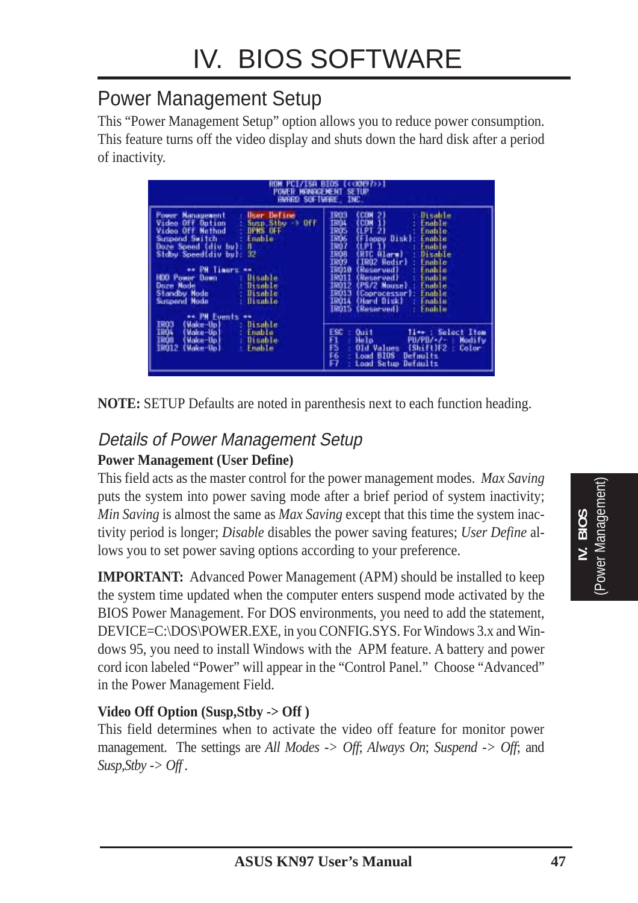# IV. BIOS SOFTWARE

## Power Management Setup

This "Power Management Setup" option allows you to reduce power consumption. This feature turns off the video display and shuts down the hard disk after a period of inactivity.

```
                    ROM PCI/ISA BIOS (<<KN97>>)
                      POWER MANAGEMENT SETUP
                       AWARD SOFTWARE, INC.

Power Management      : User Define       IRQ3  (COM 2)        : Disable
Video Off Option      : Susp,Stby -> Off  IRQ4  (COM 1)        : Enable
Video Off Method      : DPMS OFF          IRQ5  (LPT 2)        : Enable
Suspend Switch        : Enable            IRQ6  (Floppy Disk)  : Enable
Doze Speed (div by)   : 8                 IRQ7  (LPT 1)        : Enable
Stdby Speed(div by)   : 32                IRQ8  (RTC Alarm)    : Disable
                                          IRQ9  (IRQ2 Redir)   : Enable
        ** PM Timers **                   IRQ10 (Reserved)     : Enable
HDD Power Down        : Disable           IRQ11 (Reserved)     : Enable
Doze Mode             : Disable           IRQ12 (PS/2 Mouse)   : Enable
Standby Mode          : Disable           IRQ13 (Coprocessor)  : Enable
Suspend Mode          : Disable           IRQ14 (Hard Disk)    : Enable
                                          IRQ15 (Reserved)     : Enable
        ** PM Events **
IRQ3  (Wake-Up)       : Disable           ESC : Quit       ↑↓→← : Select Item
IRQ4  (Wake-Up)       : Enable            F1  : Help       PU/PD/+/- : Modify
IRQ8  (Wake-Up)       : Disable           F5  : Old Values (Shift)F2 : Color
IRQ12 (Wake-Up)       : Enable            F6  : Load BIOS  Defaults
                                          F7  : Load Setup Defaults
```

**NOTE:** SETUP Defaults are noted in parenthesis next to each function heading.

### *Details of Power Management Setup*

**Power Management (User Define)**

This field acts as the master control for the power management modes. *Max Saving* puts the system into power saving mode after a brief period of system inactivity; *Min Saving* is almost the same as *Max Saving* except that this time the system inactivity period is longer; *Disable* disables the power saving features; *User Define* allows you to set power saving options according to your preference.

**IMPORTANT:** Advanced Power Management (APM) should be installed to keep the system time updated when the computer enters suspend mode activated by the BIOS Power Management. For DOS environments, you need to add the statement, DEVICE=C:\DOS\POWER.EXE, in you CONFIG.SYS. For Windows 3.x and Windows 95, you need to install Windows with the APM feature. A battery and power cord icon labeled "Power" will appear in the "Control Panel." Choose "Advanced" in the Power Management Field.

**Video Off Option (Susp,Stby -> Off )**

This field determines when to activate the video off feature for monitor power management. The settings are *All Modes -> Off*; *Always On*; *Suspend -> Off*; and *Susp,Stby -> Off* .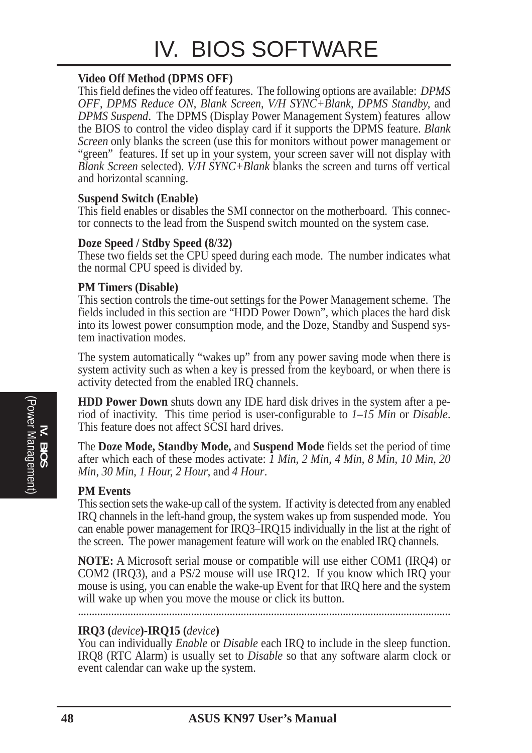# IV. BIOS SOFTWARE

**Video Off Method (DPMS OFF)**
This field defines the video off features. The following options are available: *DPMS OFF*, *DPMS Reduce ON*, *Blank Screen*, *V/H SYNC+Blank, DPMS Standby,* and *DPMS Suspend*. The DPMS (Display Power Management System) features allow the BIOS to control the video display card if it supports the DPMS feature. *Blank Screen* only blanks the screen (use this for monitors without power management or "green" features. If set up in your system, your screen saver will not display with *Blank Screen* selected). *V/H SYNC+Blank* blanks the screen and turns off vertical and horizontal scanning.

**Suspend Switch (Enable)**
This field enables or disables the SMI connector on the motherboard. This connector connects to the lead from the Suspend switch mounted on the system case.

**Doze Speed / Stdby Speed (8/32)**
These two fields set the CPU speed during each mode. The number indicates what the normal CPU speed is divided by.

**PM Timers (Disable)**
This section controls the time-out settings for the Power Management scheme. The fields included in this section are "HDD Power Down", which places the hard disk into its lowest power consumption mode, and the Doze, Standby and Suspend system inactivation modes.

The system automatically "wakes up" from any power saving mode when there is system activity such as when a key is pressed from the keyboard, or when there is activity detected from the enabled IRQ channels.

**HDD Power Down** shuts down any IDE hard disk drives in the system after a period of inactivity. This time period is user-configurable to *1–15 Min* or *Disable*. This feature does not affect SCSI hard drives.

The **Doze Mode, Standby Mode,** and **Suspend Mode** fields set the period of time after which each of these modes activate: *1 Min*, *2 Min*, *4 Min*, *8 Min*, *10 Min*, *20 Min*, *30 Min*, *1 Hour*, *2 Hour*, and *4 Hour*.

**PM Events**
This section sets the wake-up call of the system. If activity is detected from any enabled IRQ channels in the left-hand group, the system wakes up from suspended mode. You can enable power management for IRQ3–IRQ15 individually in the list at the right of the screen. The power management feature will work on the enabled IRQ channels.

**NOTE:** A Microsoft serial mouse or compatible will use either COM1 (IRQ4) or COM2 (IRQ3), and a PS/2 mouse will use IRQ12. If you know which IRQ your mouse is using, you can enable the wake-up Event for that IRQ here and the system will wake up when you move the mouse or click its button.

---

**IRQ3 (*device*)-IRQ15 (*device*)**
You can individually *Enable* or *Disable* each IRQ to include in the sleep function. IRQ8 (RTC Alarm) is usually set to *Disable* so that any software alarm clock or event calendar can wake up the system.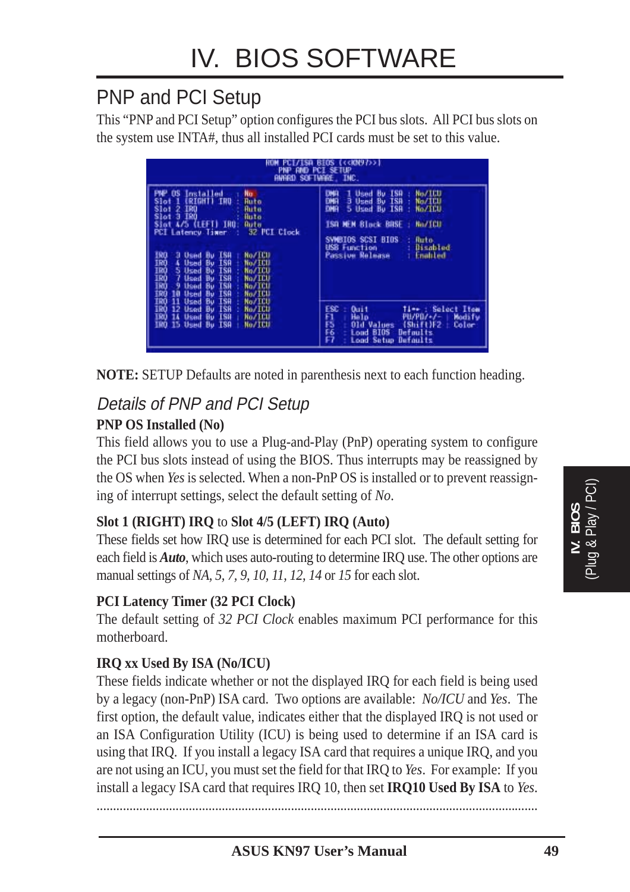# IV. BIOS SOFTWARE

## PNP and PCI Setup

This "PNP and PCI Setup" option configures the PCI bus slots. All PCI bus slots on the system use INTA#, thus all installed PCI cards must be set to this value.

```
                    ROM PCI/ISA BIOS (<<KN97>>)
                         PNP AND PCI SETUP
                       AWARD SOFTWARE, INC.

PNP OS Installed       : No          DMA  1 Used By ISA : No/ICU
Slot 1 (RIGHT) IRQ     : Auto        DMA  3 Used By ISA : No/ICU
Slot 2 IRQ             : Auto        DMA  5 Used By ISA : No/ICU
Slot 3 IRQ             : Auto
Slot 4/5 (LEFT) IRQ    : Auto        ISA MEM Block BASE : No/ICU
PCI Latency Timer   :  32 PCI Clock
                                     SYMBIOS SCSI BIOS  : Auto
                                     USB Function       : Disabled
IRQ  3 Used By ISA : No/ICU          Passive Release    : Enabled
IRQ  4 Used By ISA : No/ICU
IRQ  5 Used By ISA : No/ICU
IRQ  7 Used By ISA : No/ICU
IRQ  9 Used By ISA : No/ICU
IRQ 10 Used By ISA : No/ICU
IRQ 11 Used By ISA : No/ICU
IRQ 12 Used By ISA : No/ICU          ESC : Quit       ↑↓→← : Select Item
IRQ 14 Used By ISA : No/ICU          F1  : Help       PU/PD/+/- : Modify
IRQ 15 Used By ISA : No/ICU          F5  : Old Values  (Shift)F2 : Color
                                     F6  : Load BIOS  Defaults
                                     F7  : Load Setup Defaults
```

**NOTE:** SETUP Defaults are noted in parenthesis next to each function heading.

### *Details of PNP and PCI Setup*

**PNP OS Installed (No)**

This field allows you to use a Plug-and-Play (PnP) operating system to configure the PCI bus slots instead of using the BIOS. Thus interrupts may be reassigned by the OS when *Yes* is selected. When a non-PnP OS is installed or to prevent reassigning of interrupt settings, select the default setting of *No*.

**Slot 1 (RIGHT) IRQ** to **Slot 4/5 (LEFT) IRQ (Auto)**

These fields set how IRQ use is determined for each PCI slot. The default setting for each field is ***Auto***, which uses auto-routing to determine IRQ use. The other options are manual settings of *NA, 5, 7, 9, 10, 11, 12, 14* or *15* for each slot.

**PCI Latency Timer (32 PCI Clock)**

The default setting of *32 PCI Clock* enables maximum PCI performance for this motherboard.

**IRQ xx Used By ISA (No/ICU)**

These fields indicate whether or not the displayed IRQ for each field is being used by a legacy (non-PnP) ISA card. Two options are available: *No/ICU* and *Yes*. The first option, the default value, indicates either that the displayed IRQ is not used or an ISA Configuration Utility (ICU) is being used to determine if an ISA card is using that IRQ. If you install a legacy ISA card that requires a unique IRQ, and you are not using an ICU, you must set the field for that IRQ to *Yes*. For example: If you install a legacy ISA card that requires IRQ 10, then set **IRQ10 Used By ISA** to *Yes*.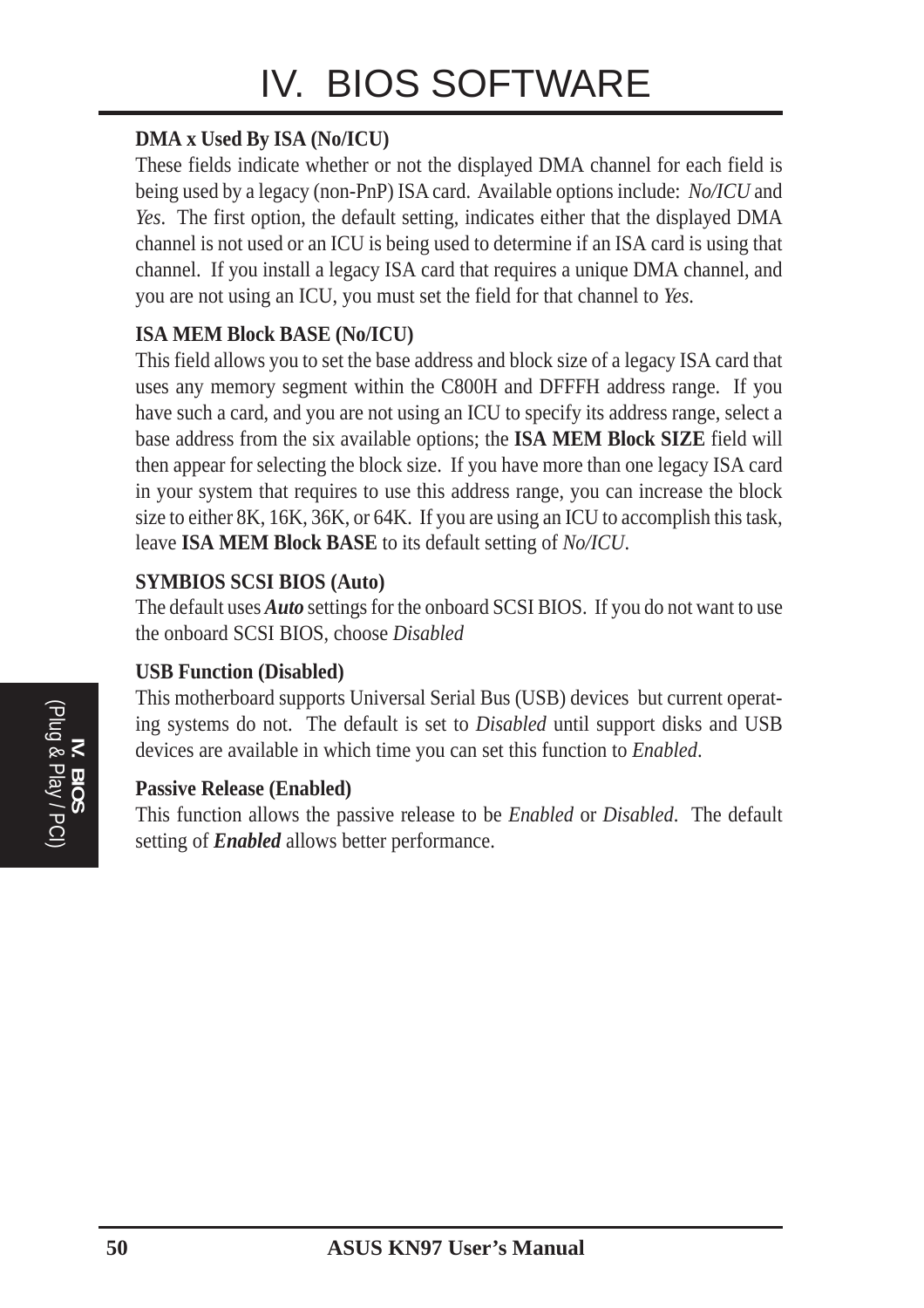**DMA x Used By ISA (No/ICU)**

These fields indicate whether or not the displayed DMA channel for each field is being used by a legacy (non-PnP) ISA card. Available options include: *No/ICU* and *Yes*. The first option, the default setting, indicates either that the displayed DMA channel is not used or an ICU is being used to determine if an ISA card is using that channel. If you install a legacy ISA card that requires a unique DMA channel, and you are not using an ICU, you must set the field for that channel to *Yes.*

**ISA MEM Block BASE (No/ICU)**

This field allows you to set the base address and block size of a legacy ISA card that uses any memory segment within the C800H and DFFFH address range. If you have such a card, and you are not using an ICU to specify its address range, select a base address from the six available options; the **ISA MEM Block SIZE** field will then appear for selecting the block size. If you have more than one legacy ISA card in your system that requires to use this address range, you can increase the block size to either 8K, 16K, 36K, or 64K. If you are using an ICU to accomplish this task, leave **ISA MEM Block BASE** to its default setting of *No/ICU*.

**SYMBIOS SCSI BIOS (Auto)**

The default uses ***Auto*** settings for the onboard SCSI BIOS. If you do not want to use the onboard SCSI BIOS, choose *Disabled*

**USB Function (Disabled)**

This motherboard supports Universal Serial Bus (USB) devices but current operating systems do not. The default is set to *Disabled* until support disks and USB devices are available in which time you can set this function to *Enabled*.

**Passive Release (Enabled)**

This function allows the passive release to be *Enabled* or *Disabled*. The default setting of ***Enabled*** allows better performance.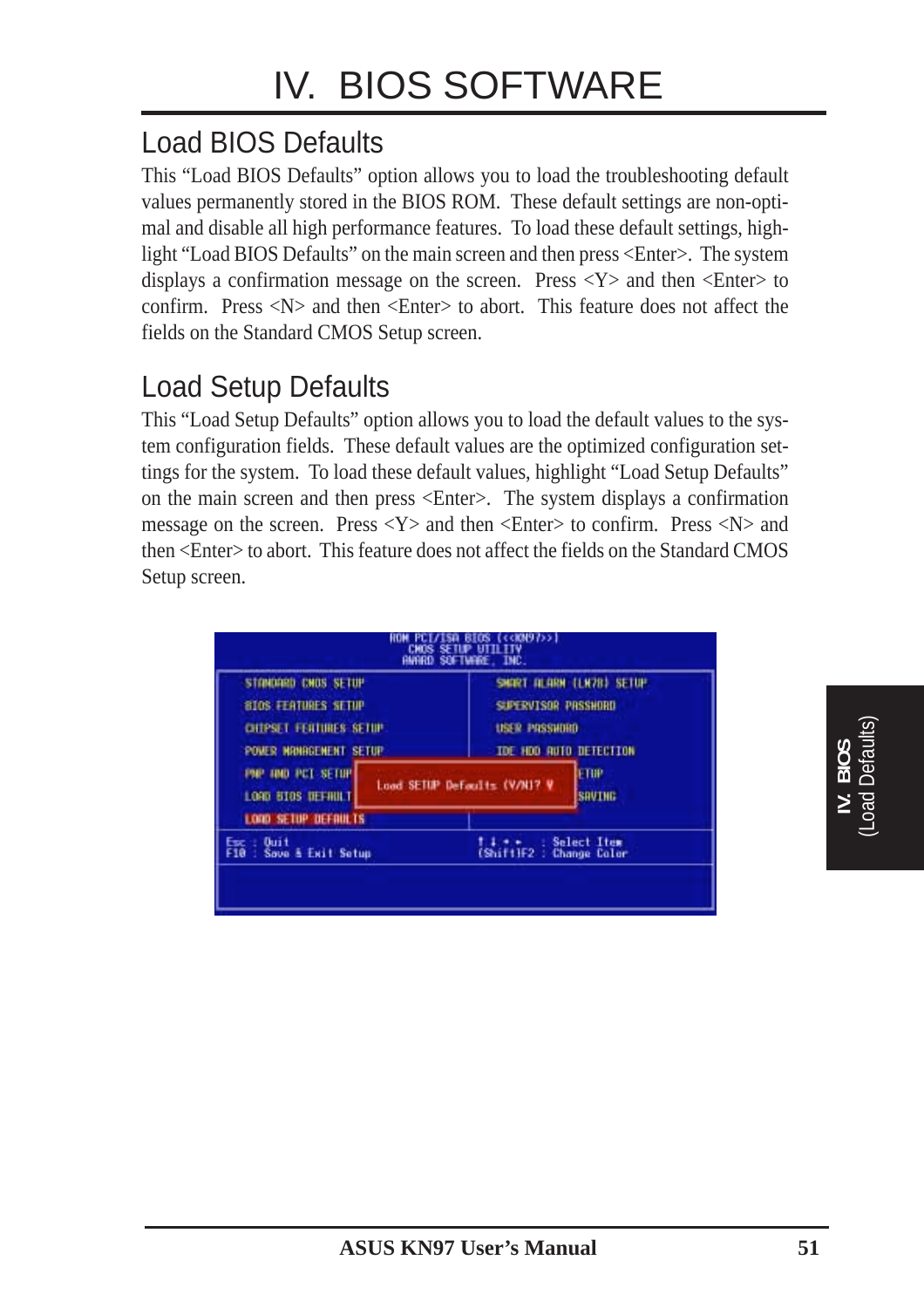# IV. BIOS SOFTWARE

## Load BIOS Defaults

This “Load BIOS Defaults” option allows you to load the troubleshooting default values permanently stored in the BIOS ROM. These default settings are non-optimal and disable all high performance features. To load these default settings, highlight “Load BIOS Defaults” on the main screen and then press <Enter>. The system displays a confirmation message on the screen. Press <Y> and then <Enter> to confirm. Press <N> and then <Enter> to abort. This feature does not affect the fields on the Standard CMOS Setup screen.

## Load Setup Defaults

This “Load Setup Defaults” option allows you to load the default values to the system configuration fields. These default values are the optimized configuration settings for the system. To load these default values, highlight “Load Setup Defaults” on the main screen and then press <Enter>. The system displays a confirmation message on the screen. Press <Y> and then <Enter> to confirm. Press <N> and then <Enter> to abort. This feature does not affect the fields on the Standard CMOS Setup screen.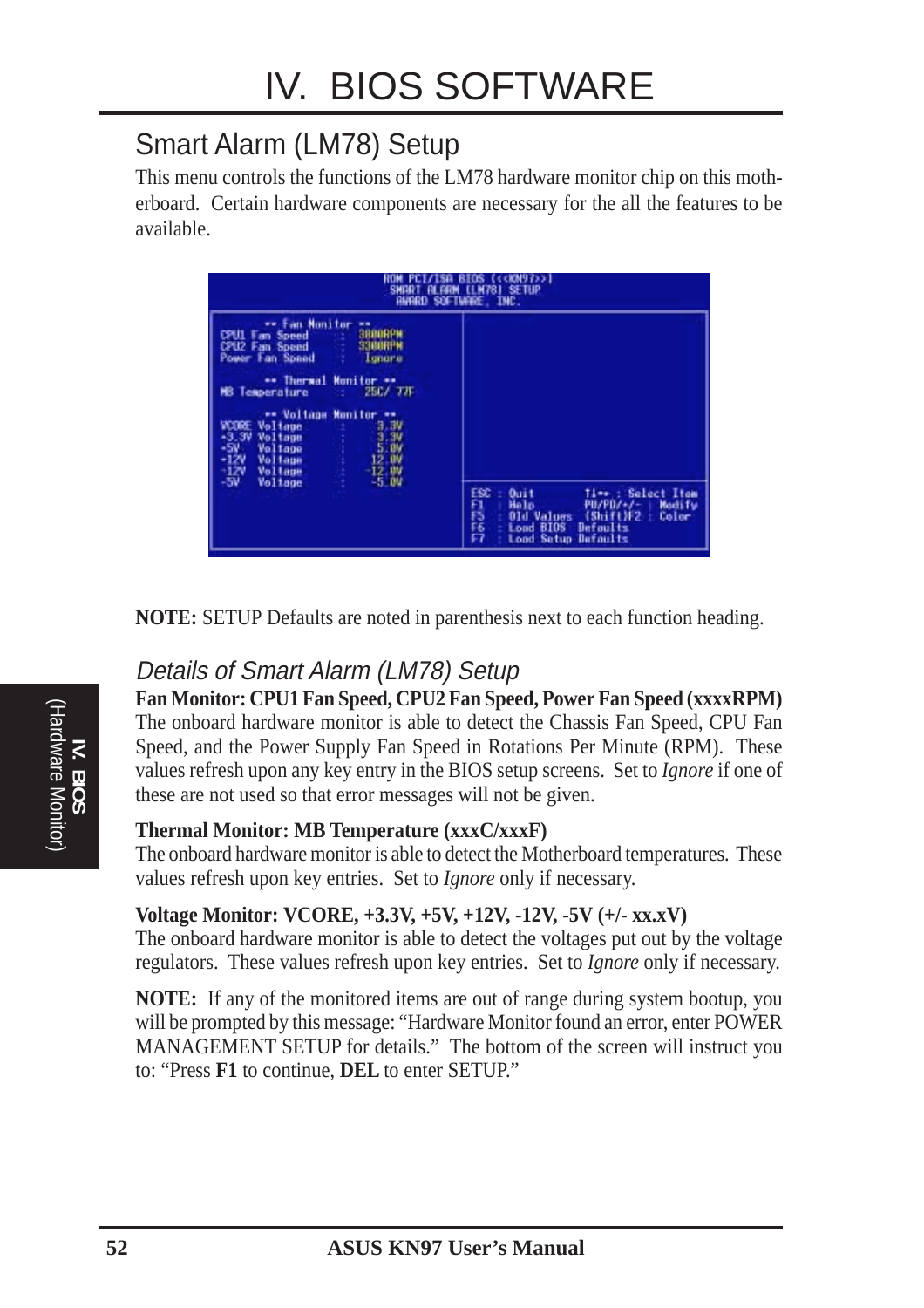# IV. BIOS SOFTWARE

## Smart Alarm (LM78) Setup

This menu controls the functions of the LM78 hardware monitor chip on this motherboard. Certain hardware components are necessary for the all the features to be available.

```
ROM PCI/ISA BIOS (<<KN97>>)
SMART ALARM (LM78) SETUP
AWARD SOFTWARE, INC.

** Fan Monitor **
CPU1 Fan Speed       :  3800RPM
CPU2 Fan Speed       :  3300RPM
Power Fan Speed      :  Ignore

** Thermal Monitor **
MB Temperature       :  25C/ 77F

** Voltage Monitor **
VCORE Voltage        :  3.3V
+3.3V Voltage        :  3.3V
+5V   Voltage        :  5.0V
+12V  Voltage        :  12.0V
-12V  Voltage        :  -12.0V
-5V   Voltage        :  -5.0V

ESC : Quit              ↑↓→← : Select Item
F1  : Help              PU/PD/+/- : Modify
F5  : Old Values        (Shift)F2 : Color
F6  : Load BIOS Defaults
F7  : Load Setup Defaults
```

**NOTE:** SETUP Defaults are noted in parenthesis next to each function heading.

### *Details of Smart Alarm (LM78) Setup*

**Fan Monitor: CPU1 Fan Speed, CPU2 Fan Speed, Power Fan Speed (xxxxRPM)**
The onboard hardware monitor is able to detect the Chassis Fan Speed, CPU Fan Speed, and the Power Supply Fan Speed in Rotations Per Minute (RPM). These values refresh upon any key entry in the BIOS setup screens. Set to *Ignore* if one of these are not used so that error messages will not be given.

**Thermal Monitor: MB Temperature (xxxC/xxxF)**
The onboard hardware monitor is able to detect the Motherboard temperatures. These values refresh upon key entries. Set to *Ignore* only if necessary.

**Voltage Monitor: VCORE, +3.3V, +5V, +12V, -12V, -5V (+/- xx.xV)**
The onboard hardware monitor is able to detect the voltages put out by the voltage regulators. These values refresh upon key entries. Set to *Ignore* only if necessary.

**NOTE:** If any of the monitored items are out of range during system bootup, you will be prompted by this message: "Hardware Monitor found an error, enter POWER MANAGEMENT SETUP for details." The bottom of the screen will instruct you to: "Press **F1** to continue, **DEL** to enter SETUP."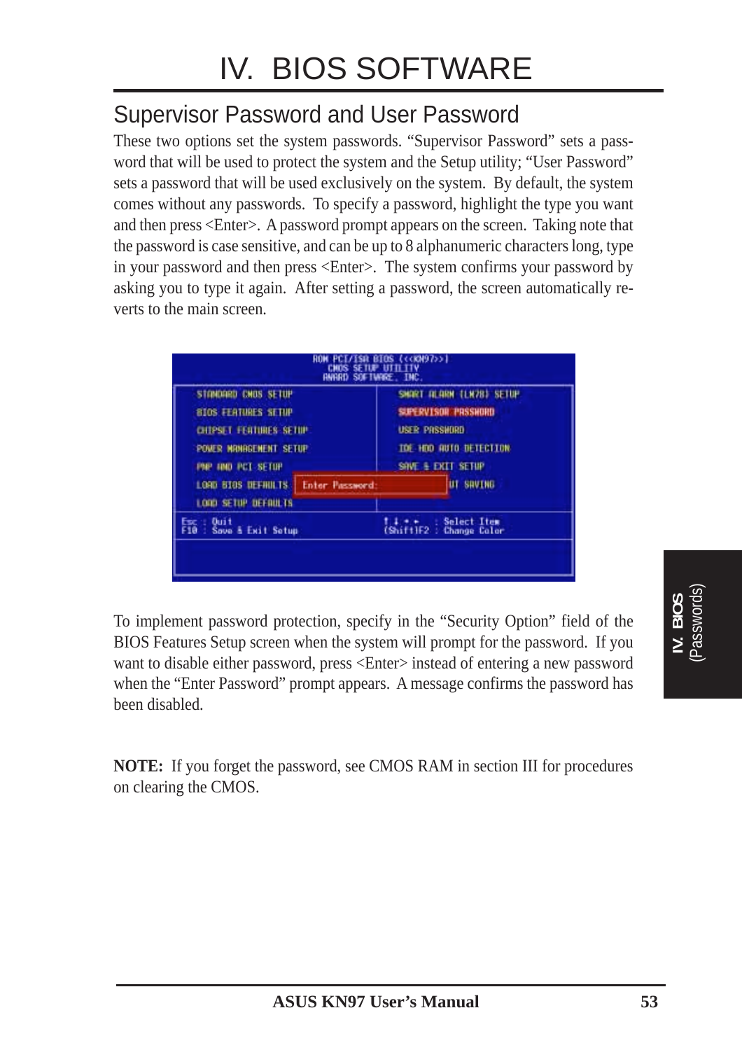# IV. BIOS SOFTWARE

## Supervisor Password and User Password

These two options set the system passwords. “Supervisor Password” sets a password that will be used to protect the system and the Setup utility; “User Password” sets a password that will be used exclusively on the system. By default, the system comes without any passwords. To specify a password, highlight the type you want and then press <Enter>. A password prompt appears on the screen. Taking note that the password is case sensitive, and can be up to 8 alphanumeric characters long, type in your password and then press <Enter>. The system confirms your password by asking you to type it again. After setting a password, the screen automatically reverts to the main screen.

To implement password protection, specify in the “Security Option” field of the BIOS Features Setup screen when the system will prompt for the password. If you want to disable either password, press <Enter> instead of entering a new password when the “Enter Password” prompt appears. A message confirms the password has been disabled.

**NOTE:** If you forget the password, see CMOS RAM in section III for procedures on clearing the CMOS.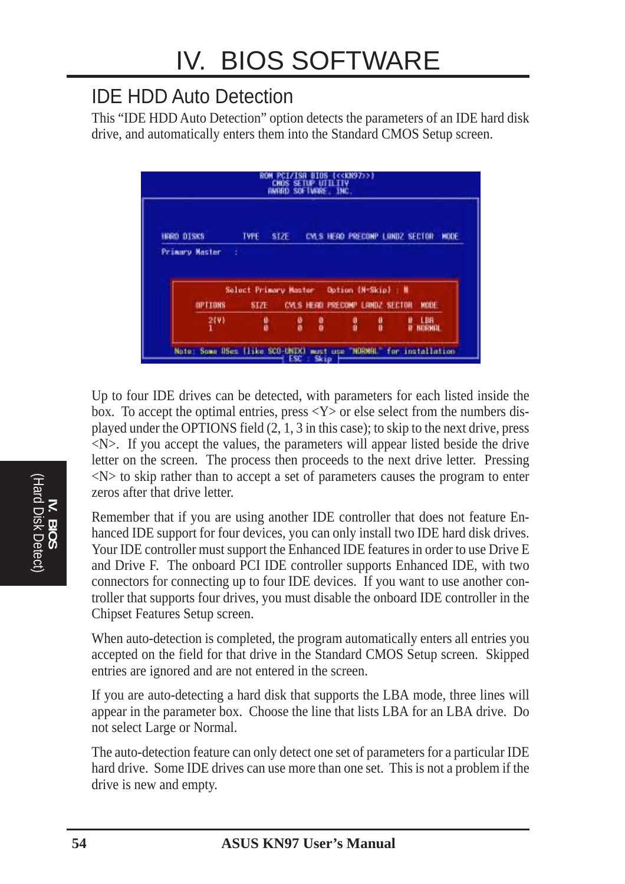# IV. BIOS SOFTWARE

## IDE HDD Auto Detection

This “IDE HDD Auto Detection” option detects the parameters of an IDE hard disk drive, and automatically enters them into the Standard CMOS Setup screen.

```
ROM PCI/ISA BIOS (<<KN97>>)
CMOS SETUP UTILITY
AWARD SOFTWARE, INC.

HARD DISKS      TYPE   SIZE   CYLS HEAD PRECOMP LANDZ SECTOR  MODE
Primary Master   :

        Select Primary Master    Option (N=Skip) : N
  OPTIONS      SIZE    CYLS HEAD PRECOMP LANDZ SECTOR  MODE
   2(Y)         0       0    0      0      0      0   LBA
   1            0       0    0      0      0      0   NORMAL

Note: Some OSes (like SCO-UNIX) must use "NORMAL" for installation
                          ESC : Skip
```

Up to four IDE drives can be detected, with parameters for each listed inside the box. To accept the optimal entries, press <Y> or else select from the numbers displayed under the OPTIONS field (2, 1, 3 in this case); to skip to the next drive, press <N>. If you accept the values, the parameters will appear listed beside the drive letter on the screen. The process then proceeds to the next drive letter. Pressing <N> to skip rather than to accept a set of parameters causes the program to enter zeros after that drive letter.

Remember that if you are using another IDE controller that does not feature Enhanced IDE support for four devices, you can only install two IDE hard disk drives. Your IDE controller must support the Enhanced IDE features in order to use Drive E and Drive F. The onboard PCI IDE controller supports Enhanced IDE, with two connectors for connecting up to four IDE devices. If you want to use another controller that supports four drives, you must disable the onboard IDE controller in the Chipset Features Setup screen.

When auto-detection is completed, the program automatically enters all entries you accepted on the field for that drive in the Standard CMOS Setup screen. Skipped entries are ignored and are not entered in the screen.

If you are auto-detecting a hard disk that supports the LBA mode, three lines will appear in the parameter box. Choose the line that lists LBA for an LBA drive. Do not select Large or Normal.

The auto-detection feature can only detect one set of parameters for a particular IDE hard drive. Some IDE drives can use more than one set. This is not a problem if the drive is new and empty.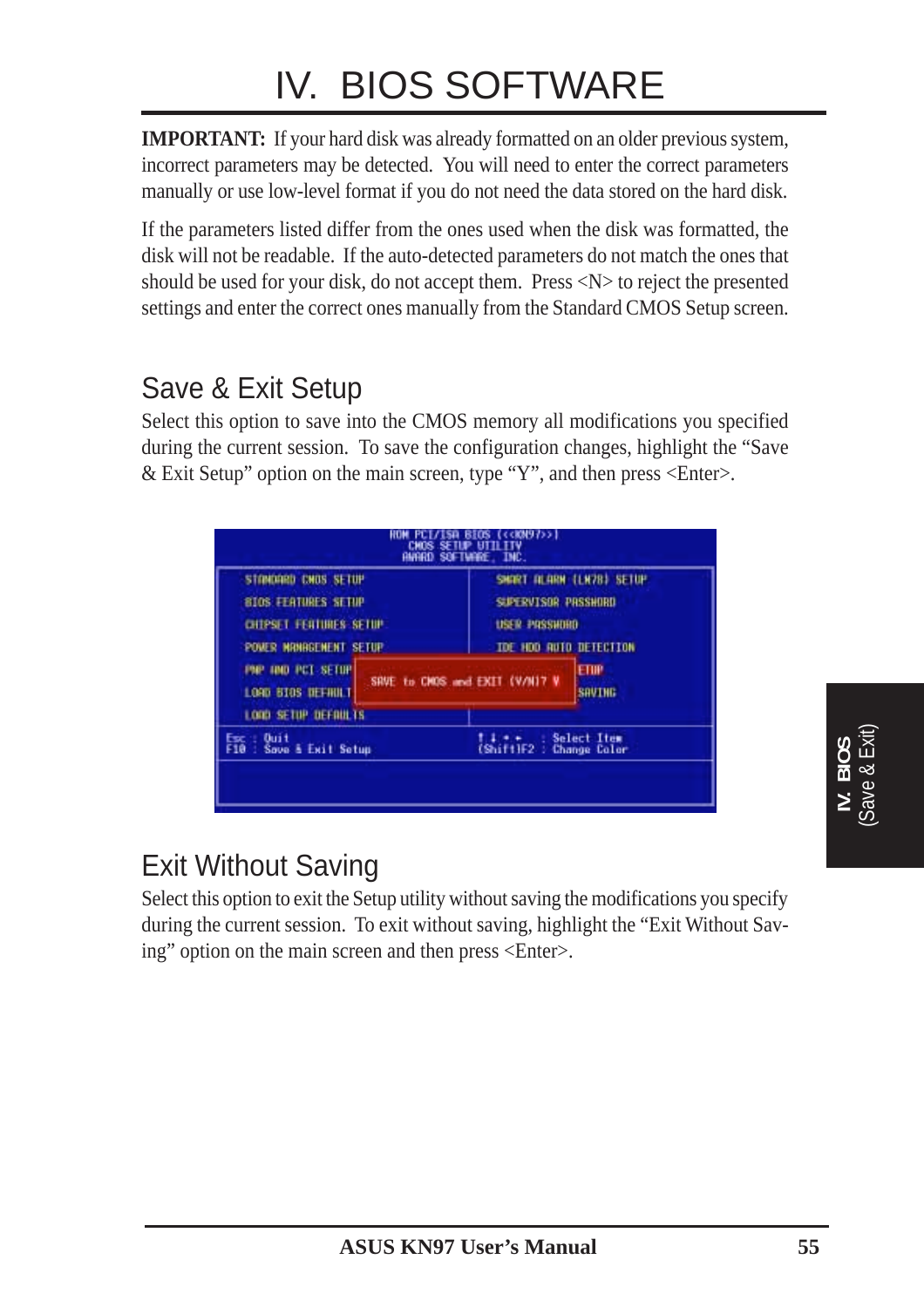# IV. BIOS SOFTWARE

**IMPORTANT:** If your hard disk was already formatted on an older previous system, incorrect parameters may be detected. You will need to enter the correct parameters manually or use low-level format if you do not need the data stored on the hard disk.

If the parameters listed differ from the ones used when the disk was formatted, the disk will not be readable. If the auto-detected parameters do not match the ones that should be used for your disk, do not accept them. Press <N> to reject the presented settings and enter the correct ones manually from the Standard CMOS Setup screen.

## Save & Exit Setup

Select this option to save into the CMOS memory all modifications you specified during the current session. To save the configuration changes, highlight the "Save & Exit Setup" option on the main screen, type "Y", and then press <Enter>.

## Exit Without Saving

Select this option to exit the Setup utility without saving the modifications you specify during the current session. To exit without saving, highlight the "Exit Without Saving" option on the main screen and then press <Enter>.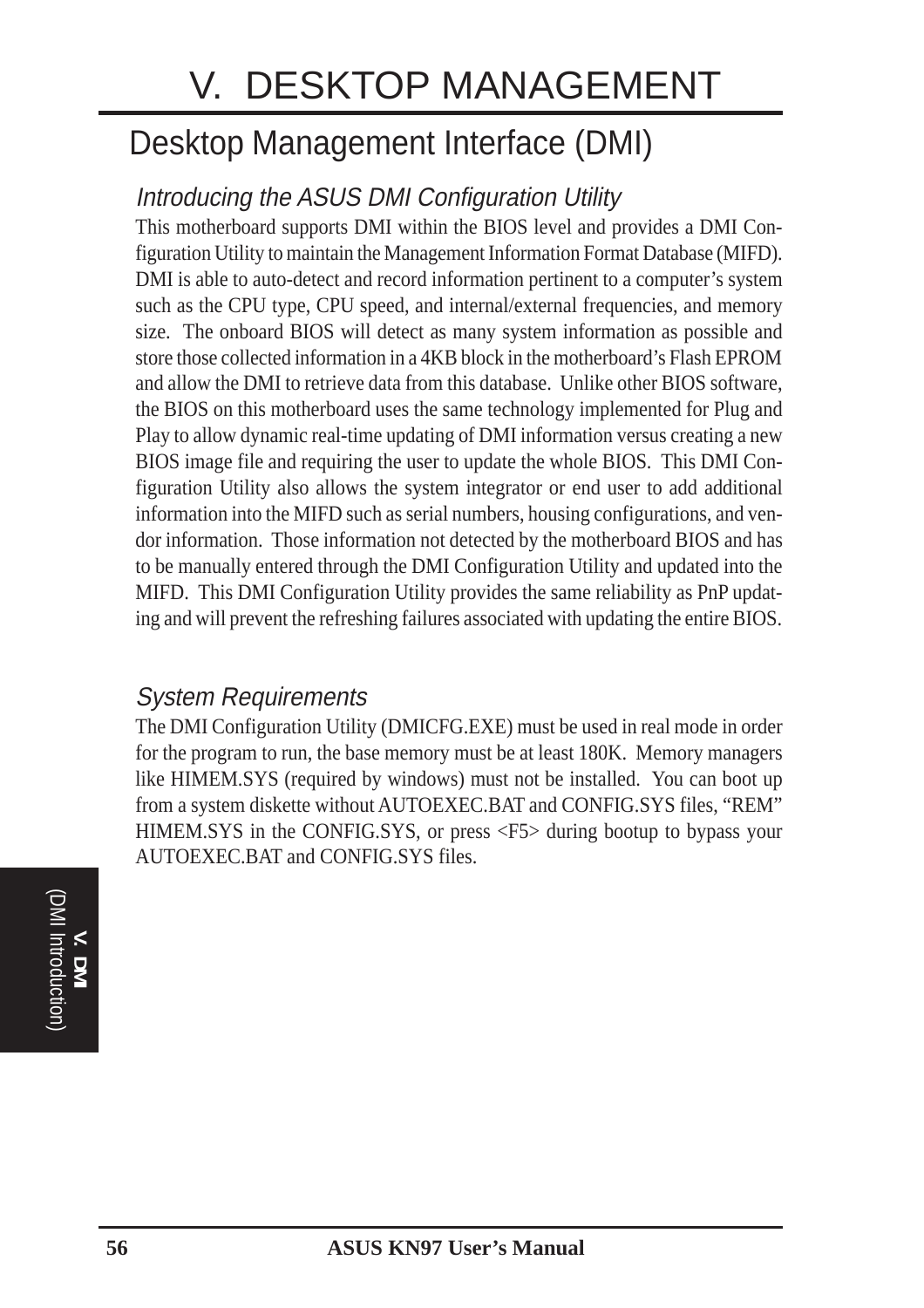# V. DESKTOP MANAGEMENT

## Desktop Management Interface (DMI)

### *Introducing the ASUS DMI Configuration Utility*

This motherboard supports DMI within the BIOS level and provides a DMI Configuration Utility to maintain the Management Information Format Database (MIFD). DMI is able to auto-detect and record information pertinent to a computer's system such as the CPU type, CPU speed, and internal/external frequencies, and memory size. The onboard BIOS will detect as many system information as possible and store those collected information in a 4KB block in the motherboard's Flash EPROM and allow the DMI to retrieve data from this database. Unlike other BIOS software, the BIOS on this motherboard uses the same technology implemented for Plug and Play to allow dynamic real-time updating of DMI information versus creating a new BIOS image file and requiring the user to update the whole BIOS. This DMI Configuration Utility also allows the system integrator or end user to add additional information into the MIFD such as serial numbers, housing configurations, and vendor information. Those information not detected by the motherboard BIOS and has to be manually entered through the DMI Configuration Utility and updated into the MIFD. This DMI Configuration Utility provides the same reliability as PnP updating and will prevent the refreshing failures associated with updating the entire BIOS.

### *System Requirements*

The DMI Configuration Utility (DMICFG.EXE) must be used in real mode in order for the program to run, the base memory must be at least 180K. Memory managers like HIMEM.SYS (required by windows) must not be installed. You can boot up from a system diskette without AUTOEXEC.BAT and CONFIG.SYS files, "REM" HIMEM.SYS in the CONFIG.SYS, or press <F5> during bootup to bypass your AUTOEXEC.BAT and CONFIG.SYS files.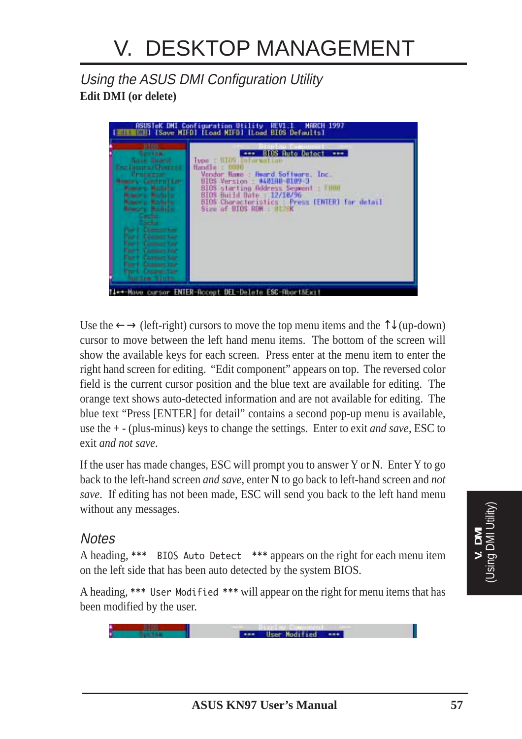# V. DESKTOP MANAGEMENT

## *Using the ASUS DMI Configuration Utility*

**Edit DMI (or delete)**

Use the ← → (left-right) cursors to move the top menu items and the ↑↓ (up-down) cursor to move between the left hand menu items. The bottom of the screen will show the available keys for each screen. Press enter at the menu item to enter the right hand screen for editing. "Edit component" appears on top. The reversed color field is the current cursor position and the blue text are available for editing. The orange text shows auto-detected information and are not available for editing. The blue text "Press [ENTER] for detail" contains a second pop-up menu is available, use the + - (plus-minus) keys to change the settings. Enter to exit *and save*, ESC to exit *and not save*.

If the user has made changes, ESC will prompt you to answer Y or N. Enter Y to go back to the left-hand screen *and save*, enter N to go back to left-hand screen and *not save*. If editing has not been made, ESC will send you back to the left hand menu without any messages.

### *Notes*

A heading, *** `BIOS Auto Detect` *** appears on the right for each menu item on the left side that has been auto detected by the system BIOS.

A heading, *** `User Modified` *** will appear on the right for menu items that has been modified by the user.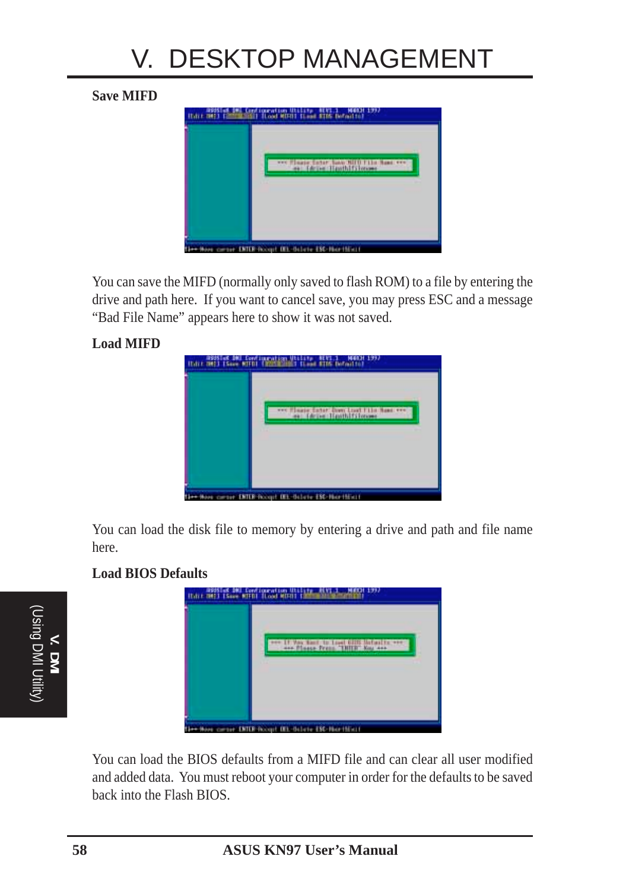# V. DESKTOP MANAGEMENT

**Save MIFD**

You can save the MIFD (normally only saved to flash ROM) to a file by entering the drive and path here. If you want to cancel save, you may press ESC and a message "Bad File Name" appears here to show it was not saved.

**Load MIFD**

You can load the disk file to memory by entering a drive and path and file name here.

**Load BIOS Defaults**

You can load the BIOS defaults from a MIFD file and can clear all user modified and added data. You must reboot your computer in order for the defaults to be saved back into the Flash BIOS.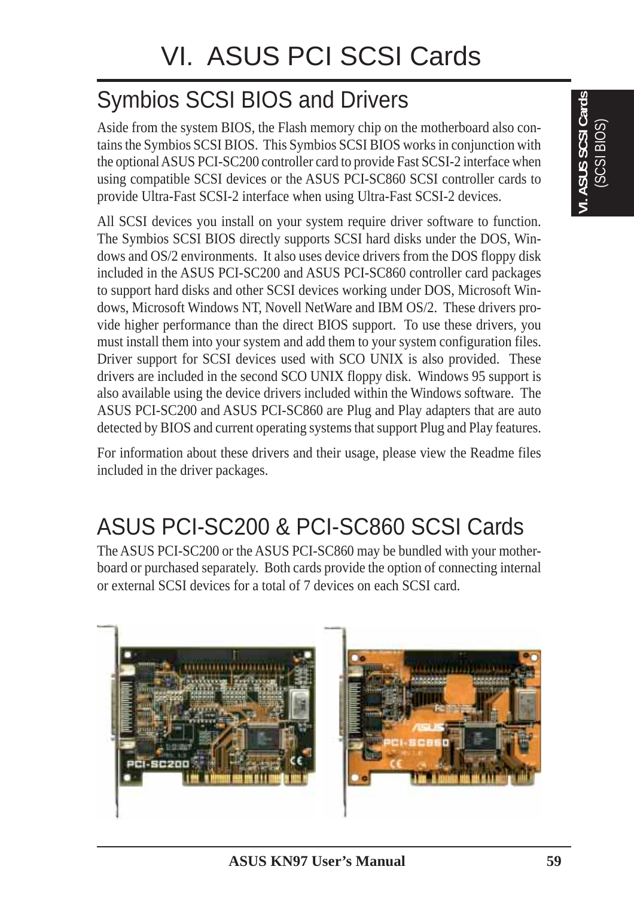# VI. ASUS PCI SCSI Cards

## Symbios SCSI BIOS and Drivers

Aside from the system BIOS, the Flash memory chip on the motherboard also contains the Symbios SCSI BIOS. This Symbios SCSI BIOS works in conjunction with the optional ASUS PCI-SC200 controller card to provide Fast SCSI-2 interface when using compatible SCSI devices or the ASUS PCI-SC860 SCSI controller cards to provide Ultra-Fast SCSI-2 interface when using Ultra-Fast SCSI-2 devices.

All SCSI devices you install on your system require driver software to function. The Symbios SCSI BIOS directly supports SCSI hard disks under the DOS, Windows and OS/2 environments. It also uses device drivers from the DOS floppy disk included in the ASUS PCI-SC200 and ASUS PCI-SC860 controller card packages to support hard disks and other SCSI devices working under DOS, Microsoft Windows, Microsoft Windows NT, Novell NetWare and IBM OS/2. These drivers provide higher performance than the direct BIOS support. To use these drivers, you must install them into your system and add them to your system configuration files. Driver support for SCSI devices used with SCO UNIX is also provided. These drivers are included in the second SCO UNIX floppy disk. Windows 95 support is also available using the device drivers included within the Windows software. The ASUS PCI-SC200 and ASUS PCI-SC860 are Plug and Play adapters that are auto detected by BIOS and current operating systems that support Plug and Play features.

For information about these drivers and their usage, please view the Readme files included in the driver packages.

## ASUS PCI-SC200 & PCI-SC860 SCSI Cards

The ASUS PCI-SC200 or the ASUS PCI-SC860 may be bundled with your motherboard or purchased separately. Both cards provide the option of connecting internal or external SCSI devices for a total of 7 devices on each SCSI card.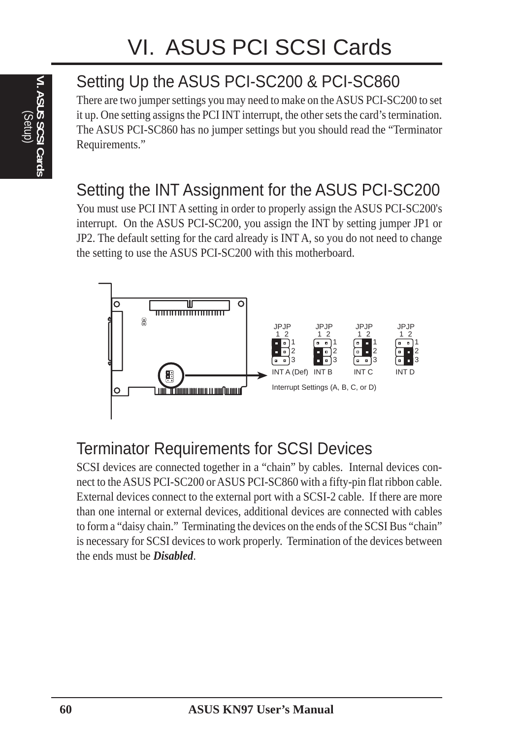# VI. ASUS PCI SCSI Cards

## Setting Up the ASUS PCI-SC200 & PCI-SC860

There are two jumper settings you may need to make on the ASUS PCI-SC200 to set it up. One setting assigns the PCI INT interrupt, the other sets the card's termination. The ASUS PCI-SC860 has no jumper settings but you should read the "Terminator Requirements."

## Setting the INT Assignment for the ASUS PCI-SC200

You must use PCI INT A setting in order to properly assign the ASUS PCI-SC200's interrupt. On the ASUS PCI-SC200, you assign the INT by setting jumper JP1 or JP2. The default setting for the card already is INT A, so you do not need to change the setting to use the ASUS PCI-SC200 with this motherboard.

JPJP 1 2 — INT A (Def) | INT B | INT C | INT D

Interrupt Settings (A, B, C, or D)

## Terminator Requirements for SCSI Devices

SCSI devices are connected together in a "chain" by cables. Internal devices connect to the ASUS PCI-SC200 or ASUS PCI-SC860 with a fifty-pin flat ribbon cable. External devices connect to the external port with a SCSI-2 cable. If there are more than one internal or external devices, additional devices are connected with cables to form a "daisy chain." Terminating the devices on the ends of the SCSI Bus "chain" is necessary for SCSI devices to work properly. Termination of the devices between the ends must be ***Disabled***.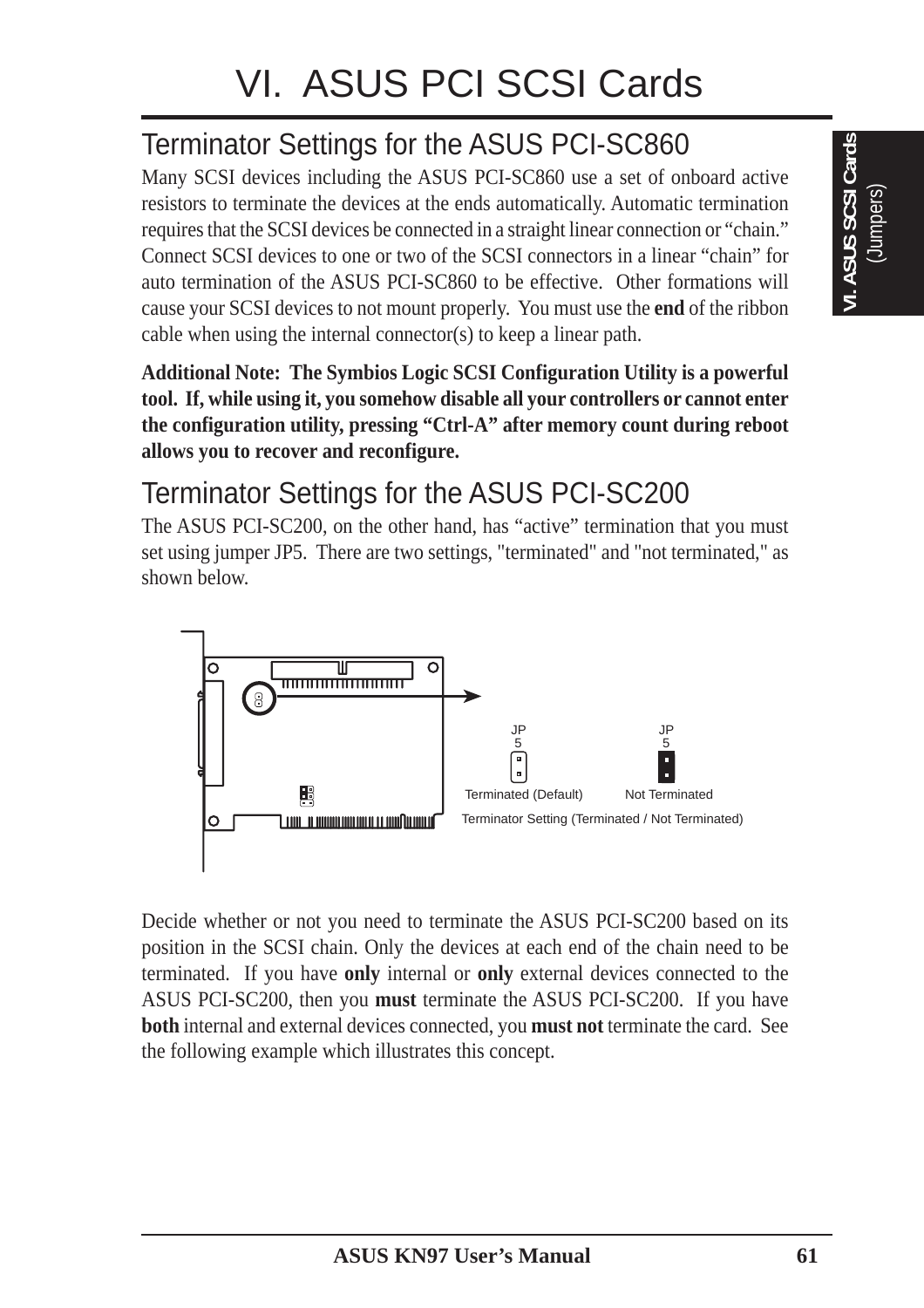# VI. ASUS PCI SCSI Cards

## Terminator Settings for the ASUS PCI-SC860

Many SCSI devices including the ASUS PCI-SC860 use a set of onboard active resistors to terminate the devices at the ends automatically. Automatic termination requires that the SCSI devices be connected in a straight linear connection or "chain." Connect SCSI devices to one or two of the SCSI connectors in a linear "chain" for auto termination of the ASUS PCI-SC860 to be effective. Other formations will cause your SCSI devices to not mount properly. You must use the **end** of the ribbon cable when using the internal connector(s) to keep a linear path.

**Additional Note: The Symbios Logic SCSI Configuration Utility is a powerful tool. If, while using it, you somehow disable all your controllers or cannot enter the configuration utility, pressing "Ctrl-A" after memory count during reboot allows you to recover and reconfigure.**

## Terminator Settings for the ASUS PCI-SC200

The ASUS PCI-SC200, on the other hand, has "active" termination that you must set using jumper JP5. There are two settings, "terminated" and "not terminated," as shown below.

JP5 — Terminated (Default) | JP5 — Not Terminated

Terminator Setting (Terminated / Not Terminated)

Decide whether or not you need to terminate the ASUS PCI-SC200 based on its position in the SCSI chain. Only the devices at each end of the chain need to be terminated. If you have **only** internal or **only** external devices connected to the ASUS PCI-SC200, then you **must** terminate the ASUS PCI-SC200. If you have **both** internal and external devices connected, you **must not** terminate the card. See the following example which illustrates this concept.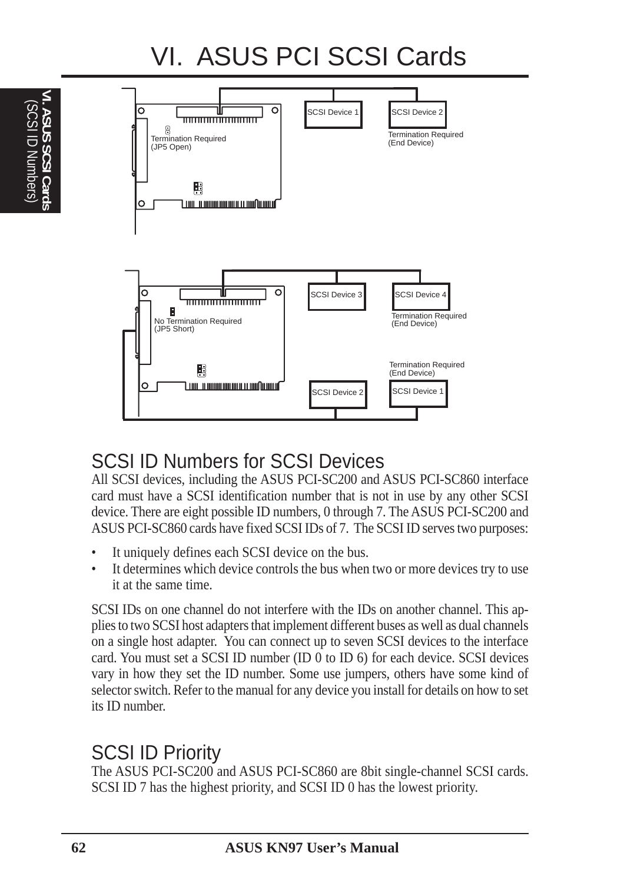# VI. ASUS PCI SCSI Cards

SCSI Device 1

SCSI Device 2

Termination Required
(JP5 Open)

Termination Required
(End Device)

SCSI Device 3

SCSI Device 4

No Termination Required
(JP5 Short)

Termination Required
(End Device)

Termination Required
(End Device)

SCSI Device 2

SCSI Device 1

## SCSI ID Numbers for SCSI Devices

All SCSI devices, including the ASUS PCI-SC200 and ASUS PCI-SC860 interface card must have a SCSI identification number that is not in use by any other SCSI device. There are eight possible ID numbers, 0 through 7. The ASUS PCI-SC200 and ASUS PCI-SC860 cards have fixed SCSI IDs of 7. The SCSI ID serves two purposes:

- It uniquely defines each SCSI device on the bus.
- It determines which device controls the bus when two or more devices try to use it at the same time.

SCSI IDs on one channel do not interfere with the IDs on another channel. This applies to two SCSI host adapters that implement different buses as well as dual channels on a single host adapter. You can connect up to seven SCSI devices to the interface card. You must set a SCSI ID number (ID 0 to ID 6) for each device. SCSI devices vary in how they set the ID number. Some use jumpers, others have some kind of selector switch. Refer to the manual for any device you install for details on how to set its ID number.

## SCSI ID Priority

The ASUS PCI-SC200 and ASUS PCI-SC860 are 8bit single-channel SCSI cards. SCSI ID 7 has the highest priority, and SCSI ID 0 has the lowest priority.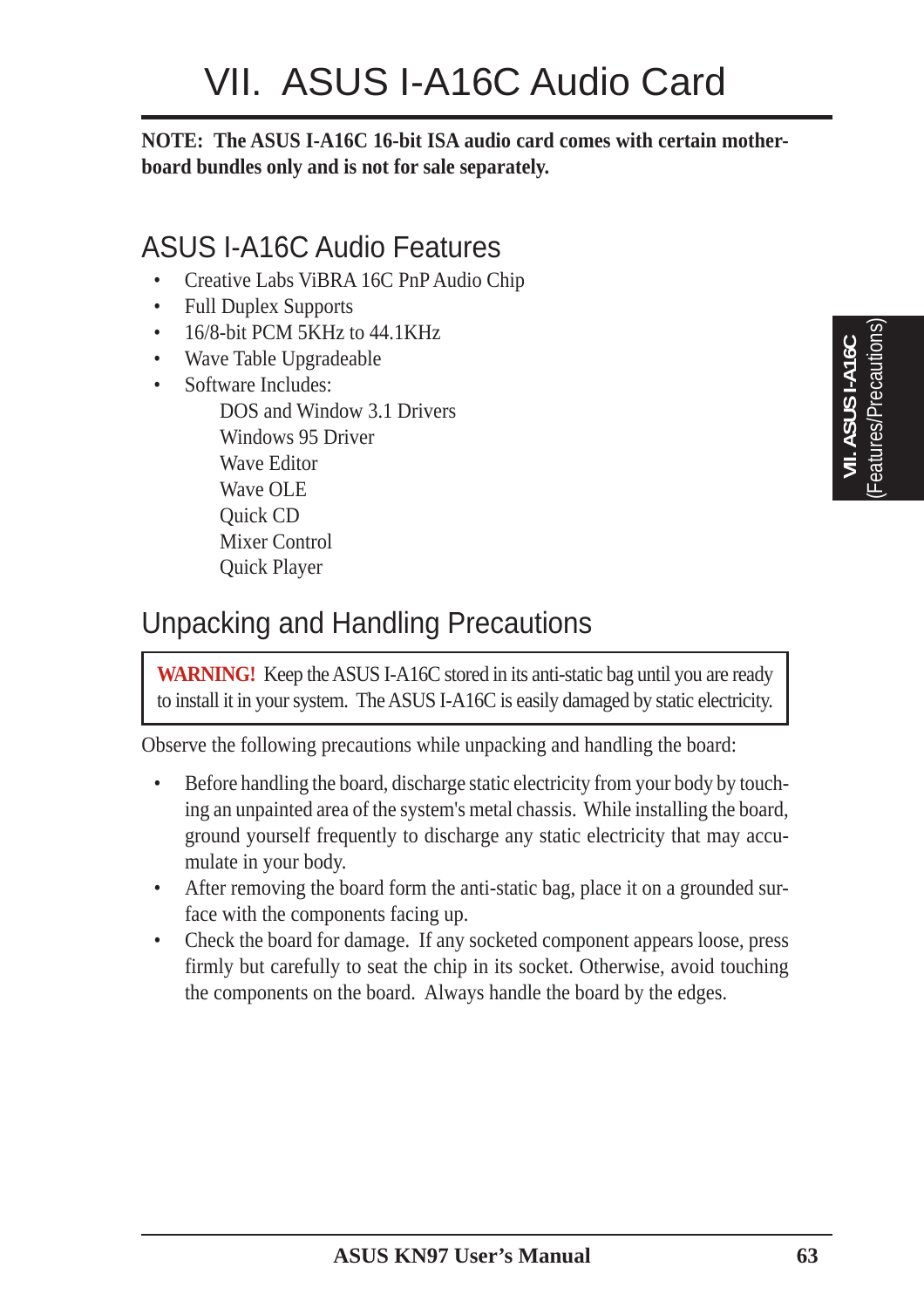# VII. ASUS I-A16C Audio Card

**NOTE: The ASUS I-A16C 16-bit ISA audio card comes with certain motherboard bundles only and is not for sale separately.**

## ASUS I-A16C Audio Features

- Creative Labs ViBRA 16C PnP Audio Chip
- Full Duplex Supports
- 16/8-bit PCM 5KHz to 44.1KHz
- Wave Table Upgradeable
- Software Includes:
  - DOS and Window 3.1 Drivers
  - Windows 95 Driver
  - Wave Editor
  - Wave OLE
  - Quick CD
  - Mixer Control
  - Quick Player

## Unpacking and Handling Precautions

> **WARNING!** Keep the ASUS I-A16C stored in its anti-static bag until you are ready to install it in your system. The ASUS I-A16C is easily damaged by static electricity.

Observe the following precautions while unpacking and handling the board:

- Before handling the board, discharge static electricity from your body by touching an unpainted area of the system's metal chassis. While installing the board, ground yourself frequently to discharge any static electricity that may accumulate in your body.
- After removing the board form the anti-static bag, place it on a grounded surface with the components facing up.
- Check the board for damage. If any socketed component appears loose, press firmly but carefully to seat the chip in its socket. Otherwise, avoid touching the components on the board. Always handle the board by the edges.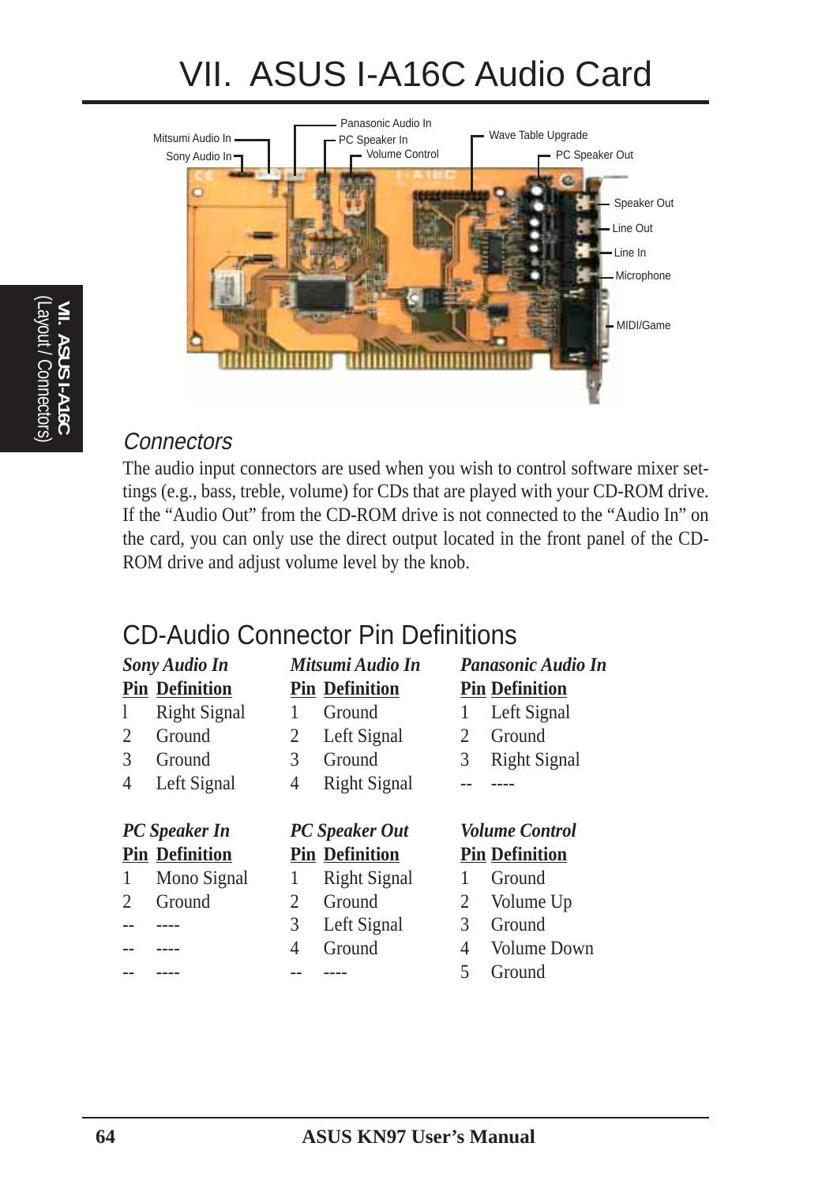# VII. ASUS I-A16C Audio Card

Mitsumi Audio In
Sony Audio In
Panasonic Audio In
PC Speaker In
Volume Control
Wave Table Upgrade
PC Speaker Out
Speaker Out
Line Out
Line In
Microphone
MIDI/Game

### *Connectors*

The audio input connectors are used when you wish to control software mixer settings (e.g., bass, treble, volume) for CDs that are played with your CD-ROM drive. If the "Audio Out" from the CD-ROM drive is not connected to the "Audio In" on the card, you can only use the direct output located in the front panel of the CD-ROM drive and adjust volume level by the knob.

## CD-Audio Connector Pin Definitions

***Sony Audio In***

| Pin | Definition |
|---|---|
| 1 | Right Signal |
| 2 | Ground |
| 3 | Ground |
| 4 | Left Signal |

***Mitsumi Audio In***

| Pin | Definition |
|---|---|
| 1 | Ground |
| 2 | Left Signal |
| 3 | Ground |
| 4 | Right Signal |

***Panasonic Audio In***

| Pin | Definition |
|---|---|
| 1 | Left Signal |
| 2 | Ground |
| 3 | Right Signal |
| -- | ---- |

***PC Speaker In***

| Pin | Definition |
|---|---|
| 1 | Mono Signal |
| 2 | Ground |
| -- | ---- |
| -- | ---- |
| -- | ---- |

***PC Speaker Out***

| Pin | Definition |
|---|---|
| 1 | Right Signal |
| 2 | Ground |
| 3 | Left Signal |
| 4 | Ground |
| -- | ---- |

***Volume Control***

| Pin | Definition |
|---|---|
| 1 | Ground |
| 2 | Volume Up |
| 3 | Ground |
| 4 | Volume Down |
| 5 | Ground |